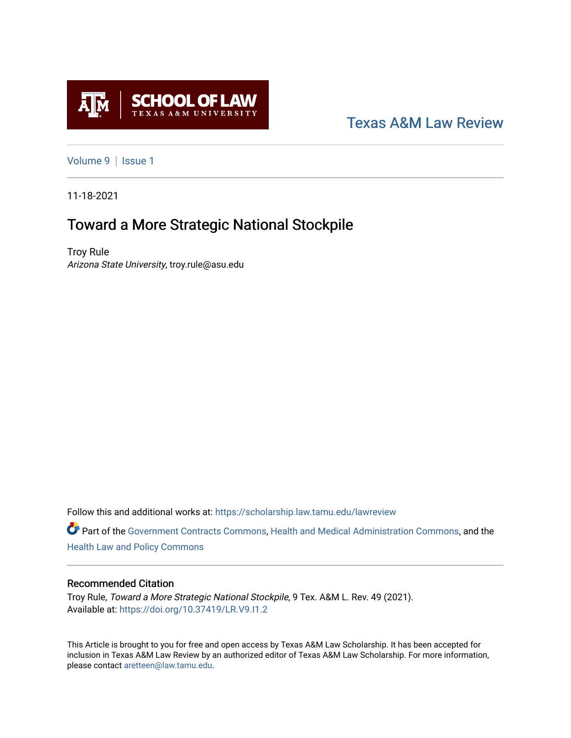SCHOOL OF LAW
TEXAS A&M UNIVERSITY

Texas A&M Law Review

Volume 9 | Issue 1

11-18-2021

# Toward a More Strategic National Stockpile

Troy Rule
*Arizona State University*, troy.rule@asu.edu

Follow this and additional works at: https://scholarship.law.tamu.edu/lawreview

Part of the Government Contracts Commons, Health and Medical Administration Commons, and the Health Law and Policy Commons

## Recommended Citation

Troy Rule, *Toward a More Strategic National Stockpile*, 9 Tex. A&M L. Rev. 49 (2021).
Available at: https://doi.org/10.37419/LR.V9.I1.2

This Article is brought to you for free and open access by Texas A&M Law Scholarship. It has been accepted for inclusion in Texas A&M Law Review by an authorized editor of Texas A&M Law Scholarship. For more information, please contact aretteen@law.tamu.edu.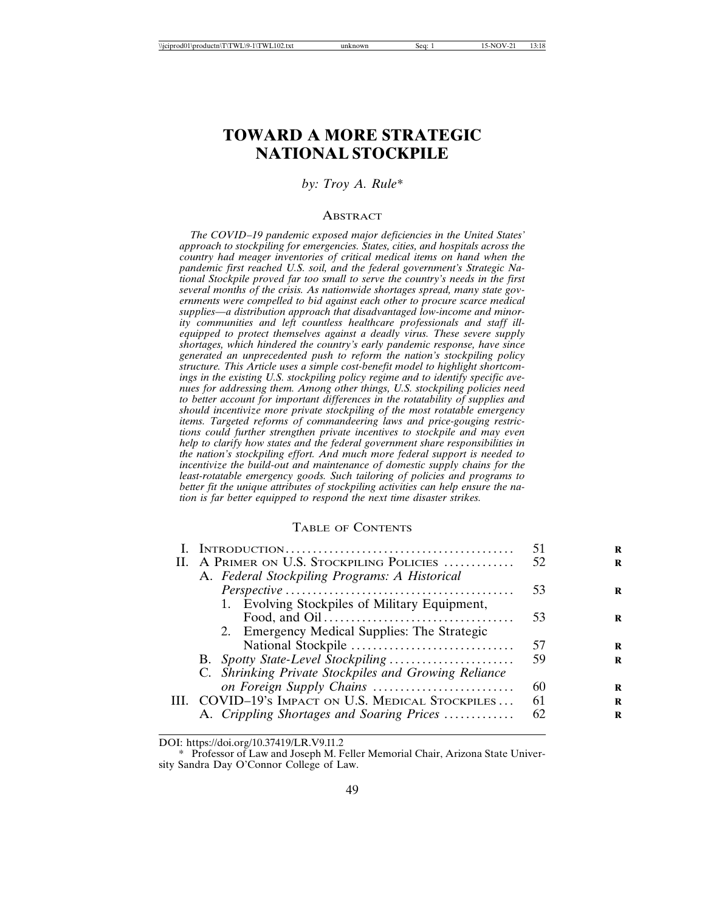# TOWARD A MORE STRATEGIC NATIONAL STOCKPILE

*by: Troy A. Rule**

## Abstract

*The COVID–19 pandemic exposed major deficiencies in the United States' approach to stockpiling for emergencies. States, cities, and hospitals across the country had meager inventories of critical medical items on hand when the pandemic first reached U.S. soil, and the federal government's Strategic National Stockpile proved far too small to serve the country's needs in the first several months of the crisis. As nationwide shortages spread, many state governments were compelled to bid against each other to procure scarce medical supplies—a distribution approach that disadvantaged low-income and minority communities and left countless healthcare professionals and staff ill-equipped to protect themselves against a deadly virus. These severe supply shortages, which hindered the country's early pandemic response, have since generated an unprecedented push to reform the nation's stockpiling policy structure. This Article uses a simple cost-benefit model to highlight shortcomings in the existing U.S. stockpiling policy regime and to identify specific avenues for addressing them. Among other things, U.S. stockpiling policies need to better account for important differences in the rotatability of supplies and should incentivize more private stockpiling of the most rotatable emergency items. Targeted reforms of commandeering laws and price-gouging restrictions could further strengthen private incentives to stockpile and may even help to clarify how states and the federal government share responsibilities in the nation's stockpiling effort. And much more federal support is needed to incentivize the build-out and maintenance of domestic supply chains for the least-rotatable emergency goods. Such tailoring of policies and programs to better fit the unique attributes of stockpiling activities can help ensure the nation is far better equipped to respond the next time disaster strikes.*

## Table of Contents

| | | |
|---|---|---|
| I. | Introduction | 51 |
| II. | A Primer on U.S. Stockpiling Policies | 52 |
| | A. *Federal Stockpiling Programs: A Historical Perspective* | 53 |
| | 1. Evolving Stockpiles of Military Equipment, Food, and Oil | 53 |
| | 2. Emergency Medical Supplies: The Strategic National Stockpile | 57 |
| | B. *Spotty State-Level Stockpiling* | 59 |
| | C. *Shrinking Private Stockpiles and Growing Reliance on Foreign Supply Chains* | 60 |
| III. | COVID–19's Impact on U.S. Medical Stockpiles | 61 |
| | A. *Crippling Shortages and Soaring Prices* | 62 |

DOI: https://doi.org/10.37419/LR.V9.I1.2

\* Professor of Law and Joseph M. Feller Memorial Chair, Arizona State University Sandra Day O'Connor College of Law.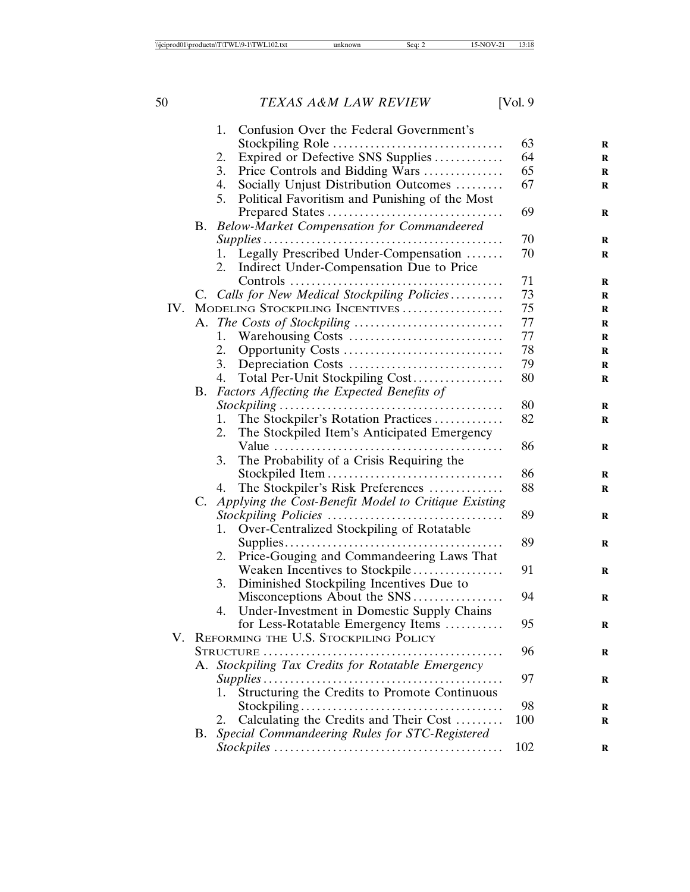1. Confusion Over the Federal Government's Stockpiling Role ............ 63
2. Expired or Defective SNS Supplies ............ 64
3. Price Controls and Bidding Wars ............ 65
4. Socially Unjust Distribution Outcomes ............ 67
5. Political Favoritism and Punishing of the Most Prepared States ............ 69

B. *Below-Market Compensation for Commandeered Supplies* ............ 70
1. Legally Prescribed Under-Compensation ............ 70
2. Indirect Under-Compensation Due to Price Controls ............ 71

C. *Calls for New Medical Stockpiling Policies* ............ 73

IV. MODELING STOCKPILING INCENTIVES ............ 75

A. *The Costs of Stockpiling* ............ 77
1. Warehousing Costs ............ 77
2. Opportunity Costs ............ 78
3. Depreciation Costs ............ 79
4. Total Per-Unit Stockpiling Cost ............ 80

B. *Factors Affecting the Expected Benefits of Stockpiling* ............ 80
1. The Stockpiler's Rotation Practices ............ 82
2. The Stockpiled Item's Anticipated Emergency Value ............ 86
3. The Probability of a Crisis Requiring the Stockpiled Item ............ 86
4. The Stockpiler's Risk Preferences ............ 88

C. *Applying the Cost-Benefit Model to Critique Existing Stockpiling Policies* ............ 89
1. Over-Centralized Stockpiling of Rotatable Supplies ............ 89
2. Price-Gouging and Commandeering Laws That Weaken Incentives to Stockpile ............ 91
3. Diminished Stockpiling Incentives Due to Misconceptions About the SNS ............ 94
4. Under-Investment in Domestic Supply Chains for Less-Rotatable Emergency Items ............ 95

V. REFORMING THE U.S. STOCKPILING POLICY STRUCTURE ............ 96

A. *Stockpiling Tax Credits for Rotatable Emergency Supplies* ............ 97
1. Structuring the Credits to Promote Continuous Stockpiling ............ 98
2. Calculating the Credits and Their Cost ............ 100

B. *Special Commandeering Rules for STC-Registered Stockpiles* ............ 102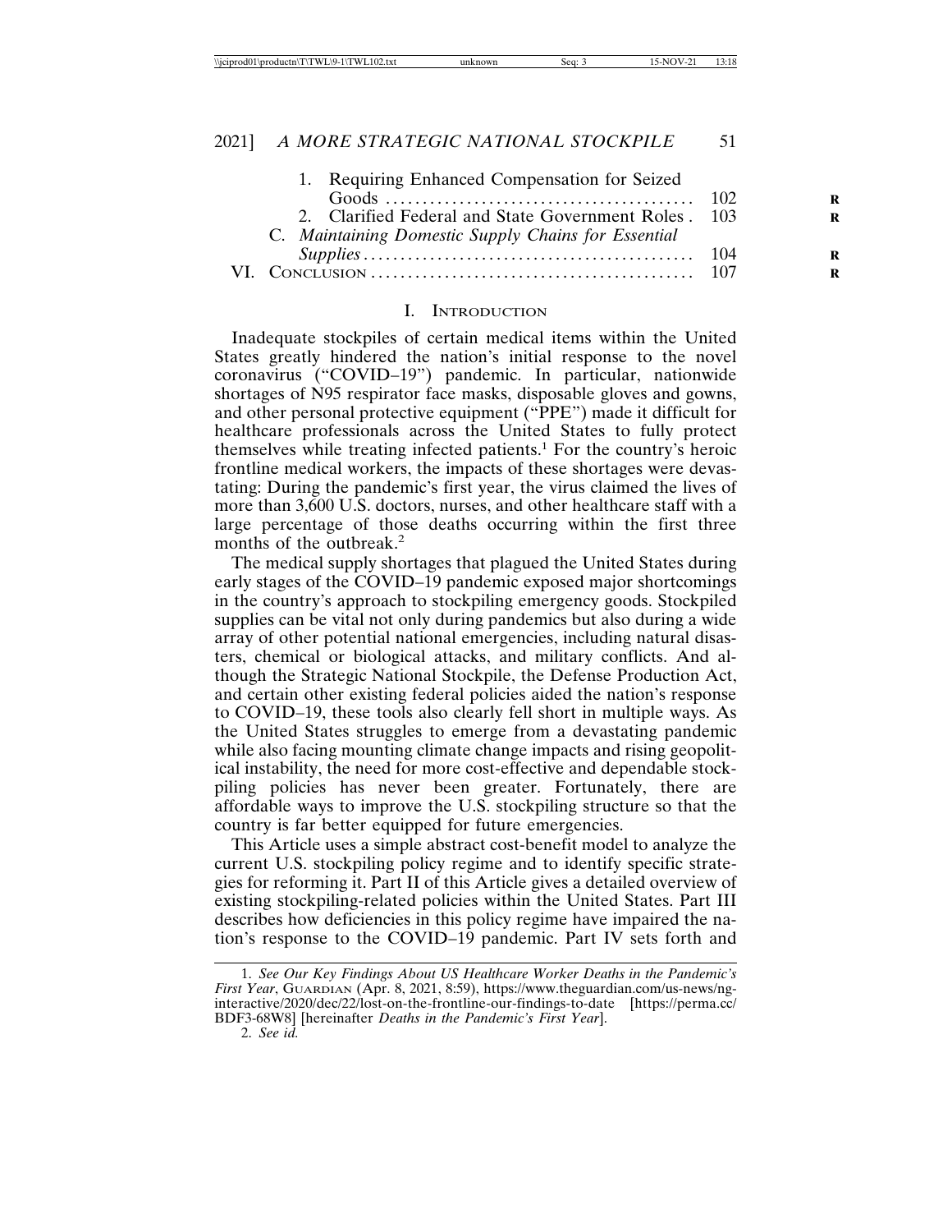1. Requiring Enhanced Compensation for Seized Goods ..... 102
2. Clarified Federal and State Government Roles . 103

C. *Maintaining Domestic Supply Chains for Essential Supplies* ..... 104

VI. CONCLUSION ..... 107

## I. INTRODUCTION

Inadequate stockpiles of certain medical items within the United States greatly hindered the nation's initial response to the novel coronavirus ("COVID–19") pandemic. In particular, nationwide shortages of N95 respirator face masks, disposable gloves and gowns, and other personal protective equipment ("PPE") made it difficult for healthcare professionals across the United States to fully protect themselves while treating infected patients.[1] For the country's heroic frontline medical workers, the impacts of these shortages were devastating: During the pandemic's first year, the virus claimed the lives of more than 3,600 U.S. doctors, nurses, and other healthcare staff with a large percentage of those deaths occurring within the first three months of the outbreak.[2]

The medical supply shortages that plagued the United States during early stages of the COVID–19 pandemic exposed major shortcomings in the country's approach to stockpiling emergency goods. Stockpiled supplies can be vital not only during pandemics but also during a wide array of other potential national emergencies, including natural disasters, chemical or biological attacks, and military conflicts. And although the Strategic National Stockpile, the Defense Production Act, and certain other existing federal policies aided the nation's response to COVID–19, these tools also clearly fell short in multiple ways. As the United States struggles to emerge from a devastating pandemic while also facing mounting climate change impacts and rising geopolitical instability, the need for more cost-effective and dependable stockpiling policies has never been greater. Fortunately, there are affordable ways to improve the U.S. stockpiling structure so that the country is far better equipped for future emergencies.

This Article uses a simple abstract cost-benefit model to analyze the current U.S. stockpiling policy regime and to identify specific strategies for reforming it. Part II of this Article gives a detailed overview of existing stockpiling-related policies within the United States. Part III describes how deficiencies in this policy regime have impaired the nation's response to the COVID–19 pandemic. Part IV sets forth and

---

1. *See Our Key Findings About US Healthcare Worker Deaths in the Pandemic's First Year*, GUARDIAN (Apr. 8, 2021, 8:59), https://www.theguardian.com/us-news/ng-interactive/2020/dec/22/lost-on-the-frontline-our-findings-to-date [https://perma.cc/BDF3-68W8] [hereinafter *Deaths in the Pandemic's First Year*].

2. *See id.*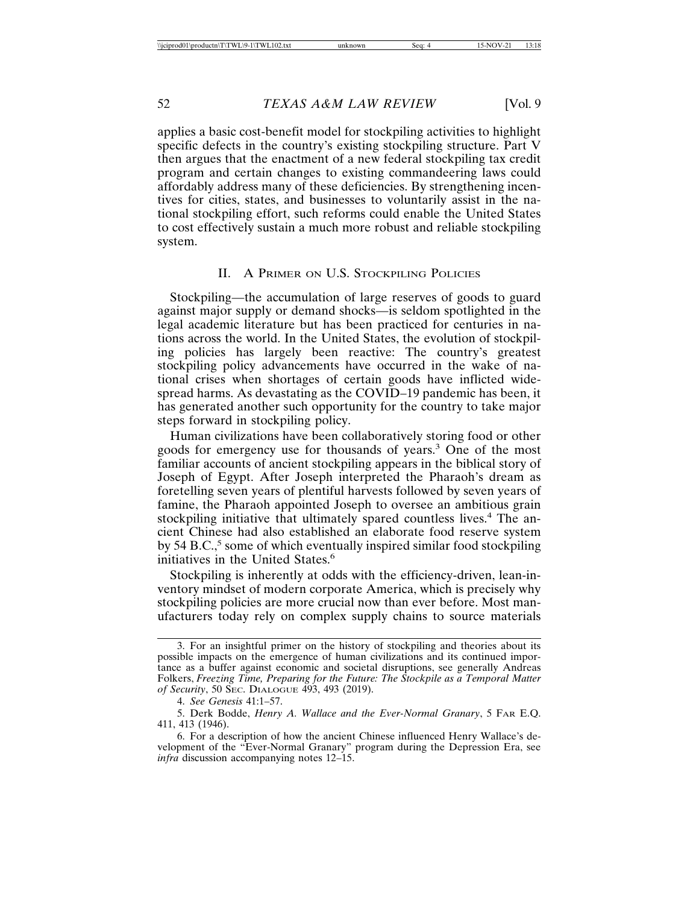applies a basic cost-benefit model for stockpiling activities to highlight specific defects in the country's existing stockpiling structure. Part V then argues that the enactment of a new federal stockpiling tax credit program and certain changes to existing commandeering laws could affordably address many of these deficiencies. By strengthening incentives for cities, states, and businesses to voluntarily assist in the national stockpiling effort, such reforms could enable the United States to cost effectively sustain a much more robust and reliable stockpiling system.

## II. A Primer on U.S. Stockpiling Policies

Stockpiling—the accumulation of large reserves of goods to guard against major supply or demand shocks—is seldom spotlighted in the legal academic literature but has been practiced for centuries in nations across the world. In the United States, the evolution of stockpiling policies has largely been reactive: The country's greatest stockpiling policy advancements have occurred in the wake of national crises when shortages of certain goods have inflicted widespread harms. As devastating as the COVID–19 pandemic has been, it has generated another such opportunity for the country to take major steps forward in stockpiling policy.

Human civilizations have been collaboratively storing food or other goods for emergency use for thousands of years.[3] One of the most familiar accounts of ancient stockpiling appears in the biblical story of Joseph of Egypt. After Joseph interpreted the Pharaoh's dream as foretelling seven years of plentiful harvests followed by seven years of famine, the Pharaoh appointed Joseph to oversee an ambitious grain stockpiling initiative that ultimately spared countless lives.[4] The ancient Chinese had also established an elaborate food reserve system by 54 B.C.,[5] some of which eventually inspired similar food stockpiling initiatives in the United States.[6]

Stockpiling is inherently at odds with the efficiency-driven, lean-inventory mindset of modern corporate America, which is precisely why stockpiling policies are more crucial now than ever before. Most manufacturers today rely on complex supply chains to source materials

---

3. For an insightful primer on the history of stockpiling and theories about its possible impacts on the emergence of human civilizations and its continued importance as a buffer against economic and societal disruptions, see generally Andreas Folkers, *Freezing Time, Preparing for the Future: The Stockpile as a Temporal Matter of Security*, 50 Sec. Dialogue 493, 493 (2019).

4. *See Genesis* 41:1–57.

5. Derk Bodde, *Henry A. Wallace and the Ever-Normal Granary*, 5 Far E.Q. 411, 413 (1946).

6. For a description of how the ancient Chinese influenced Henry Wallace's development of the "Ever-Normal Granary" program during the Depression Era, see *infra* discussion accompanying notes 12–15.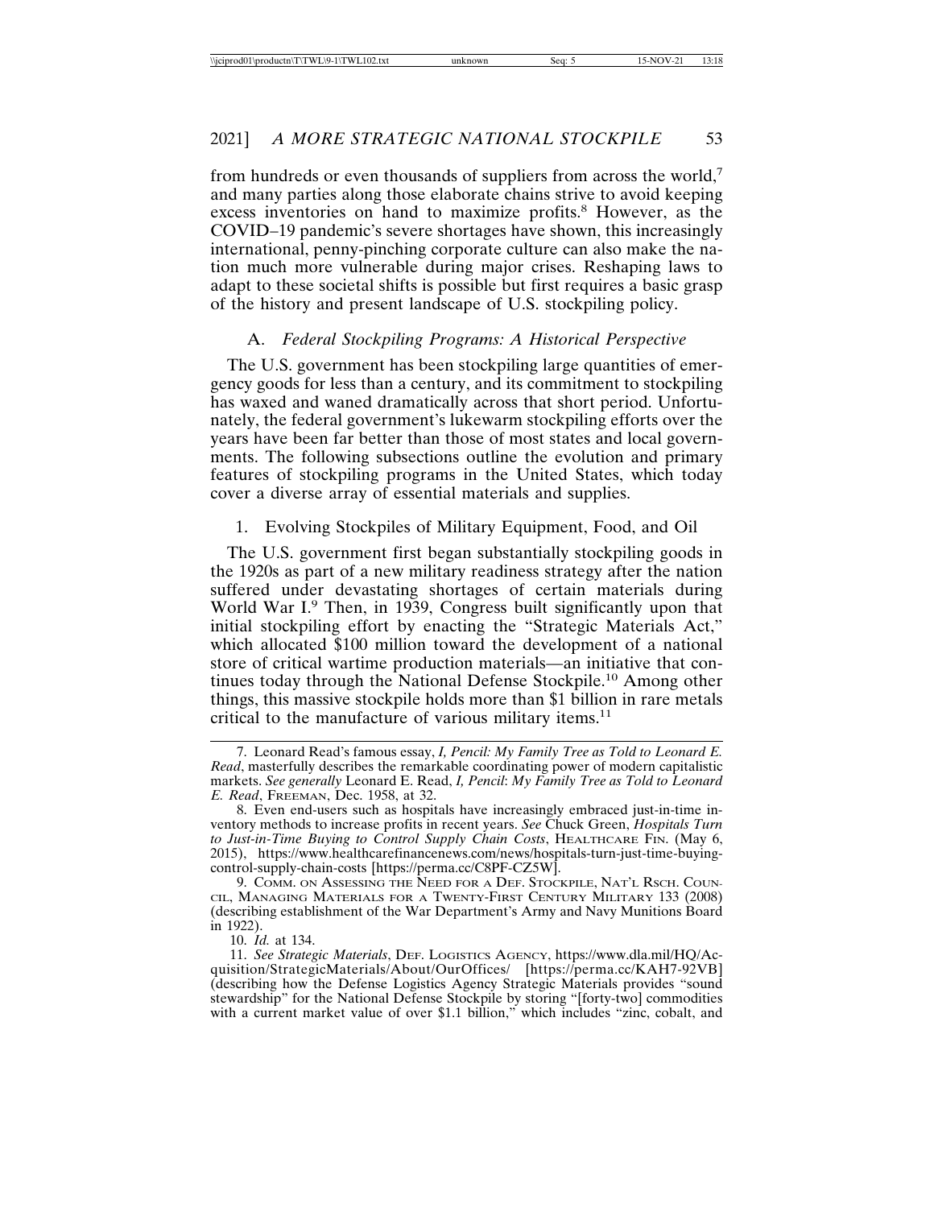from hundreds or even thousands of suppliers from across the world,[7] and many parties along those elaborate chains strive to avoid keeping excess inventories on hand to maximize profits.[8] However, as the COVID–19 pandemic's severe shortages have shown, this increasingly international, penny-pinching corporate culture can also make the nation much more vulnerable during major crises. Reshaping laws to adapt to these societal shifts is possible but first requires a basic grasp of the history and present landscape of U.S. stockpiling policy.

### A. *Federal Stockpiling Programs: A Historical Perspective*

The U.S. government has been stockpiling large quantities of emergency goods for less than a century, and its commitment to stockpiling has waxed and waned dramatically across that short period. Unfortunately, the federal government's lukewarm stockpiling efforts over the years have been far better than those of most states and local governments. The following subsections outline the evolution and primary features of stockpiling programs in the United States, which today cover a diverse array of essential materials and supplies.

#### 1. Evolving Stockpiles of Military Equipment, Food, and Oil

The U.S. government first began substantially stockpiling goods in the 1920s as part of a new military readiness strategy after the nation suffered under devastating shortages of certain materials during World War I.[9] Then, in 1939, Congress built significantly upon that initial stockpiling effort by enacting the "Strategic Materials Act," which allocated $100 million toward the development of a national store of critical wartime production materials—an initiative that continues today through the National Defense Stockpile.[10] Among other things, this massive stockpile holds more than $1 billion in rare metals critical to the manufacture of various military items.[11]

---

7. Leonard Read's famous essay, *I, Pencil: My Family Tree as Told to Leonard E. Read*, masterfully describes the remarkable coordinating power of modern capitalistic markets. *See generally* Leonard E. Read, *I, Pencil*: *My Family Tree as Told to Leonard E. Read*, FREEMAN, Dec. 1958, at 32.

8. Even end-users such as hospitals have increasingly embraced just-in-time inventory methods to increase profits in recent years. *See* Chuck Green, *Hospitals Turn to Just-in-Time Buying to Control Supply Chain Costs*, HEALTHCARE FIN. (May 6, 2015), https://www.healthcarefinancenews.com/news/hospitals-turn-just-time-buying-control-supply-chain-costs [https://perma.cc/C8PF-CZ5W].

9. COMM. ON ASSESSING THE NEED FOR A DEF. STOCKPILE, NAT'L RSCH. COUNCIL, MANAGING MATERIALS FOR A TWENTY-FIRST CENTURY MILITARY 133 (2008) (describing establishment of the War Department's Army and Navy Munitions Board in 1922).

10. *Id.* at 134.

11. *See Strategic Materials*, DEF. LOGISTICS AGENCY, https://www.dla.mil/HQ/Acquisition/StrategicMaterials/About/OurOffices/ [https://perma.cc/KAH7-92VB] (describing how the Defense Logistics Agency Strategic Materials provides "sound stewardship" for the National Defense Stockpile by storing "[forty-two] commodities with a current market value of over $1.1 billion," which includes "zinc, cobalt, and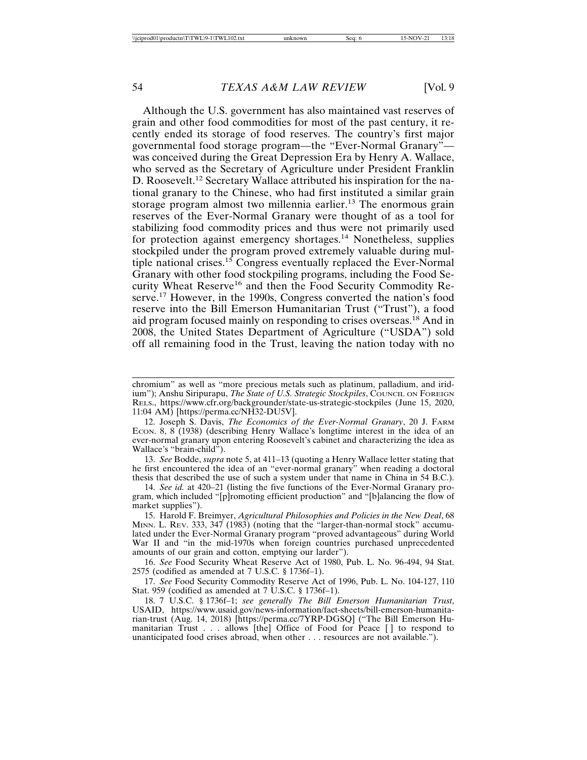Although the U.S. government has also maintained vast reserves of grain and other food commodities for most of the past century, it recently ended its storage of food reserves. The country's first major governmental food storage program—the "Ever-Normal Granary"—was conceived during the Great Depression Era by Henry A. Wallace, who served as the Secretary of Agriculture under President Franklin D. Roosevelt.[12] Secretary Wallace attributed his inspiration for the national granary to the Chinese, who had first instituted a similar grain storage program almost two millennia earlier.[13] The enormous grain reserves of the Ever-Normal Granary were thought of as a tool for stabilizing food commodity prices and thus were not primarily used for protection against emergency shortages.[14] Nonetheless, supplies stockpiled under the program proved extremely valuable during multiple national crises.[15] Congress eventually replaced the Ever-Normal Granary with other food stockpiling programs, including the Food Security Wheat Reserve[16] and then the Food Security Commodity Reserve.[17] However, in the 1990s, Congress converted the nation's food reserve into the Bill Emerson Humanitarian Trust ("Trust"), a food aid program focused mainly on responding to crises overseas.[18] And in 2008, the United States Department of Agriculture ("USDA") sold off all remaining food in the Trust, leaving the nation today with no

---

chromium" as well as "more precious metals such as platinum, palladium, and iridium"); Anshu Siripurapu, *The State of U.S. Strategic Stockpiles*, Council on Foreign Rels., https://www.cfr.org/backgrounder/state-us-strategic-stockpiles (June 15, 2020, 11:04 AM) [https://perma.cc/NH32-DU5V].

12. Joseph S. Davis, *The Economics of the Ever-Normal Granary*, 20 J. Farm Econ. 8, 8 (1938) (describing Henry Wallace's longtime interest in the idea of an ever-normal granary upon entering Roosevelt's cabinet and characterizing the idea as Wallace's "brain-child").

13. *See* Bodde, *supra* note 5, at 411–13 (quoting a Henry Wallace letter stating that he first encountered the idea of an "ever-normal granary" when reading a doctoral thesis that described the use of such a system under that name in China in 54 B.C.).

14. *See id.* at 420–21 (listing the five functions of the Ever-Normal Granary program, which included "[p]romoting efficient production" and "[b]alancing the flow of market supplies").

15. Harold F. Breimyer, *Agricultural Philosophies and Policies in the New Deal*, 68 Minn. L. Rev. 333, 347 (1983) (noting that the "larger-than-normal stock" accumulated under the Ever-Normal Granary program "proved advantageous" during World War II and "in the mid-1970s when foreign countries purchased unprecedented amounts of our grain and cotton, emptying our larder").

16. *See* Food Security Wheat Reserve Act of 1980, Pub. L. No. 96-494, 94 Stat. 2575 (codified as amended at 7 U.S.C. § 1736f–1).

17. *See* Food Security Commodity Reserve Act of 1996, Pub. L. No. 104-127, 110 Stat. 959 (codified as amended at 7 U.S.C. § 1736f–1).

18. 7 U.S.C. § 1736f–1; *see generally The Bill Emerson Humanitarian Trust*, USAID, https://www.usaid.gov/news-information/fact-sheets/bill-emerson-humanitarian-trust (Aug. 14, 2018) [https://perma.cc/7YRP-DGSQ] ("The Bill Emerson Humanitarian Trust . . . allows [the] Office of Food for Peace [ ] to respond to unanticipated food crises abroad, when other . . . resources are not available.").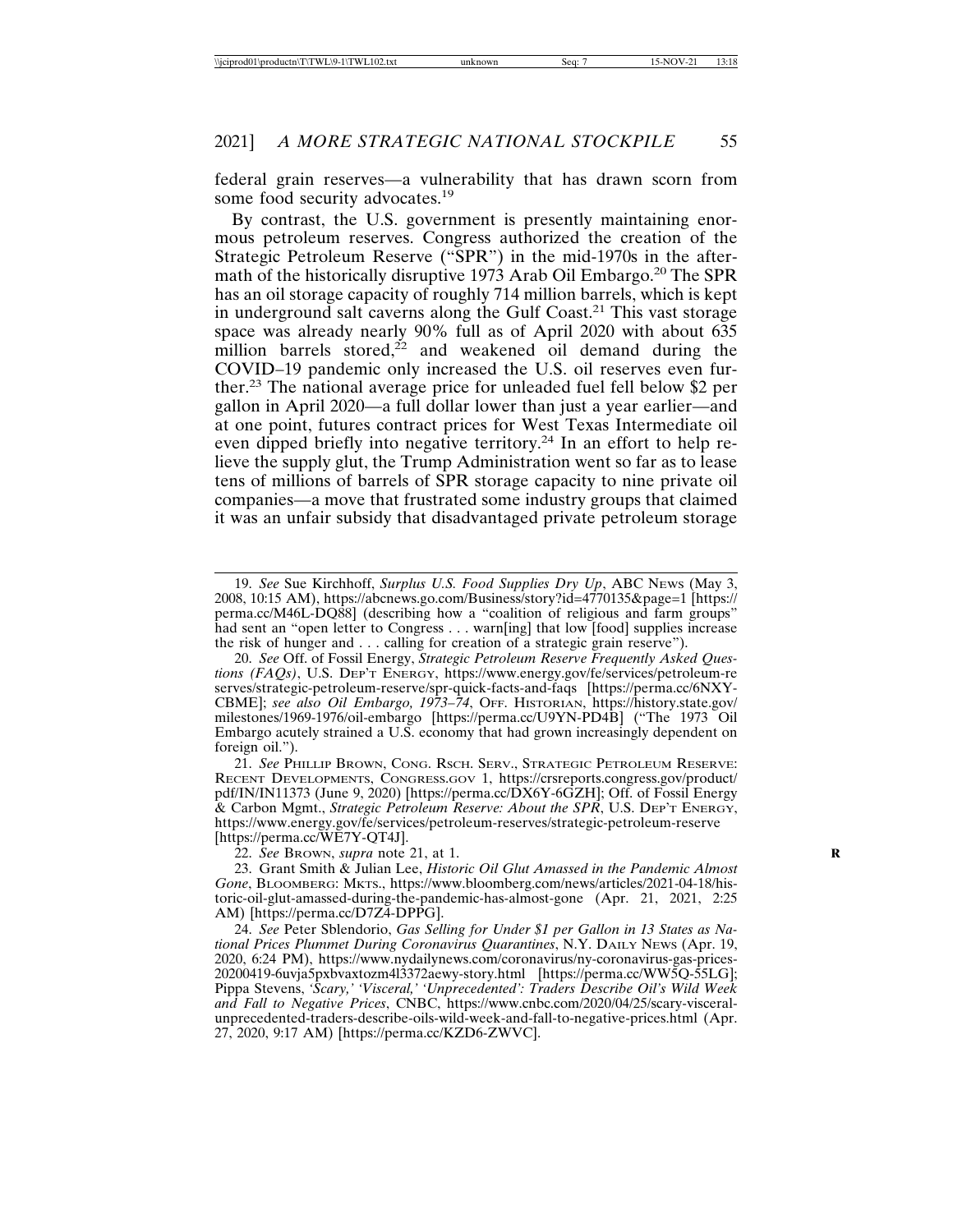federal grain reserves—a vulnerability that has drawn scorn from some food security advocates.[19]

By contrast, the U.S. government is presently maintaining enormous petroleum reserves. Congress authorized the creation of the Strategic Petroleum Reserve ("SPR") in the mid-1970s in the aftermath of the historically disruptive 1973 Arab Oil Embargo.[20] The SPR has an oil storage capacity of roughly 714 million barrels, which is kept in underground salt caverns along the Gulf Coast.[21] This vast storage space was already nearly 90% full as of April 2020 with about 635 million barrels stored,[22] and weakened oil demand during the COVID–19 pandemic only increased the U.S. oil reserves even further.[23] The national average price for unleaded fuel fell below $2 per gallon in April 2020—a full dollar lower than just a year earlier—and at one point, futures contract prices for West Texas Intermediate oil even dipped briefly into negative territory.[24] In an effort to help relieve the supply glut, the Trump Administration went so far as to lease tens of millions of barrels of SPR storage capacity to nine private oil companies—a move that frustrated some industry groups that claimed it was an unfair subsidy that disadvantaged private petroleum storage

---

19. *See* Sue Kirchhoff, *Surplus U.S. Food Supplies Dry Up*, ABC NEWS (May 3, 2008, 10:15 AM), https://abcnews.go.com/Business/story?id=4770135&page=1 [https://perma.cc/M46L-DQ88] (describing how a "coalition of religious and farm groups" had sent an "open letter to Congress . . . warn[ing] that low [food] supplies increase the risk of hunger and . . . calling for creation of a strategic grain reserve").

20. *See* Off. of Fossil Energy, *Strategic Petroleum Reserve Frequently Asked Questions (FAQs)*, U.S. DEP'T ENERGY, https://www.energy.gov/fe/services/petroleum-reserves/strategic-petroleum-reserve/spr-quick-facts-and-faqs [https://perma.cc/6NXY-CBME]; *see also Oil Embargo, 1973–74*, OFF. HISTORIAN, https://history.state.gov/milestones/1969-1976/oil-embargo [https://perma.cc/U9YN-PD4B] ("The 1973 Oil Embargo acutely strained a U.S. economy that had grown increasingly dependent on foreign oil.").

21. *See* PHILLIP BROWN, CONG. RSCH. SERV., STRATEGIC PETROLEUM RESERVE: RECENT DEVELOPMENTS, CONGRESS.GOV 1, https://crsreports.congress.gov/product/pdf/IN/IN11373 (June 9, 2020) [https://perma.cc/DX6Y-6GZH]; Off. of Fossil Energy & Carbon Mgmt., *Strategic Petroleum Reserve: About the SPR*, U.S. DEP'T ENERGY, https://www.energy.gov/fe/services/petroleum-reserves/strategic-petroleum-reserve [https://perma.cc/WE7Y-QT4J].

22. *See* BROWN, *supra* note 21, at 1.

23. Grant Smith & Julian Lee, *Historic Oil Glut Amassed in the Pandemic Almost Gone*, BLOOMBERG: MKTS., https://www.bloomberg.com/news/articles/2021-04-18/historic-oil-glut-amassed-during-the-pandemic-has-almost-gone (Apr. 21, 2021, 2:25 AM) [https://perma.cc/D7Z4-DPPG].

24. *See* Peter Sblendorio, *Gas Selling for Under $1 per Gallon in 13 States as National Prices Plummet During Coronavirus Quarantines*, N.Y. DAILY NEWS (Apr. 19, 2020, 6:24 PM), https://www.nydailynews.com/coronavirus/ny-coronavirus-gas-prices-20200419-6uvja5pxbvaxtozm4l3372aewy-story.html [https://perma.cc/WW5Q-55LG]; Pippa Stevens, *'Scary,' 'Visceral,' 'Unprecedented': Traders Describe Oil's Wild Week and Fall to Negative Prices*, CNBC, https://www.cnbc.com/2020/04/25/scary-visceral-unprecedented-traders-describe-oils-wild-week-and-fall-to-negative-prices.html (Apr. 27, 2020, 9:17 AM) [https://perma.cc/KZD6-ZWVC].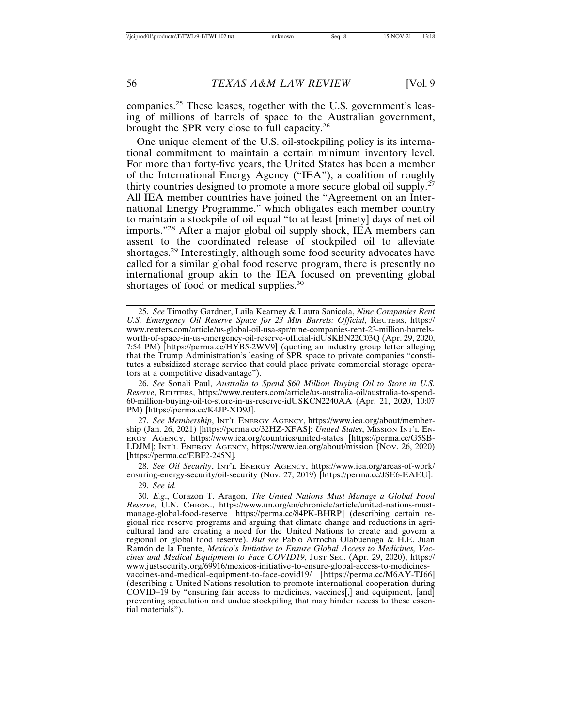companies.[25] These leases, together with the U.S. government's leasing of millions of barrels of space to the Australian government, brought the SPR very close to full capacity.[26]

One unique element of the U.S. oil-stockpiling policy is its international commitment to maintain a certain minimum inventory level. For more than forty-five years, the United States has been a member of the International Energy Agency ("IEA"), a coalition of roughly thirty countries designed to promote a more secure global oil supply.[27] All IEA member countries have joined the "Agreement on an International Energy Programme," which obligates each member country to maintain a stockpile of oil equal "to at least [ninety] days of net oil imports."[28] After a major global oil supply shock, IEA members can assent to the coordinated release of stockpiled oil to alleviate shortages.[29] Interestingly, although some food security advocates have called for a similar global food reserve program, there is presently no international group akin to the IEA focused on preventing global shortages of food or medical supplies.[30]

---

25. *See* Timothy Gardner, Laila Kearney & Laura Sanicola, *Nine Companies Rent U.S. Emergency Oil Reserve Space for 23 Mln Barrels: Official*, REUTERS, https://www.reuters.com/article/us-global-oil-usa-spr/nine-companies-rent-23-million-barrels-worth-of-space-in-us-emergency-oil-reserve-official-idUSKBN22C03Q (Apr. 29, 2020, 7:54 PM) [https://perma.cc/HYB5-2WV9] (quoting an industry group letter alleging that the Trump Administration's leasing of SPR space to private companies "constitutes a subsidized storage service that could place private commercial storage operators at a competitive disadvantage").

26. *See* Sonali Paul, *Australia to Spend $60 Million Buying Oil to Store in U.S. Reserve*, REUTERS, https://www.reuters.com/article/us-australia-oil/australia-to-spend-60-million-buying-oil-to-store-in-us-reserve-idUSKCN2240AA (Apr. 21, 2020, 10:07 PM) [https://perma.cc/K4JP-XD9J].

27. *See Membership*, INT'L ENERGY AGENCY, https://www.iea.org/about/membership (Jan. 26, 2021) [https://perma.cc/32HZ-XFAS]; *United States*, MISSION INT'L ENERGY AGENCY, https://www.iea.org/countries/united-states [https://perma.cc/G5SB-LDJM]; INT'L ENERGY AGENCY, https://www.iea.org/about/mission (Nov. 26, 2020) [https://perma.cc/EBF2-245N].

28. *See Oil Security*, INT'L ENERGY AGENCY, https://www.iea.org/areas-of-work/ensuring-energy-security/oil-security (Nov. 27, 2019) [https://perma.cc/JSE6-EAEU].

29. *See id.*

30. *E.g.*, Corazon T. Aragon, *The United Nations Must Manage a Global Food Reserve*, U.N. CHRON., https://www.un.org/en/chronicle/article/united-nations-must-manage-global-food-reserve [https://perma.cc/84PK-BHRP] (describing certain regional rice reserve programs and arguing that climate change and reductions in agricultural land are creating a need for the United Nations to create and govern a regional or global food reserve). *But see* Pablo Arrocha Olabuenaga & H.E. Juan Ramón de la Fuente, *Mexico's Initiative to Ensure Global Access to Medicines, Vaccines and Medical Equipment to Face COVID19*, JUST SEC. (Apr. 29, 2020), https://www.justsecurity.org/69916/mexicos-initiative-to-ensure-global-access-to-medicines-vaccines-and-medical-equipment-to-face-covid19/ [https://perma.cc/M6AY-TJ66] (describing a United Nations resolution to promote international cooperation during COVID–19 by "ensuring fair access to medicines, vaccines[,] and equipment, [and] preventing speculation and undue stockpiling that may hinder access to these essential materials").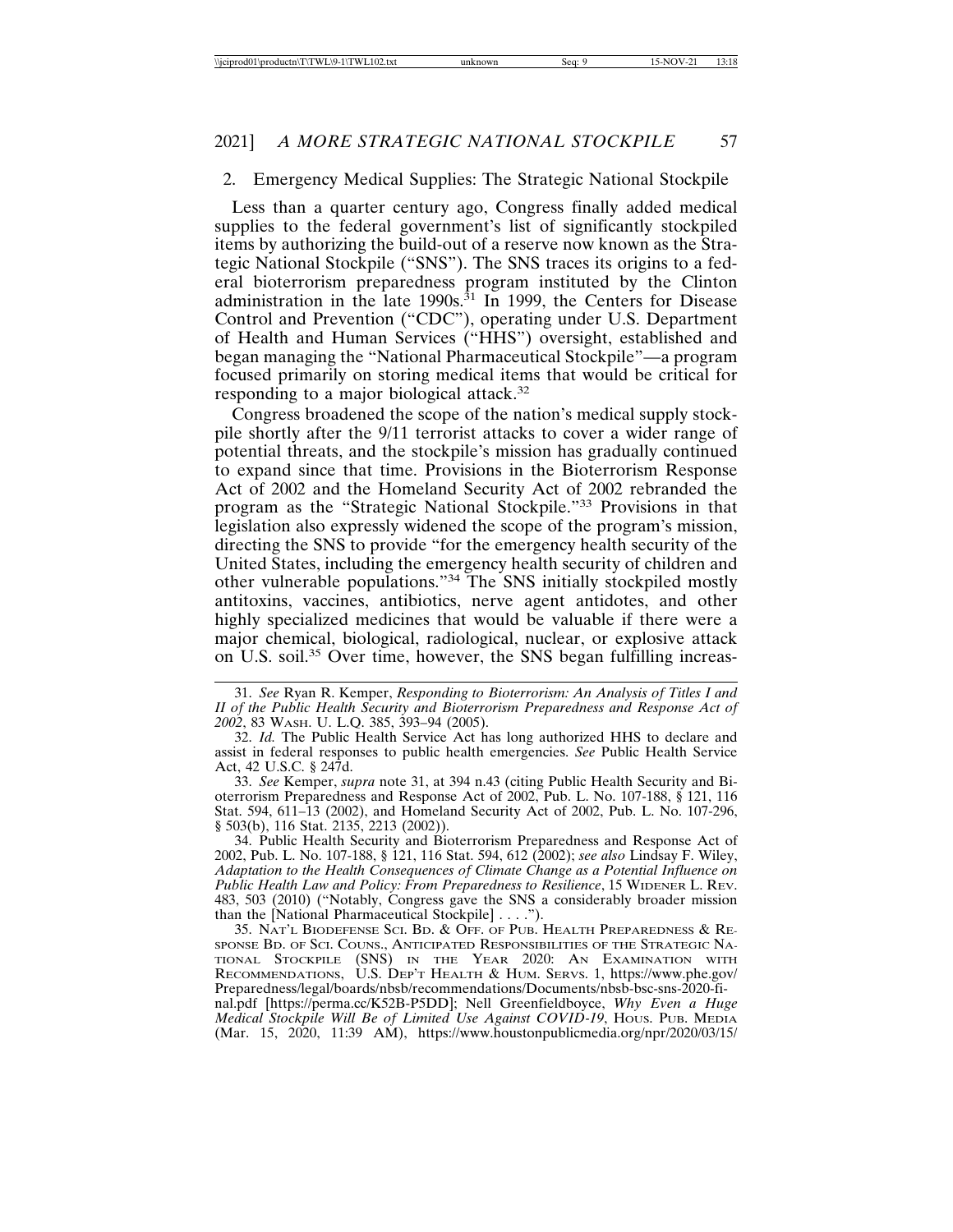### 2. Emergency Medical Supplies: The Strategic National Stockpile

Less than a quarter century ago, Congress finally added medical supplies to the federal government's list of significantly stockpiled items by authorizing the build-out of a reserve now known as the Strategic National Stockpile ("SNS"). The SNS traces its origins to a federal bioterrorism preparedness program instituted by the Clinton administration in the late 1990s.[31] In 1999, the Centers for Disease Control and Prevention ("CDC"), operating under U.S. Department of Health and Human Services ("HHS") oversight, established and began managing the "National Pharmaceutical Stockpile"—a program focused primarily on storing medical items that would be critical for responding to a major biological attack.[32]

Congress broadened the scope of the nation's medical supply stockpile shortly after the 9/11 terrorist attacks to cover a wider range of potential threats, and the stockpile's mission has gradually continued to expand since that time. Provisions in the Bioterrorism Response Act of 2002 and the Homeland Security Act of 2002 rebranded the program as the "Strategic National Stockpile."[33] Provisions in that legislation also expressly widened the scope of the program's mission, directing the SNS to provide "for the emergency health security of the United States, including the emergency health security of children and other vulnerable populations."[34] The SNS initially stockpiled mostly antitoxins, vaccines, antibiotics, nerve agent antidotes, and other highly specialized medicines that would be valuable if there were a major chemical, biological, radiological, nuclear, or explosive attack on U.S. soil.[35] Over time, however, the SNS began fulfilling increas-

---

31. *See* Ryan R. Kemper, *Responding to Bioterrorism: An Analysis of Titles I and II of the Public Health Security and Bioterrorism Preparedness and Response Act of 2002*, 83 WASH. U. L.Q. 385, 393–94 (2005).

32. *Id.* The Public Health Service Act has long authorized HHS to declare and assist in federal responses to public health emergencies. *See* Public Health Service Act, 42 U.S.C. § 247d.

33. *See* Kemper, *supra* note 31, at 394 n.43 (citing Public Health Security and Bioterrorism Preparedness and Response Act of 2002, Pub. L. No. 107-188, § 121, 116 Stat. 594, 611–13 (2002), and Homeland Security Act of 2002, Pub. L. No. 107-296, § 503(b), 116 Stat. 2135, 2213 (2002)).

34. Public Health Security and Bioterrorism Preparedness and Response Act of 2002, Pub. L. No. 107-188, § 121, 116 Stat. 594, 612 (2002); *see also* Lindsay F. Wiley, *Adaptation to the Health Consequences of Climate Change as a Potential Influence on Public Health Law and Policy: From Preparedness to Resilience*, 15 WIDENER L. REV. 483, 503 (2010) ("Notably, Congress gave the SNS a considerably broader mission than the [National Pharmaceutical Stockpile] . . . .").

35. NAT'L BIODEFENSE SCI. BD. & OFF. OF PUB. HEALTH PREPAREDNESS & RESPONSE BD. OF SCI. COUNS., ANTICIPATED RESPONSIBILITIES OF THE STRATEGIC NATIONAL STOCKPILE (SNS) IN THE YEAR 2020: AN EXAMINATION WITH RECOMMENDATIONS, U.S. DEP'T HEALTH & HUM. SERVS. 1, https://www.phe.gov/Preparedness/legal/boards/nbsb/recommendations/Documents/nbsb-bsc-sns-2020-final.pdf [https://perma.cc/K52B-P5DD]; Nell Greenfieldboyce, *Why Even a Huge Medical Stockpile Will Be of Limited Use Against COVID-19*, HOUS. PUB. MEDIA (Mar. 15, 2020, 11:39 AM), https://www.houstonpublicmedia.org/npr/2020/03/15/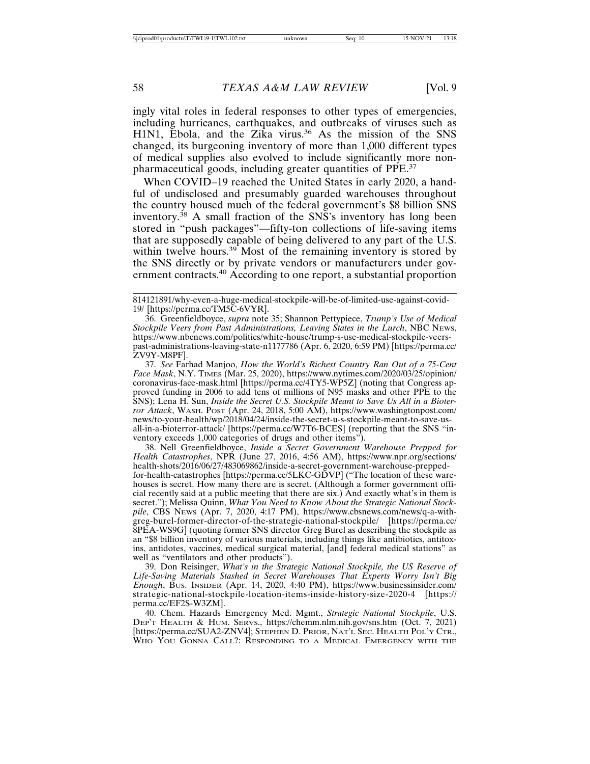ingly vital roles in federal responses to other types of emergencies, including hurricanes, earthquakes, and outbreaks of viruses such as H1N1, Ebola, and the Zika virus.[36] As the mission of the SNS changed, its burgeoning inventory of more than 1,000 different types of medical supplies also evolved to include significantly more non-pharmaceutical goods, including greater quantities of PPE.[37]

When COVID–19 reached the United States in early 2020, a handful of undisclosed and presumably guarded warehouses throughout the country housed much of the federal government's $8 billion SNS inventory.[38] A small fraction of the SNS's inventory has long been stored in "push packages"—fifty-ton collections of life-saving items that are supposedly capable of being delivered to any part of the U.S. within twelve hours.[39] Most of the remaining inventory is stored by the SNS directly or by private vendors or manufacturers under government contracts.[40] According to one report, a substantial proportion

---

814121891/why-even-a-huge-medical-stockpile-will-be-of-limited-use-against-covid-19/ [https://perma.cc/TM5C-6VYR].

36. Greenfieldboyce, *supra* note 35; Shannon Pettypiece, *Trump's Use of Medical Stockpile Veers from Past Administrations, Leaving States in the Lurch*, NBC NEWS, https://www.nbcnews.com/politics/white-house/trump-s-use-medical-stockpile-veers-past-administrations-leaving-state-n1177786 (Apr. 6, 2020, 6:59 PM) [https://perma.cc/ZV9Y-M8PF].

37. *See* Farhad Manjoo, *How the World's Richest Country Ran Out of a 75-Cent Face Mask*, N.Y. TIMES (Mar. 25, 2020), https://www.nytimes.com/2020/03/25/opinion/coronavirus-face-mask.html [https://perma.cc/4TY5-WP5Z] (noting that Congress approved funding in 2006 to add tens of millions of N95 masks and other PPE to the SNS); Lena H. Sun, *Inside the Secret U.S. Stockpile Meant to Save Us All in a Bioterror Attack*, WASH. POST (Apr. 24, 2018, 5:00 AM), https://www.washingtonpost.com/news/to-your-health/wp/2018/04/24/inside-the-secret-u-s-stockpile-meant-to-save-us-all-in-a-bioterror-attack/ [https://perma.cc/W7T6-BCES] (reporting that the SNS "inventory exceeds 1,000 categories of drugs and other items").

38. Nell Greenfieldboyce, *Inside a Secret Government Warehouse Prepped for Health Catastrophes*, NPR (June 27, 2016, 4:56 AM), https://www.npr.org/sections/health-shots/2016/06/27/483069862/inside-a-secret-government-warehouse-prepped-for-health-catastrophes [https://perma.cc/5LKC-GDVP] ("The location of these warehouses is secret. How many there are is secret. (Although a former government official recently said at a public meeting that there are six.) And exactly what's in them is secret."); Melissa Quinn, *What You Need to Know About the Strategic National Stockpile*, CBS NEWS (Apr. 7, 2020, 4:17 PM), https://www.cbsnews.com/news/q-a-with-greg-burel-former-director-of-the-strategic-national-stockpile/ [https://perma.cc/8PEA-WS9G] (quoting former SNS director Greg Burel as describing the stockpile as an "$8 billion inventory of various materials, including things like antibiotics, antitoxins, antidotes, vaccines, medical surgical material, [and] federal medical stations" as well as "ventilators and other products").

39. Don Reisinger, *What's in the Strategic National Stockpile, the US Reserve of Life-Saving Materials Stashed in Secret Warehouses That Experts Worry Isn't Big Enough*, BUS. INSIDER (Apr. 14, 2020, 4:40 PM), https://www.businessinsider.com/strategic-national-stockpile-location-items-inside-history-size-2020-4 [https://perma.cc/EF2S-W3ZM].

40. Chem. Hazards Emergency Med. Mgmt., *Strategic National Stockpile*, U.S. DEP'T HEALTH & HUM. SERVS., https://chemm.nlm.nih.gov/sns.htm (Oct. 7, 2021) [https://perma.cc/SUA2-ZNV4]; STEPHEN D. PRIOR, NAT'L SEC. HEALTH POL'Y CTR., WHO YOU GONNA CALL?: RESPONDING TO A MEDICAL EMERGENCY WITH THE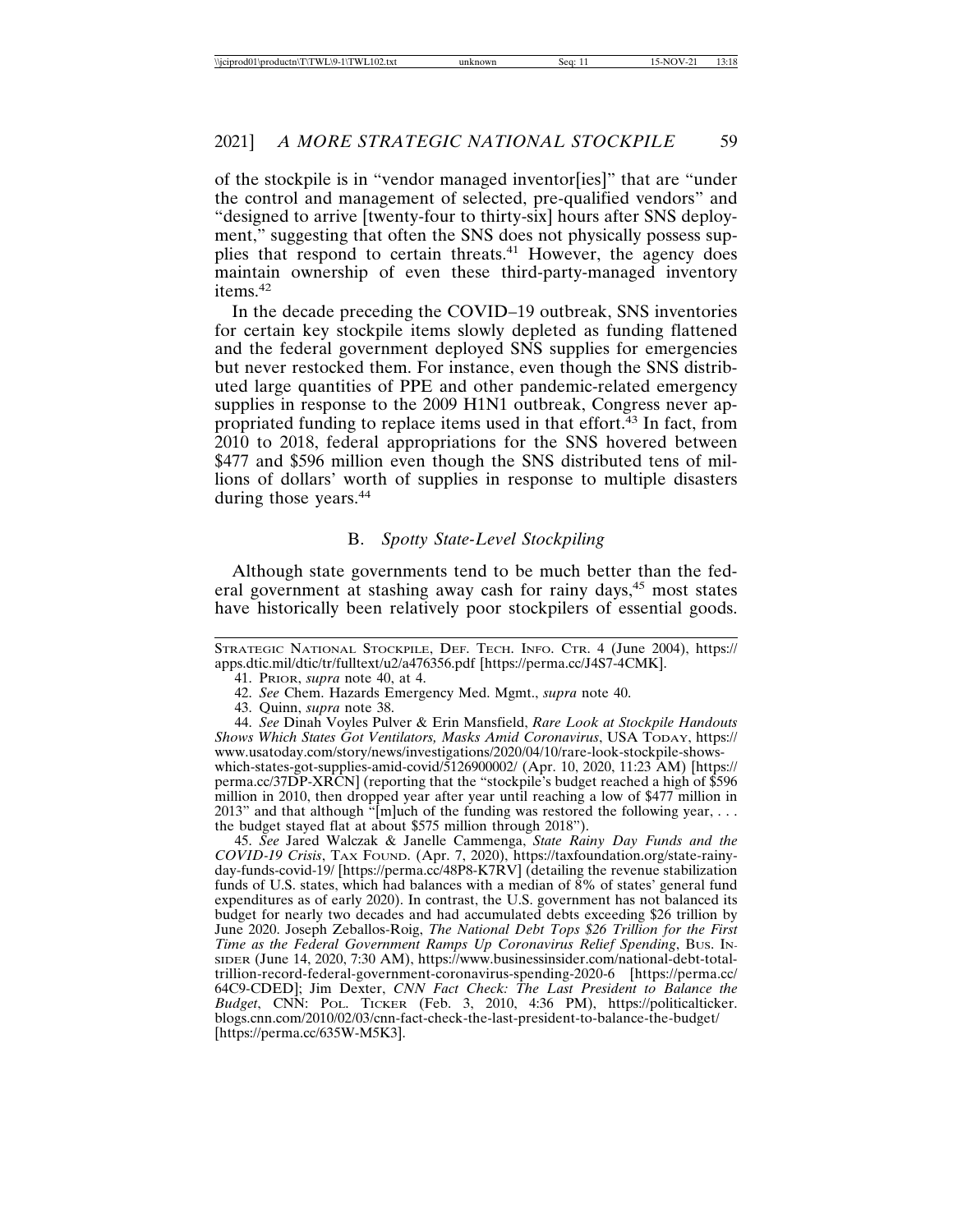of the stockpile is in "vendor managed inventor[ies]" that are "under the control and management of selected, pre-qualified vendors" and "designed to arrive [twenty-four to thirty-six] hours after SNS deployment," suggesting that often the SNS does not physically possess supplies that respond to certain threats.[41] However, the agency does maintain ownership of even these third-party-managed inventory items.[42]

In the decade preceding the COVID–19 outbreak, SNS inventories for certain key stockpile items slowly depleted as funding flattened and the federal government deployed SNS supplies for emergencies but never restocked them. For instance, even though the SNS distributed large quantities of PPE and other pandemic-related emergency supplies in response to the 2009 H1N1 outbreak, Congress never appropriated funding to replace items used in that effort.[43] In fact, from 2010 to 2018, federal appropriations for the SNS hovered between $477 and $596 million even though the SNS distributed tens of millions of dollars' worth of supplies in response to multiple disasters during those years.[44]

### B. *Spotty State-Level Stockpiling*

Although state governments tend to be much better than the federal government at stashing away cash for rainy days,[45] most states have historically been relatively poor stockpilers of essential goods.

---

STRATEGIC NATIONAL STOCKPILE, DEF. TECH. INFO. CTR. 4 (June 2004), https://apps.dtic.mil/dtic/tr/fulltext/u2/a476356.pdf [https://perma.cc/J4S7-4CMK].

41. PRIOR, *supra* note 40, at 4.

42. *See* Chem. Hazards Emergency Med. Mgmt., *supra* note 40.

43. Quinn, *supra* note 38.

44. *See* Dinah Voyles Pulver & Erin Mansfield, *Rare Look at Stockpile Handouts Shows Which States Got Ventilators, Masks Amid Coronavirus*, USA TODAY, https://www.usatoday.com/story/news/investigations/2020/04/10/rare-look-stockpile-shows-which-states-got-supplies-amid-covid/5126900002/ (Apr. 10, 2020, 11:23 AM) [https://perma.cc/37DP-XRCN] (reporting that the "stockpile's budget reached a high of $596 million in 2010, then dropped year after year until reaching a low of $477 million in 2013" and that although "[m]uch of the funding was restored the following year, . . . the budget stayed flat at about $575 million through 2018").

45. *See* Jared Walczak & Janelle Cammenga, *State Rainy Day Funds and the COVID-19 Crisis*, TAX FOUND. (Apr. 7, 2020), https://taxfoundation.org/state-rainy-day-funds-covid-19/ [https://perma.cc/48P8-K7RV] (detailing the revenue stabilization funds of U.S. states, which had balances with a median of 8% of states' general fund expenditures as of early 2020). In contrast, the U.S. government has not balanced its budget for nearly two decades and had accumulated debts exceeding $26 trillion by June 2020. Joseph Zeballos-Roig, *The National Debt Tops $26 Trillion for the First Time as the Federal Government Ramps Up Coronavirus Relief Spending*, BUS. INSIDER (June 14, 2020, 7:30 AM), https://www.businessinsider.com/national-debt-total-trillion-record-federal-government-coronavirus-spending-2020-6 [https://perma.cc/64C9-CDED]; Jim Dexter, *CNN Fact Check: The Last President to Balance the Budget*, CNN: POL. TICKER (Feb. 3, 2010, 4:36 PM), https://politicalticker.blogs.cnn.com/2010/02/03/cnn-fact-check-the-last-president-to-balance-the-budget/ [https://perma.cc/635W-M5K3].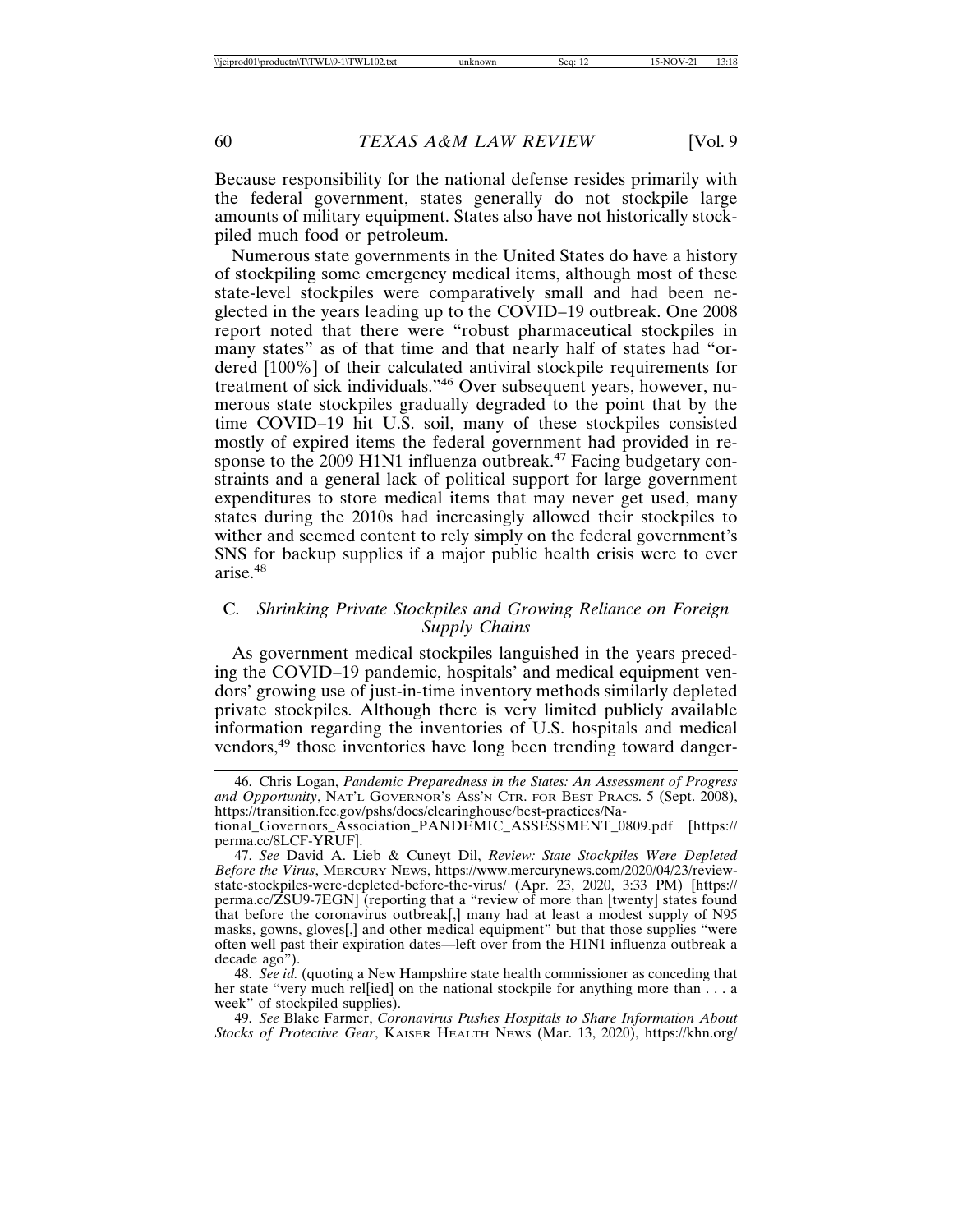Because responsibility for the national defense resides primarily with the federal government, states generally do not stockpile large amounts of military equipment. States also have not historically stockpiled much food or petroleum.

Numerous state governments in the United States do have a history of stockpiling some emergency medical items, although most of these state-level stockpiles were comparatively small and had been neglected in the years leading up to the COVID–19 outbreak. One 2008 report noted that there were "robust pharmaceutical stockpiles in many states" as of that time and that nearly half of states had "ordered [100%] of their calculated antiviral stockpile requirements for treatment of sick individuals."[46] Over subsequent years, however, numerous state stockpiles gradually degraded to the point that by the time COVID–19 hit U.S. soil, many of these stockpiles consisted mostly of expired items the federal government had provided in response to the 2009 H1N1 influenza outbreak.[47] Facing budgetary constraints and a general lack of political support for large government expenditures to store medical items that may never get used, many states during the 2010s had increasingly allowed their stockpiles to wither and seemed content to rely simply on the federal government's SNS for backup supplies if a major public health crisis were to ever arise.[48]

### C. *Shrinking Private Stockpiles and Growing Reliance on Foreign Supply Chains*

As government medical stockpiles languished in the years preceding the COVID–19 pandemic, hospitals' and medical equipment vendors' growing use of just-in-time inventory methods similarly depleted private stockpiles. Although there is very limited publicly available information regarding the inventories of U.S. hospitals and medical vendors,[49] those inventories have long been trending toward danger-

---

46. Chris Logan, *Pandemic Preparedness in the States: An Assessment of Progress and Opportunity*, NAT'L GOVERNOR'S ASS'N CTR. FOR BEST PRACS. 5 (Sept. 2008), https://transition.fcc.gov/pshs/docs/clearinghouse/best-practices/National_Governors_Association_PANDEMIC_ASSESSMENT_0809.pdf [https://perma.cc/8LCF-YRUF].

47. *See* David A. Lieb & Cuneyt Dil, *Review: State Stockpiles Were Depleted Before the Virus*, MERCURY NEWS, https://www.mercurynews.com/2020/04/23/review-state-stockpiles-were-depleted-before-the-virus/ (Apr. 23, 2020, 3:33 PM) [https://perma.cc/ZSU9-7EGN] (reporting that a "review of more than [twenty] states found that before the coronavirus outbreak[,] many had at least a modest supply of N95 masks, gowns, gloves[,] and other medical equipment" but that those supplies "were often well past their expiration dates—left over from the H1N1 influenza outbreak a decade ago").

48. *See id.* (quoting a New Hampshire state health commissioner as conceding that her state "very much rel[ied] on the national stockpile for anything more than . . . a week" of stockpiled supplies).

49. *See* Blake Farmer, *Coronavirus Pushes Hospitals to Share Information About Stocks of Protective Gear*, KAISER HEALTH NEWS (Mar. 13, 2020), https://khn.org/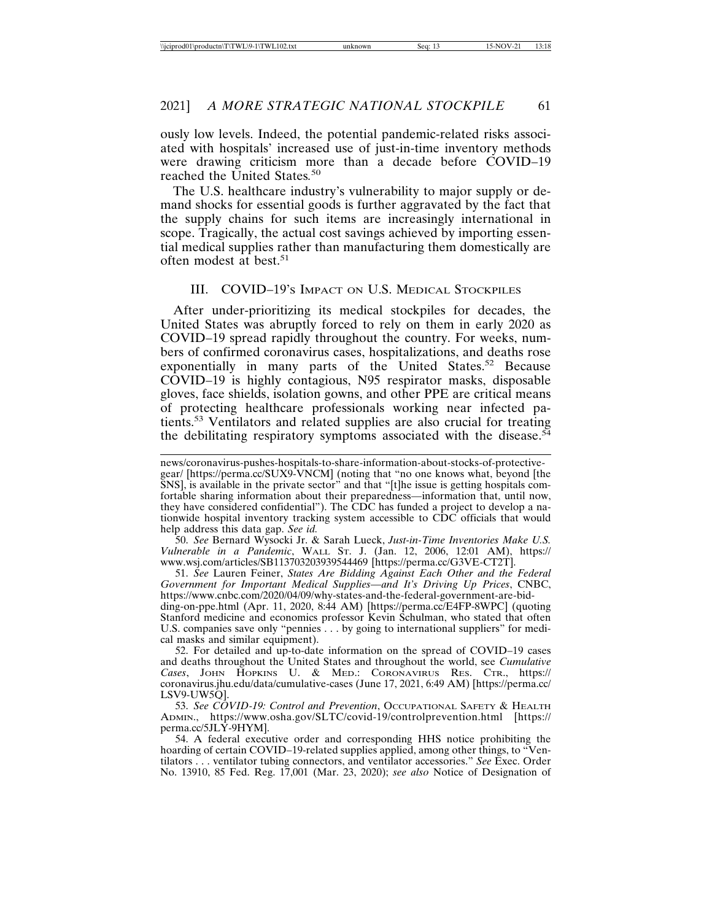ously low levels. Indeed, the potential pandemic-related risks associated with hospitals' increased use of just-in-time inventory methods were drawing criticism more than a decade before COVID–19 reached the United States.[50]

The U.S. healthcare industry's vulnerability to major supply or demand shocks for essential goods is further aggravated by the fact that the supply chains for such items are increasingly international in scope. Tragically, the actual cost savings achieved by importing essential medical supplies rather than manufacturing them domestically are often modest at best.[51]

## III. COVID–19's Impact on U.S. Medical Stockpiles

After under-prioritizing its medical stockpiles for decades, the United States was abruptly forced to rely on them in early 2020 as COVID–19 spread rapidly throughout the country. For weeks, numbers of confirmed coronavirus cases, hospitalizations, and deaths rose exponentially in many parts of the United States.[52] Because COVID–19 is highly contagious, N95 respirator masks, disposable gloves, face shields, isolation gowns, and other PPE are critical means of protecting healthcare professionals working near infected patients.[53] Ventilators and related supplies are also crucial for treating the debilitating respiratory symptoms associated with the disease.[54]

---

news/coronavirus-pushes-hospitals-to-share-information-about-stocks-of-protective-gear/ [https://perma.cc/SUX9-VNCM] (noting that "no one knows what, beyond [the SNS], is available in the private sector" and that "[t]he issue is getting hospitals comfortable sharing information about their preparedness—information that, until now, they have considered confidential"). The CDC has funded a project to develop a nationwide hospital inventory tracking system accessible to CDC officials that would help address this data gap. *See id.*

50. *See* Bernard Wysocki Jr. & Sarah Lueck, *Just-in-Time Inventories Make U.S. Vulnerable in a Pandemic*, Wall St. J. (Jan. 12, 2006, 12:01 AM), https://www.wsj.com/articles/SB113703203939544469 [https://perma.cc/G3VE-CT2T].

51. *See* Lauren Feiner, *States Are Bidding Against Each Other and the Federal Government for Important Medical Supplies—and It's Driving Up Prices*, CNBC, https://www.cnbc.com/2020/04/09/why-states-and-the-federal-government-are-bidding-on-ppe.html (Apr. 11, 2020, 8:44 AM) [https://perma.cc/E4FP-8WPC] (quoting Stanford medicine and economics professor Kevin Schulman, who stated that often U.S. companies save only "pennies . . . by going to international suppliers" for medical masks and similar equipment).

52. For detailed and up-to-date information on the spread of COVID–19 cases and deaths throughout the United States and throughout the world, see *Cumulative Cases*, John Hopkins U. & Med.: Coronavirus Res. Ctr., https://coronavirus.jhu.edu/data/cumulative-cases (June 17, 2021, 6:49 AM) [https://perma.cc/LSV9-UW5Q].

53. *See COVID-19: Control and Prevention*, Occupational Safety & Health Admin., https://www.osha.gov/SLTC/covid-19/controlprevention.html [https://perma.cc/5JLY-9HYM].

54. A federal executive order and corresponding HHS notice prohibiting the hoarding of certain COVID–19-related supplies applied, among other things, to "Ventilators . . . ventilator tubing connectors, and ventilator accessories." *See* Exec. Order No. 13910, 85 Fed. Reg. 17,001 (Mar. 23, 2020); *see also* Notice of Designation of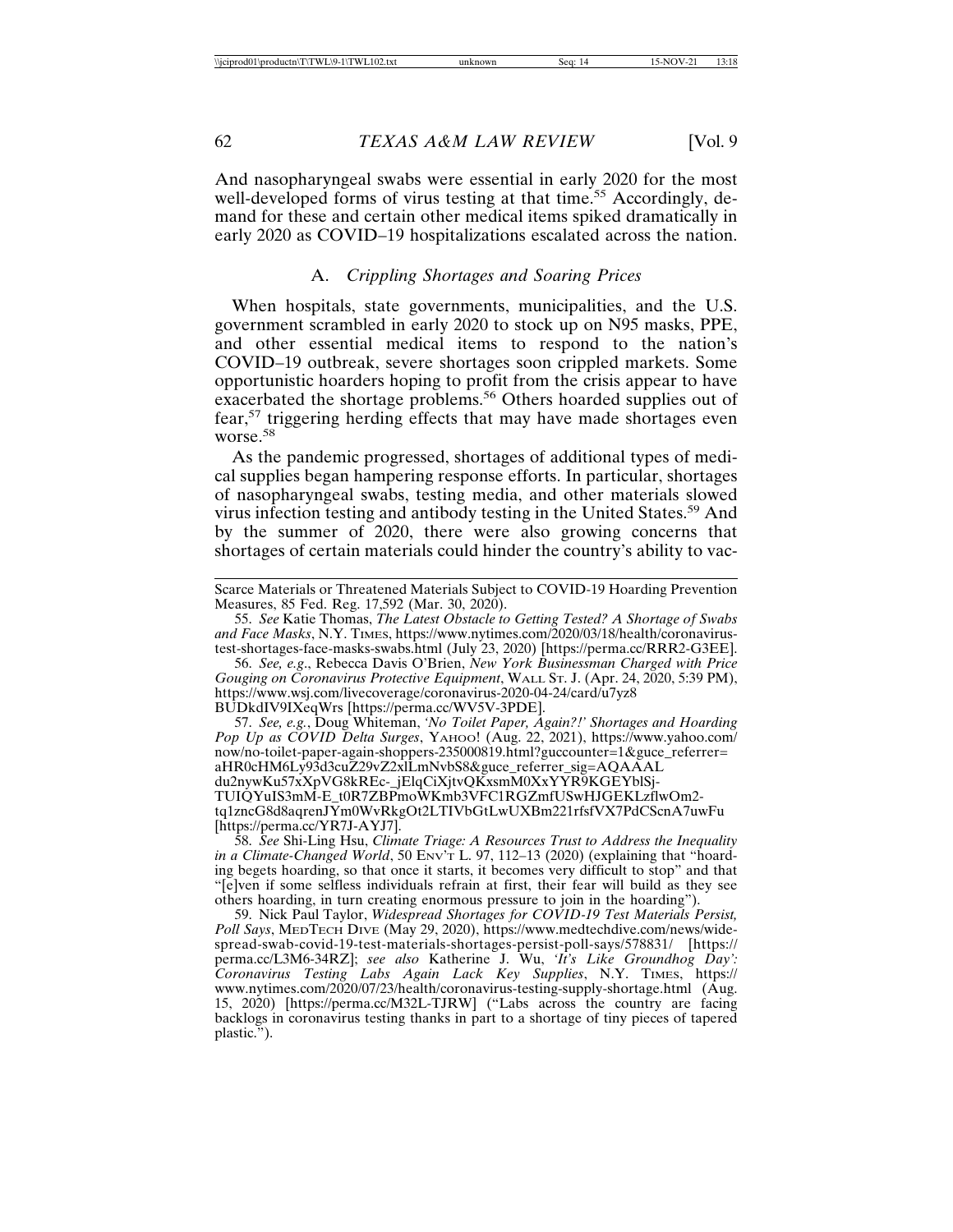And nasopharyngeal swabs were essential in early 2020 for the most well-developed forms of virus testing at that time.[55] Accordingly, demand for these and certain other medical items spiked dramatically in early 2020 as COVID–19 hospitalizations escalated across the nation.

### A. *Crippling Shortages and Soaring Prices*

When hospitals, state governments, municipalities, and the U.S. government scrambled in early 2020 to stock up on N95 masks, PPE, and other essential medical items to respond to the nation's COVID–19 outbreak, severe shortages soon crippled markets. Some opportunistic hoarders hoping to profit from the crisis appear to have exacerbated the shortage problems.[56] Others hoarded supplies out of fear,[57] triggering herding effects that may have made shortages even worse.[58]

As the pandemic progressed, shortages of additional types of medical supplies began hampering response efforts. In particular, shortages of nasopharyngeal swabs, testing media, and other materials slowed virus infection testing and antibody testing in the United States.[59] And by the summer of 2020, there were also growing concerns that shortages of certain materials could hinder the country's ability to vac-

---

Scarce Materials or Threatened Materials Subject to COVID-19 Hoarding Prevention Measures, 85 Fed. Reg. 17,592 (Mar. 30, 2020).

55. *See* Katie Thomas, *The Latest Obstacle to Getting Tested? A Shortage of Swabs and Face Masks*, N.Y. TIMES, https://www.nytimes.com/2020/03/18/health/coronavirus-test-shortages-face-masks-swabs.html (July 23, 2020) [https://perma.cc/RRR2-G3EE].

56. *See, e.g.*, Rebecca Davis O'Brien, *New York Businessman Charged with Price Gouging on Coronavirus Protective Equipment*, WALL ST. J. (Apr. 24, 2020, 5:39 PM), https://www.wsj.com/livecoverage/coronavirus-2020-04-24/card/u7yz8BUDkdIV9IXeqWrs [https://perma.cc/WV5V-3PDE].

57. *See, e.g.*, Doug Whiteman, *'No Toilet Paper, Again?!' Shortages and Hoarding Pop Up as COVID Delta Surges*, YAHOO! (Aug. 22, 2021), https://www.yahoo.com/now/no-toilet-paper-again-shoppers-235000819.html?guccounter=1&guce_referrer=aHR0cHM6Ly93d3cuZ29vZ2xlLmNvbS8&guce_referrer_sig=AQAAALdu2nywKu57xXpVG8kREc-_jElqCiXjtvQKxsmM0XxYYR9KGEYblSj-TUIQYuIS3mM-E_t0R7ZBPmoWKmb3VFC1RGZmfUSwHJGEKLzflwOm2-tq1zncG8d8aqrenJYm0WvRkgOt2LTIVbGtLwUXBm221rfsfVX7PdCScnA7uwFu [https://perma.cc/YR7J-AYJ7].

58. *See* Shi-Ling Hsu, *Climate Triage: A Resources Trust to Address the Inequality in a Climate-Changed World*, 50 ENV'T L. 97, 112–13 (2020) (explaining that "hoarding begets hoarding, so that once it starts, it becomes very difficult to stop" and that "[e]ven if some selfless individuals refrain at first, their fear will build as they see others hoarding, in turn creating enormous pressure to join in the hoarding").

59. Nick Paul Taylor, *Widespread Shortages for COVID-19 Test Materials Persist, Poll Says*, MEDTECH DIVE (May 29, 2020), https://www.medtechdive.com/news/widespread-swab-covid-19-test-materials-shortages-persist-poll-says/578831/ [https://perma.cc/L3M6-34RZ]; *see also* Katherine J. Wu, *'It's Like Groundhog Day': Coronavirus Testing Labs Again Lack Key Supplies*, N.Y. TIMES, https://www.nytimes.com/2020/07/23/health/coronavirus-testing-supply-shortage.html (Aug. 15, 2020) [https://perma.cc/M32L-TJRW] ("Labs across the country are facing backlogs in coronavirus testing thanks in part to a shortage of tiny pieces of tapered plastic.").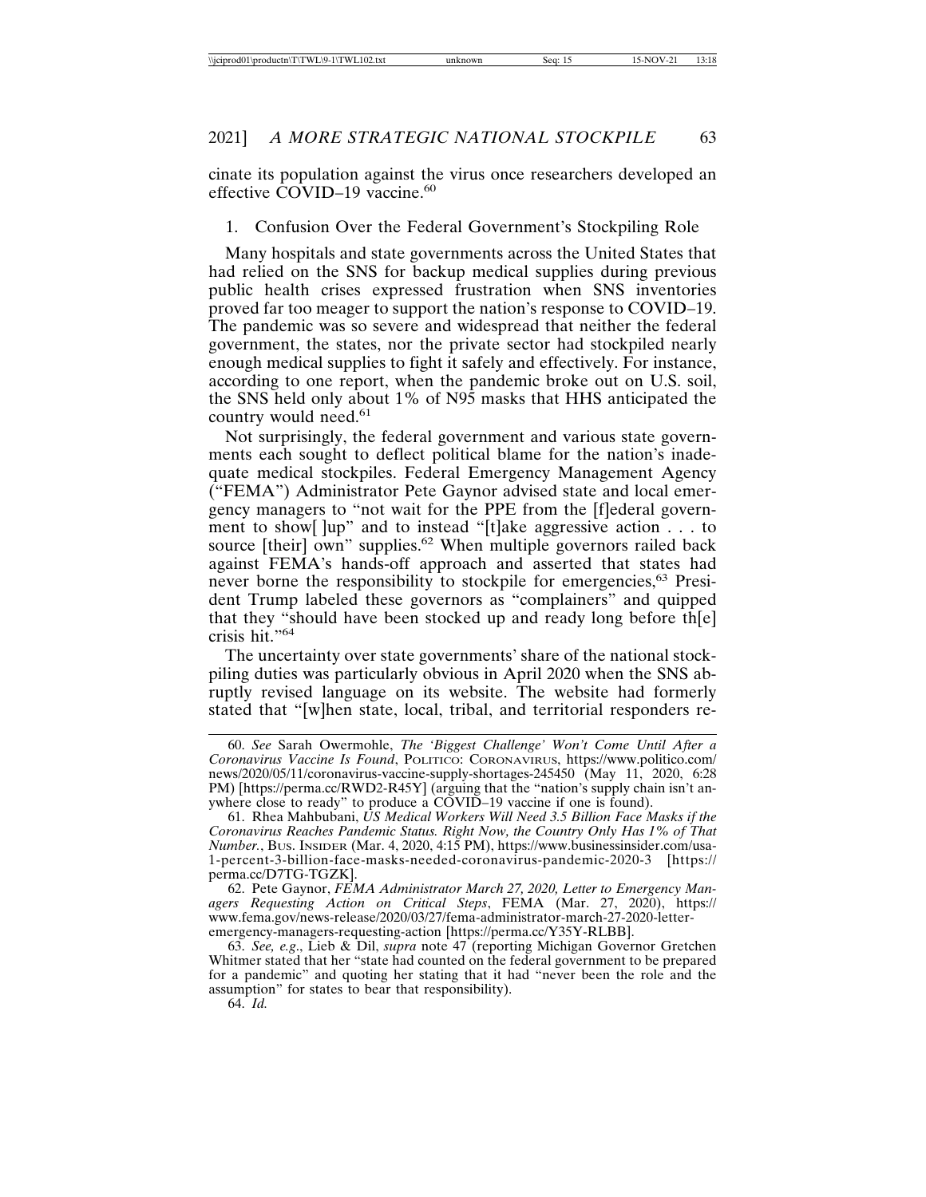cinate its population against the virus once researchers developed an effective COVID–19 vaccine.[60]

### 1. Confusion Over the Federal Government's Stockpiling Role

Many hospitals and state governments across the United States that had relied on the SNS for backup medical supplies during previous public health crises expressed frustration when SNS inventories proved far too meager to support the nation's response to COVID–19. The pandemic was so severe and widespread that neither the federal government, the states, nor the private sector had stockpiled nearly enough medical supplies to fight it safely and effectively. For instance, according to one report, when the pandemic broke out on U.S. soil, the SNS held only about 1% of N95 masks that HHS anticipated the country would need.[61]

Not surprisingly, the federal government and various state governments each sought to deflect political blame for the nation's inadequate medical stockpiles. Federal Emergency Management Agency ("FEMA") Administrator Pete Gaynor advised state and local emergency managers to "not wait for the PPE from the [f]ederal government to show[ ]up" and to instead "[t]ake aggressive action . . . to source [their] own" supplies.[62] When multiple governors railed back against FEMA's hands-off approach and asserted that states had never borne the responsibility to stockpile for emergencies,[63] President Trump labeled these governors as "complainers" and quipped that they "should have been stocked up and ready long before th[e] crisis hit."[64]

The uncertainty over state governments' share of the national stockpiling duties was particularly obvious in April 2020 when the SNS abruptly revised language on its website. The website had formerly stated that "[w]hen state, local, tribal, and territorial responders re-

---

60. *See* Sarah Owermohle, *The 'Biggest Challenge' Won't Come Until After a Coronavirus Vaccine Is Found*, POLITICO: CORONAVIRUS, https://www.politico.com/news/2020/05/11/coronavirus-vaccine-supply-shortages-245450 (May 11, 2020, 6:28 PM) [https://perma.cc/RWD2-R45Y] (arguing that the "nation's supply chain isn't anywhere close to ready" to produce a COVID–19 vaccine if one is found).

61. Rhea Mahbubani, *US Medical Workers Will Need 3.5 Billion Face Masks if the Coronavirus Reaches Pandemic Status. Right Now, the Country Only Has 1% of That Number.*, BUS. INSIDER (Mar. 4, 2020, 4:15 PM), https://www.businessinsider.com/usa-1-percent-3-billion-face-masks-needed-coronavirus-pandemic-2020-3 [https://perma.cc/D7TG-TGZK].

62. Pete Gaynor, *FEMA Administrator March 27, 2020, Letter to Emergency Managers Requesting Action on Critical Steps*, FEMA (Mar. 27, 2020), https://www.fema.gov/news-release/2020/03/27/fema-administrator-march-27-2020-letter-emergency-managers-requesting-action [https://perma.cc/Y35Y-RLBB].

63. *See, e.g.*, Lieb & Dil, *supra* note 47 (reporting Michigan Governor Gretchen Whitmer stated that her "state had counted on the federal government to be prepared for a pandemic" and quoting her stating that it had "never been the role and the assumption" for states to bear that responsibility).

64. *Id.*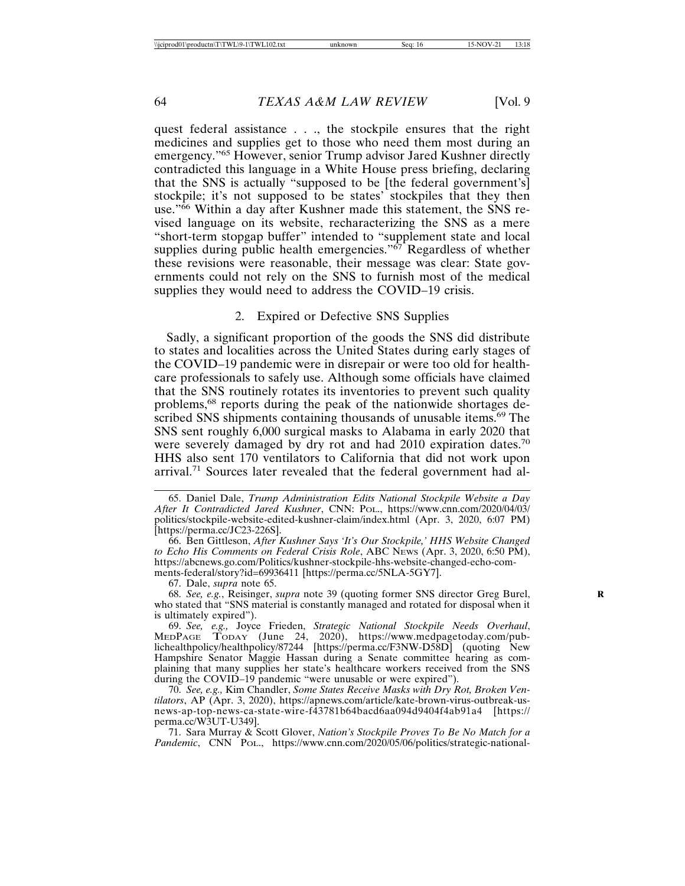quest federal assistance . . ., the stockpile ensures that the right medicines and supplies get to those who need them most during an emergency."[65] However, senior Trump advisor Jared Kushner directly contradicted this language in a White House press briefing, declaring that the SNS is actually "supposed to be [the federal government's] stockpile; it's not supposed to be states' stockpiles that they then use."[66] Within a day after Kushner made this statement, the SNS revised language on its website, recharacterizing the SNS as a mere "short-term stopgap buffer" intended to "supplement state and local supplies during public health emergencies."[67] Regardless of whether these revisions were reasonable, their message was clear: State governments could not rely on the SNS to furnish most of the medical supplies they would need to address the COVID–19 crisis.

### 2. Expired or Defective SNS Supplies

Sadly, a significant proportion of the goods the SNS did distribute to states and localities across the United States during early stages of the COVID–19 pandemic were in disrepair or were too old for healthcare professionals to safely use. Although some officials have claimed that the SNS routinely rotates its inventories to prevent such quality problems,[68] reports during the peak of the nationwide shortages described SNS shipments containing thousands of unusable items.[69] The SNS sent roughly 6,000 surgical masks to Alabama in early 2020 that were severely damaged by dry rot and had 2010 expiration dates.[70] HHS also sent 170 ventilators to California that did not work upon arrival.[71] Sources later revealed that the federal government had al-

---

65. Daniel Dale, *Trump Administration Edits National Stockpile Website a Day After It Contradicted Jared Kushner*, CNN: POL., https://www.cnn.com/2020/04/03/politics/stockpile-website-edited-kushner-claim/index.html (Apr. 3, 2020, 6:07 PM) [https://perma.cc/JC23-226S].

66. Ben Gittleson, *After Kushner Says 'It's Our Stockpile,' HHS Website Changed to Echo His Comments on Federal Crisis Role*, ABC NEWS (Apr. 3, 2020, 6:50 PM), https://abcnews.go.com/Politics/kushner-stockpile-hhs-website-changed-echo-comments-federal/story?id=69936411 [https://perma.cc/5NLA-5GY7].

67. Dale, *supra* note 65.

68. *See, e.g.*, Reisinger, *supra* note 39 (quoting former SNS director Greg Burel, who stated that "SNS material is constantly managed and rotated for disposal when it is ultimately expired").

69. *See, e.g.,* Joyce Frieden, *Strategic National Stockpile Needs Overhaul*, MEDPAGE TODAY (June 24, 2020), https://www.medpagetoday.com/publichealthpolicy/healthpolicy/87244 [https://perma.cc/F3NW-D58D] (quoting New Hampshire Senator Maggie Hassan during a Senate committee hearing as complaining that many supplies her state's healthcare workers received from the SNS during the COVID–19 pandemic "were unusable or were expired").

70. *See, e.g.,* Kim Chandler, *Some States Receive Masks with Dry Rot, Broken Ventilators*, AP (Apr. 3, 2020), https://apnews.com/article/kate-brown-virus-outbreak-us-news-ap-top-news-ca-state-wire-f43781b64bacd6aa094d9404f4ab91a4 [https://perma.cc/W3UT-U349].

71. Sara Murray & Scott Glover, *Nation's Stockpile Proves To Be No Match for a Pandemic*, CNN POL., https://www.cnn.com/2020/05/06/politics/strategic-national-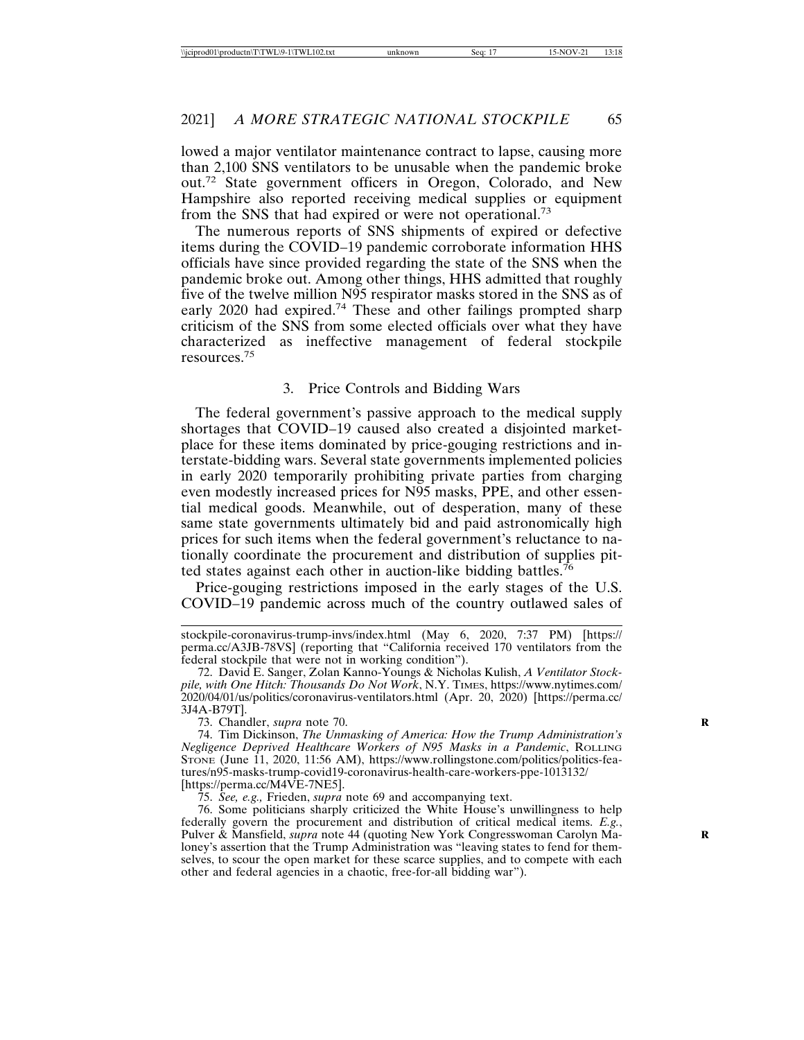lowed a major ventilator maintenance contract to lapse, causing more than 2,100 SNS ventilators to be unusable when the pandemic broke out.[72] State government officers in Oregon, Colorado, and New Hampshire also reported receiving medical supplies or equipment from the SNS that had expired or were not operational.[73]

The numerous reports of SNS shipments of expired or defective items during the COVID–19 pandemic corroborate information HHS officials have since provided regarding the state of the SNS when the pandemic broke out. Among other things, HHS admitted that roughly five of the twelve million N95 respirator masks stored in the SNS as of early 2020 had expired.[74] These and other failings prompted sharp criticism of the SNS from some elected officials over what they have characterized as ineffective management of federal stockpile resources.[75]

### 3. Price Controls and Bidding Wars

The federal government's passive approach to the medical supply shortages that COVID–19 caused also created a disjointed marketplace for these items dominated by price-gouging restrictions and interstate-bidding wars. Several state governments implemented policies in early 2020 temporarily prohibiting private parties from charging even modestly increased prices for N95 masks, PPE, and other essential medical goods. Meanwhile, out of desperation, many of these same state governments ultimately bid and paid astronomically high prices for such items when the federal government's reluctance to nationally coordinate the procurement and distribution of supplies pitted states against each other in auction-like bidding battles.[76]

Price-gouging restrictions imposed in the early stages of the U.S. COVID–19 pandemic across much of the country outlawed sales of

---

stockpile-coronavirus-trump-invs/index.html (May 6, 2020, 7:37 PM) [https://perma.cc/A3JB-78VS] (reporting that "California received 170 ventilators from the federal stockpile that were not in working condition").

72. David E. Sanger, Zolan Kanno-Youngs & Nicholas Kulish, *A Ventilator Stockpile, with One Hitch: Thousands Do Not Work*, N.Y. TIMES, https://www.nytimes.com/2020/04/01/us/politics/coronavirus-ventilators.html (Apr. 20, 2020) [https://perma.cc/3J4A-B79T].

73. Chandler, *supra* note 70.

74. Tim Dickinson, *The Unmasking of America: How the Trump Administration's Negligence Deprived Healthcare Workers of N95 Masks in a Pandemic*, ROLLING STONE (June 11, 2020, 11:56 AM), https://www.rollingstone.com/politics/politics-features/n95-masks-trump-covid19-coronavirus-health-care-workers-ppe-1013132/ [https://perma.cc/M4VE-7NE5].

75. *See, e.g.,* Frieden, *supra* note 69 and accompanying text.

76. Some politicians sharply criticized the White House's unwillingness to help federally govern the procurement and distribution of critical medical items. *E.g.*, Pulver & Mansfield, *supra* note 44 (quoting New York Congresswoman Carolyn Maloney's assertion that the Trump Administration was "leaving states to fend for themselves, to scour the open market for these scarce supplies, and to compete with each other and federal agencies in a chaotic, free-for-all bidding war").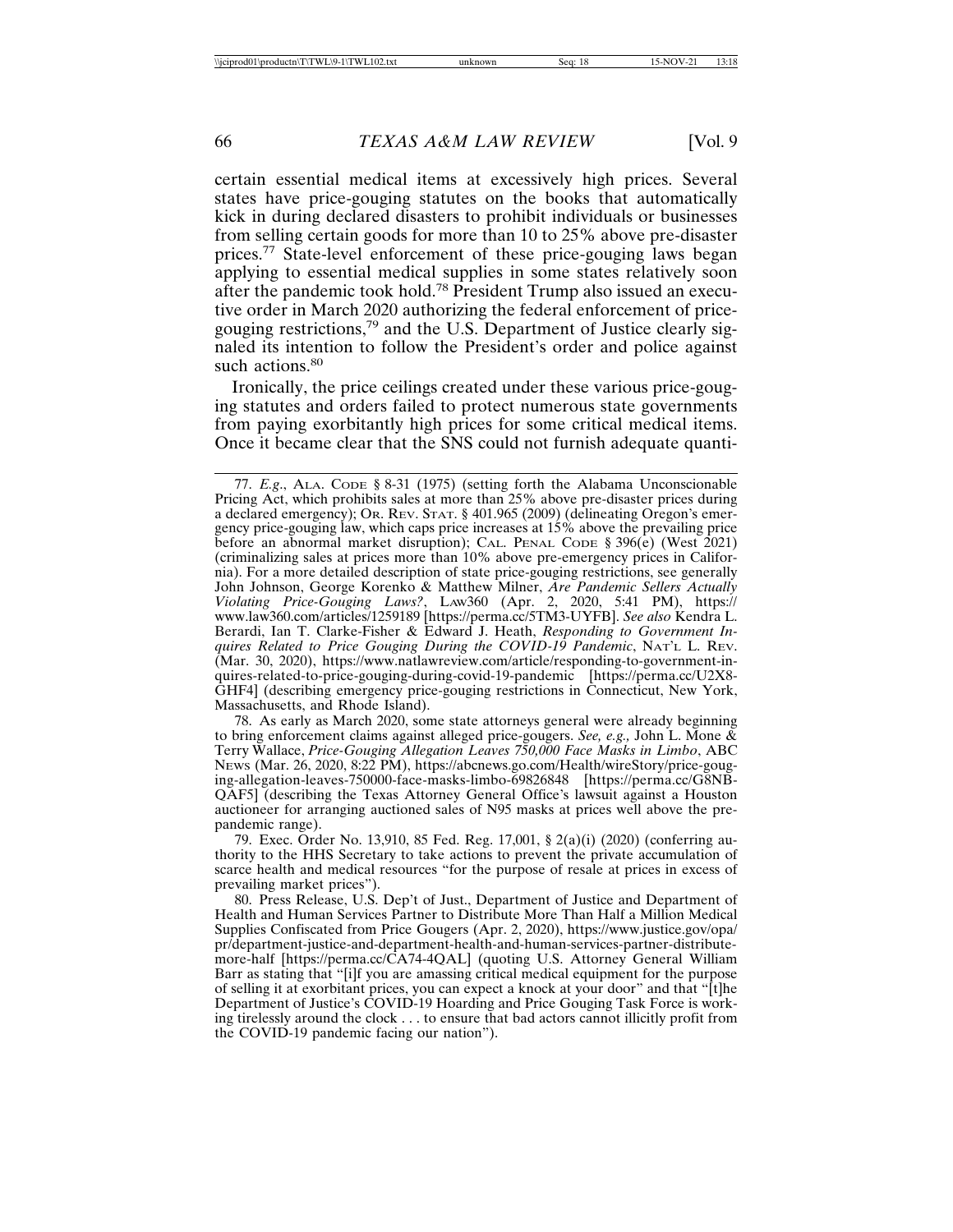certain essential medical items at excessively high prices. Several states have price-gouging statutes on the books that automatically kick in during declared disasters to prohibit individuals or businesses from selling certain goods for more than 10 to 25% above pre-disaster prices.[77] State-level enforcement of these price-gouging laws began applying to essential medical supplies in some states relatively soon after the pandemic took hold.[78] President Trump also issued an executive order in March 2020 authorizing the federal enforcement of price-gouging restrictions,[79] and the U.S. Department of Justice clearly signaled its intention to follow the President's order and police against such actions.[80]

Ironically, the price ceilings created under these various price-gouging statutes and orders failed to protect numerous state governments from paying exorbitantly high prices for some critical medical items. Once it became clear that the SNS could not furnish adequate quanti-

77. *E.g.*, ALA. CODE § 8-31 (1975) (setting forth the Alabama Unconscionable Pricing Act, which prohibits sales at more than 25% above pre-disaster prices during a declared emergency); OR. REV. STAT. § 401.965 (2009) (delineating Oregon's emergency price-gouging law, which caps price increases at 15% above the prevailing price before an abnormal market disruption); CAL. PENAL CODE § 396(e) (West 2021) (criminalizing sales at prices more than 10% above pre-emergency prices in California). For a more detailed description of state price-gouging restrictions, see generally John Johnson, George Korenko & Matthew Milner, *Are Pandemic Sellers Actually Violating Price-Gouging Laws?*, LAW360 (Apr. 2, 2020, 5:41 PM), https://www.law360.com/articles/1259189 [https://perma.cc/5TM3-UYFB]. *See also* Kendra L. Berardi, Ian T. Clarke-Fisher & Edward J. Heath, *Responding to Government Inquires Related to Price Gouging During the COVID-19 Pandemic*, NAT'L L. REV. (Mar. 30, 2020), https://www.natlawreview.com/article/responding-to-government-inquires-related-to-price-gouging-during-covid-19-pandemic [https://perma.cc/U2X8-GHF4] (describing emergency price-gouging restrictions in Connecticut, New York, Massachusetts, and Rhode Island).

78. As early as March 2020, some state attorneys general were already beginning to bring enforcement claims against alleged price-gougers. *See, e.g.,* John L. Mone & Terry Wallace, *Price-Gouging Allegation Leaves 750,000 Face Masks in Limbo*, ABC NEWS (Mar. 26, 2020, 8:22 PM), https://abcnews.go.com/Health/wireStory/price-gouging-allegation-leaves-750000-face-masks-limbo-69826848 [https://perma.cc/G8NB-QAF5] (describing the Texas Attorney General Office's lawsuit against a Houston auctioneer for arranging auctioned sales of N95 masks at prices well above the pre-pandemic range).

79. Exec. Order No. 13,910, 85 Fed. Reg. 17,001, § 2(a)(i) (2020) (conferring authority to the HHS Secretary to take actions to prevent the private accumulation of scarce health and medical resources "for the purpose of resale at prices in excess of prevailing market prices").

80. Press Release, U.S. Dep't of Just., Department of Justice and Department of Health and Human Services Partner to Distribute More Than Half a Million Medical Supplies Confiscated from Price Gougers (Apr. 2, 2020), https://www.justice.gov/opa/pr/department-justice-and-department-health-and-human-services-partner-distribute-more-half [https://perma.cc/CA74-4QAL] (quoting U.S. Attorney General William Barr as stating that "[i]f you are amassing critical medical equipment for the purpose of selling it at exorbitant prices, you can expect a knock at your door" and that "[t]he Department of Justice's COVID-19 Hoarding and Price Gouging Task Force is working tirelessly around the clock . . . to ensure that bad actors cannot illicitly profit from the COVID-19 pandemic facing our nation").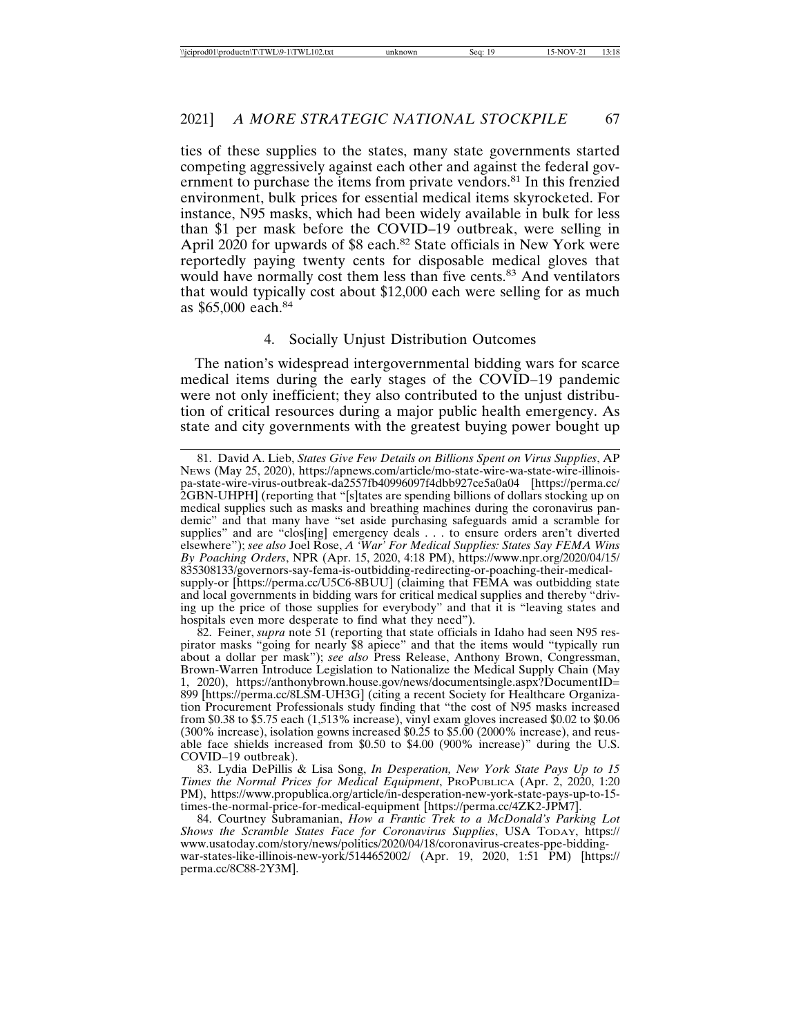ties of these supplies to the states, many state governments started competing aggressively against each other and against the federal government to purchase the items from private vendors.[81] In this frenzied environment, bulk prices for essential medical items skyrocketed. For instance, N95 masks, which had been widely available in bulk for less than $1 per mask before the COVID–19 outbreak, were selling in April 2020 for upwards of $8 each.[82] State officials in New York were reportedly paying twenty cents for disposable medical gloves that would have normally cost them less than five cents.[83] And ventilators that would typically cost about $12,000 each were selling for as much as $65,000 each.[84]

### 4. Socially Unjust Distribution Outcomes

The nation's widespread intergovernmental bidding wars for scarce medical items during the early stages of the COVID–19 pandemic were not only inefficient; they also contributed to the unjust distribution of critical resources during a major public health emergency. As state and city governments with the greatest buying power bought up

---

81. David A. Lieb, *States Give Few Details on Billions Spent on Virus Supplies*, AP NEWS (May 25, 2020), https://apnews.com/article/mo-state-wire-wa-state-wire-illinois-pa-state-wire-virus-outbreak-da2557fb40996097f4dbb927ce5a0a04 [https://perma.cc/2GBN-UHPH] (reporting that "[s]tates are spending billions of dollars stocking up on medical supplies such as masks and breathing machines during the coronavirus pandemic" and that many have "set aside purchasing safeguards amid a scramble for supplies" and are "clos[ing] emergency deals . . . to ensure orders aren't diverted elsewhere"); *see also* Joel Rose, *A 'War' For Medical Supplies: States Say FEMA Wins By Poaching Orders*, NPR (Apr. 15, 2020, 4:18 PM), https://www.npr.org/2020/04/15/835308133/governors-say-fema-is-outbidding-redirecting-or-poaching-their-medical-supply-or [https://perma.cc/U5C6-8BUU] (claiming that FEMA was outbidding state and local governments in bidding wars for critical medical supplies and thereby "driving up the price of those supplies for everybody" and that it is "leaving states and hospitals even more desperate to find what they need").

82. Feiner, *supra* note 51 (reporting that state officials in Idaho had seen N95 respirator masks "going for nearly $8 apiece" and that the items would "typically run about a dollar per mask"); *see also* Press Release, Anthony Brown, Congressman, Brown-Warren Introduce Legislation to Nationalize the Medical Supply Chain (May 1, 2020), https://anthonybrown.house.gov/news/documentsingle.aspx?DocumentID=899 [https://perma.cc/8LSM-UH3G] (citing a recent Society for Healthcare Organization Procurement Professionals study finding that "the cost of N95 masks increased from $0.38 to $5.75 each (1,513% increase), vinyl exam gloves increased $0.02 to $0.06 (300% increase), isolation gowns increased $0.25 to $5.00 (2000% increase), and reusable face shields increased from $0.50 to $4.00 (900% increase)" during the U.S. COVID–19 outbreak).

83. Lydia DePillis & Lisa Song, *In Desperation, New York State Pays Up to 15 Times the Normal Prices for Medical Equipment*, PROPUBLICA (Apr. 2, 2020, 1:20 PM), https://www.propublica.org/article/in-desperation-new-york-state-pays-up-to-15-times-the-normal-price-for-medical-equipment [https://perma.cc/4ZK2-JPM7].

84. Courtney Subramanian, *How a Frantic Trek to a McDonald's Parking Lot Shows the Scramble States Face for Coronavirus Supplies*, USA TODAY, https://www.usatoday.com/story/news/politics/2020/04/18/coronavirus-creates-ppe-bidding-war-states-like-illinois-new-york/5144652002/ (Apr. 19, 2020, 1:51 PM) [https://perma.cc/8C88-2Y3M].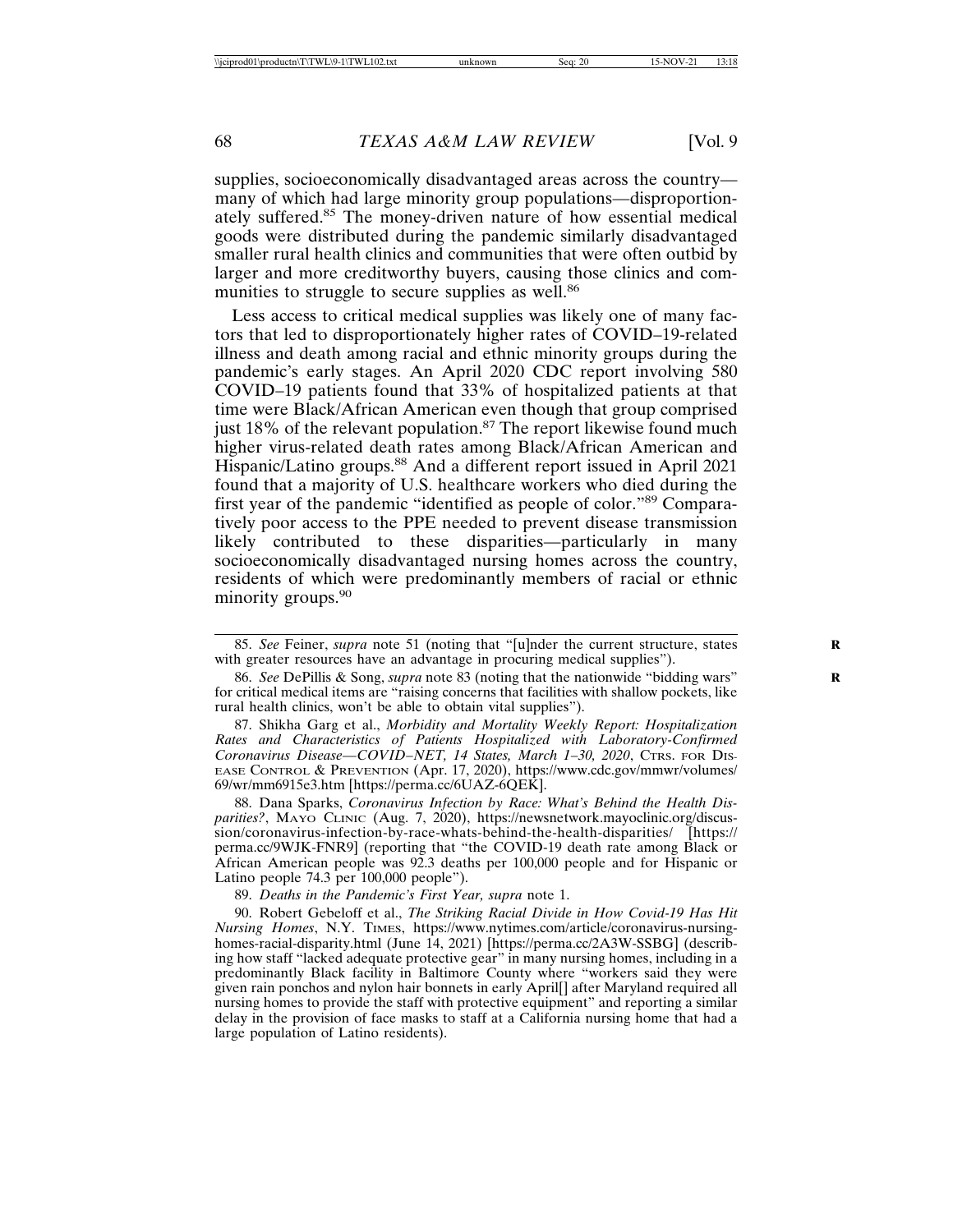supplies, socioeconomically disadvantaged areas across the country—many of which had large minority group populations—disproportionately suffered.[85] The money-driven nature of how essential medical goods were distributed during the pandemic similarly disadvantaged smaller rural health clinics and communities that were often outbid by larger and more creditworthy buyers, causing those clinics and communities to struggle to secure supplies as well.[86]

Less access to critical medical supplies was likely one of many factors that led to disproportionately higher rates of COVID–19-related illness and death among racial and ethnic minority groups during the pandemic's early stages. An April 2020 CDC report involving 580 COVID–19 patients found that 33% of hospitalized patients at that time were Black/African American even though that group comprised just 18% of the relevant population.[87] The report likewise found much higher virus-related death rates among Black/African American and Hispanic/Latino groups.[88] And a different report issued in April 2021 found that a majority of U.S. healthcare workers who died during the first year of the pandemic "identified as people of color."[89] Comparatively poor access to the PPE needed to prevent disease transmission likely contributed to these disparities—particularly in many socioeconomically disadvantaged nursing homes across the country, residents of which were predominantly members of racial or ethnic minority groups.[90]

---

85. *See* Feiner, *supra* note 51 (noting that "[u]nder the current structure, states with greater resources have an advantage in procuring medical supplies").

86. *See* DePillis & Song, *supra* note 83 (noting that the nationwide "bidding wars" for critical medical items are "raising concerns that facilities with shallow pockets, like rural health clinics, won't be able to obtain vital supplies").

87. Shikha Garg et al., *Morbidity and Mortality Weekly Report: Hospitalization Rates and Characteristics of Patients Hospitalized with Laboratory-Confirmed Coronavirus Disease—COVID–NET, 14 States, March 1–30, 2020*, CTRS. FOR DISEASE CONTROL & PREVENTION (Apr. 17, 2020), https://www.cdc.gov/mmwr/volumes/69/wr/mm6915e3.htm [https://perma.cc/6UAZ-6QEK].

88. Dana Sparks, *Coronavirus Infection by Race: What's Behind the Health Disparities?*, MAYO CLINIC (Aug. 7, 2020), https://newsnetwork.mayoclinic.org/discussion/coronavirus-infection-by-race-whats-behind-the-health-disparities/ [https://perma.cc/9WJK-FNR9] (reporting that "the COVID-19 death rate among Black or African American people was 92.3 deaths per 100,000 people and for Hispanic or Latino people 74.3 per 100,000 people").

89. *Deaths in the Pandemic's First Year, supra* note 1.

90. Robert Gebeloff et al., *The Striking Racial Divide in How Covid-19 Has Hit Nursing Homes*, N.Y. TIMES, https://www.nytimes.com/article/coronavirus-nursing-homes-racial-disparity.html (June 14, 2021) [https://perma.cc/2A3W-SSBG] (describing how staff "lacked adequate protective gear" in many nursing homes, including in a predominantly Black facility in Baltimore County where "workers said they were given rain ponchos and nylon hair bonnets in early April[] after Maryland required all nursing homes to provide the staff with protective equipment" and reporting a similar delay in the provision of face masks to staff at a California nursing home that had a large population of Latino residents).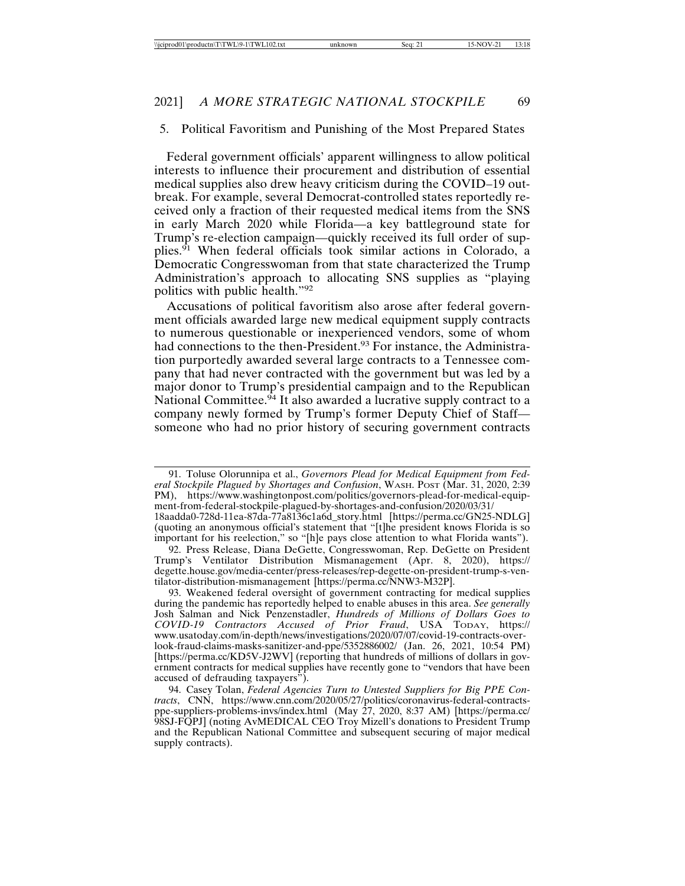### 5. Political Favoritism and Punishing of the Most Prepared States

Federal government officials' apparent willingness to allow political interests to influence their procurement and distribution of essential medical supplies also drew heavy criticism during the COVID–19 outbreak. For example, several Democrat-controlled states reportedly received only a fraction of their requested medical items from the SNS in early March 2020 while Florida—a key battleground state for Trump's re-election campaign—quickly received its full order of supplies.[91] When federal officials took similar actions in Colorado, a Democratic Congresswoman from that state characterized the Trump Administration's approach to allocating SNS supplies as "playing politics with public health."[92]

Accusations of political favoritism also arose after federal government officials awarded large new medical equipment supply contracts to numerous questionable or inexperienced vendors, some of whom had connections to the then-President.[93] For instance, the Administration purportedly awarded several large contracts to a Tennessee company that had never contracted with the government but was led by a major donor to Trump's presidential campaign and to the Republican National Committee.[94] It also awarded a lucrative supply contract to a company newly formed by Trump's former Deputy Chief of Staff—someone who had no prior history of securing government contracts

---

91. Toluse Olorunnipa et al., *Governors Plead for Medical Equipment from Federal Stockpile Plagued by Shortages and Confusion*, WASH. POST (Mar. 31, 2020, 2:39 PM), https://www.washingtonpost.com/politics/governors-plead-for-medical-equipment-from-federal-stockpile-plagued-by-shortages-and-confusion/2020/03/31/18aadda0-728d-11ea-87da-77a8136c1a6d_story.html [https://perma.cc/GN25-NDLG] (quoting an anonymous official's statement that "[t]he president knows Florida is so important for his reelection," so "[h]e pays close attention to what Florida wants").

92. Press Release, Diana DeGette, Congresswoman, Rep. DeGette on President Trump's Ventilator Distribution Mismanagement (Apr. 8, 2020), https://degette.house.gov/media-center/press-releases/rep-degette-on-president-trump-s-ventilator-distribution-mismanagement [https://perma.cc/NNW3-M32P].

93. Weakened federal oversight of government contracting for medical supplies during the pandemic has reportedly helped to enable abuses in this area. *See generally* Josh Salman and Nick Penzenstadler, *Hundreds of Millions of Dollars Goes to COVID-19 Contractors Accused of Prior Fraud*, USA TODAY, https://www.usatoday.com/in-depth/news/investigations/2020/07/07/covid-19-contracts-overlook-fraud-claims-masks-sanitizer-and-ppe/5352886002/ (Jan. 26, 2021, 10:54 PM) [https://perma.cc/KD5V-J2WV] (reporting that hundreds of millions of dollars in government contracts for medical supplies have recently gone to "vendors that have been accused of defrauding taxpayers").

94. Casey Tolan, *Federal Agencies Turn to Untested Suppliers for Big PPE Contracts*, CNN, https://www.cnn.com/2020/05/27/politics/coronavirus-federal-contracts-ppe-suppliers-problems-invs/index.html (May 27, 2020, 8:37 AM) [https://perma.cc/98SJ-FQPJ] (noting AvMEDICAL CEO Troy Mizell's donations to President Trump and the Republican National Committee and subsequent securing of major medical supply contracts).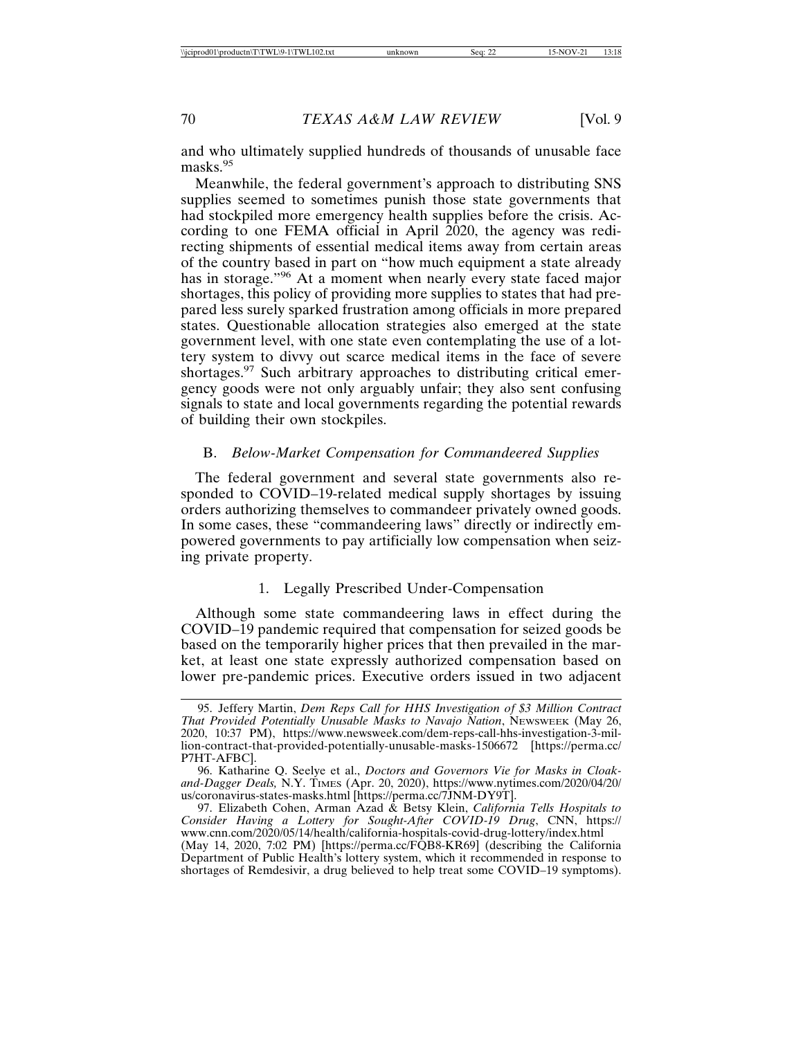and who ultimately supplied hundreds of thousands of unusable face masks.[95]

Meanwhile, the federal government's approach to distributing SNS supplies seemed to sometimes punish those state governments that had stockpiled more emergency health supplies before the crisis. According to one FEMA official in April 2020, the agency was redirecting shipments of essential medical items away from certain areas of the country based in part on "how much equipment a state already has in storage."[96] At a moment when nearly every state faced major shortages, this policy of providing more supplies to states that had prepared less surely sparked frustration among officials in more prepared states. Questionable allocation strategies also emerged at the state government level, with one state even contemplating the use of a lottery system to divvy out scarce medical items in the face of severe shortages.[97] Such arbitrary approaches to distributing critical emergency goods were not only arguably unfair; they also sent confusing signals to state and local governments regarding the potential rewards of building their own stockpiles.

### B. *Below-Market Compensation for Commandeered Supplies*

The federal government and several state governments also responded to COVID–19-related medical supply shortages by issuing orders authorizing themselves to commandeer privately owned goods. In some cases, these "commandeering laws" directly or indirectly empowered governments to pay artificially low compensation when seizing private property.

#### 1. Legally Prescribed Under-Compensation

Although some state commandeering laws in effect during the COVID–19 pandemic required that compensation for seized goods be based on the temporarily higher prices that then prevailed in the market, at least one state expressly authorized compensation based on lower pre-pandemic prices. Executive orders issued in two adjacent

95. Jeffery Martin, *Dem Reps Call for HHS Investigation of $3 Million Contract That Provided Potentially Unusable Masks to Navajo Nation*, Newsweek (May 26, 2020, 10:37 PM), https://www.newsweek.com/dem-reps-call-hhs-investigation-3-million-contract-that-provided-potentially-unusable-masks-1506672 [https://perma.cc/P7HT-AFBC].

96. Katharine Q. Seelye et al., *Doctors and Governors Vie for Masks in Cloak-and-Dagger Deals,* N.Y. Times (Apr. 20, 2020), https://www.nytimes.com/2020/04/20/us/coronavirus-states-masks.html [https://perma.cc/7JNM-DY9T].

97. Elizabeth Cohen, Arman Azad & Betsy Klein, *California Tells Hospitals to Consider Having a Lottery for Sought-After COVID-19 Drug*, CNN, https://www.cnn.com/2020/05/14/health/california-hospitals-covid-drug-lottery/index.html (May 14, 2020, 7:02 PM) [https://perma.cc/FQB8-KR69] (describing the California Department of Public Health's lottery system, which it recommended in response to shortages of Remdesivir, a drug believed to help treat some COVID–19 symptoms).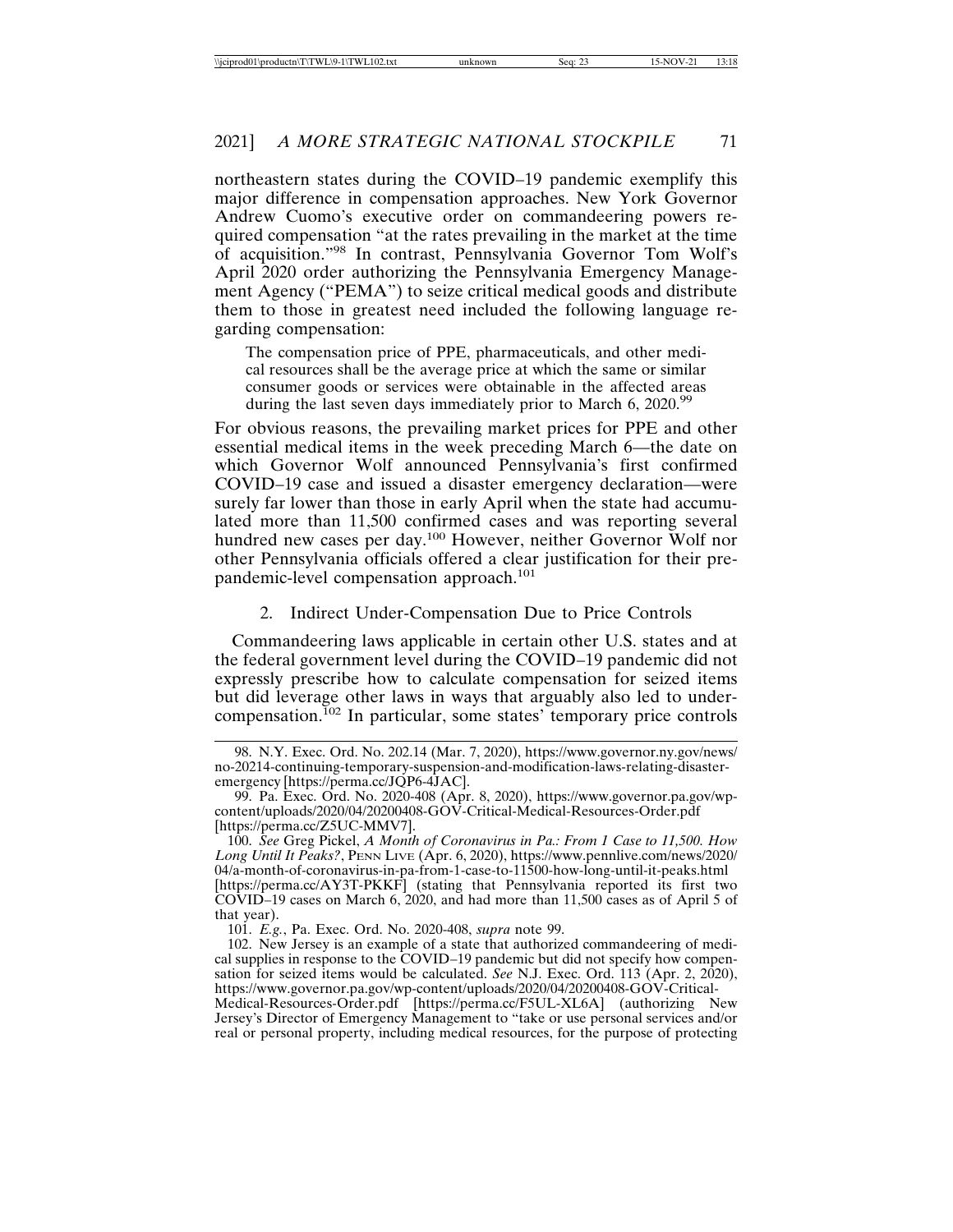northeastern states during the COVID–19 pandemic exemplify this major difference in compensation approaches. New York Governor Andrew Cuomo's executive order on commandeering powers required compensation "at the rates prevailing in the market at the time of acquisition."[98] In contrast, Pennsylvania Governor Tom Wolf's April 2020 order authorizing the Pennsylvania Emergency Management Agency ("PEMA") to seize critical medical goods and distribute them to those in greatest need included the following language regarding compensation:

> The compensation price of PPE, pharmaceuticals, and other medical resources shall be the average price at which the same or similar consumer goods or services were obtainable in the affected areas during the last seven days immediately prior to March 6, 2020.[99]

For obvious reasons, the prevailing market prices for PPE and other essential medical items in the week preceding March 6—the date on which Governor Wolf announced Pennsylvania's first confirmed COVID–19 case and issued a disaster emergency declaration—were surely far lower than those in early April when the state had accumulated more than 11,500 confirmed cases and was reporting several hundred new cases per day.[100] However, neither Governor Wolf nor other Pennsylvania officials offered a clear justification for their pre-pandemic-level compensation approach.[101]

### 2. Indirect Under-Compensation Due to Price Controls

Commandeering laws applicable in certain other U.S. states and at the federal government level during the COVID–19 pandemic did not expressly prescribe how to calculate compensation for seized items but did leverage other laws in ways that arguably also led to under-compensation.[102] In particular, some states' temporary price controls

---

98. N.Y. Exec. Ord. No. 202.14 (Mar. 7, 2020), https://www.governor.ny.gov/news/no-20214-continuing-temporary-suspension-and-modification-laws-relating-disaster-emergency [https://perma.cc/JQP6-4JAC].

99. Pa. Exec. Ord. No. 2020-408 (Apr. 8, 2020), https://www.governor.pa.gov/wp-content/uploads/2020/04/20200408-GOV-Critical-Medical-Resources-Order.pdf [https://perma.cc/Z5UC-MMV7].

100. *See* Greg Pickel, *A Month of Coronavirus in Pa.: From 1 Case to 11,500. How Long Until It Peaks?*, PENN LIVE (Apr. 6, 2020), https://www.pennlive.com/news/2020/04/a-month-of-coronavirus-in-pa-from-1-case-to-11500-how-long-until-it-peaks.html [https://perma.cc/AY3T-PKKF] (stating that Pennsylvania reported its first two COVID–19 cases on March 6, 2020, and had more than 11,500 cases as of April 5 of that year).

101. *E.g.*, Pa. Exec. Ord. No. 2020-408, *supra* note 99.

102. New Jersey is an example of a state that authorized commandeering of medical supplies in response to the COVID–19 pandemic but did not specify how compensation for seized items would be calculated. *See* N.J. Exec. Ord. 113 (Apr. 2, 2020), https://www.governor.pa.gov/wp-content/uploads/2020/04/20200408-GOV-Critical-Medical-Resources-Order.pdf [https://perma.cc/F5UL-XL6A] (authorizing New Jersey's Director of Emergency Management to "take or use personal services and/or real or personal property, including medical resources, for the purpose of protecting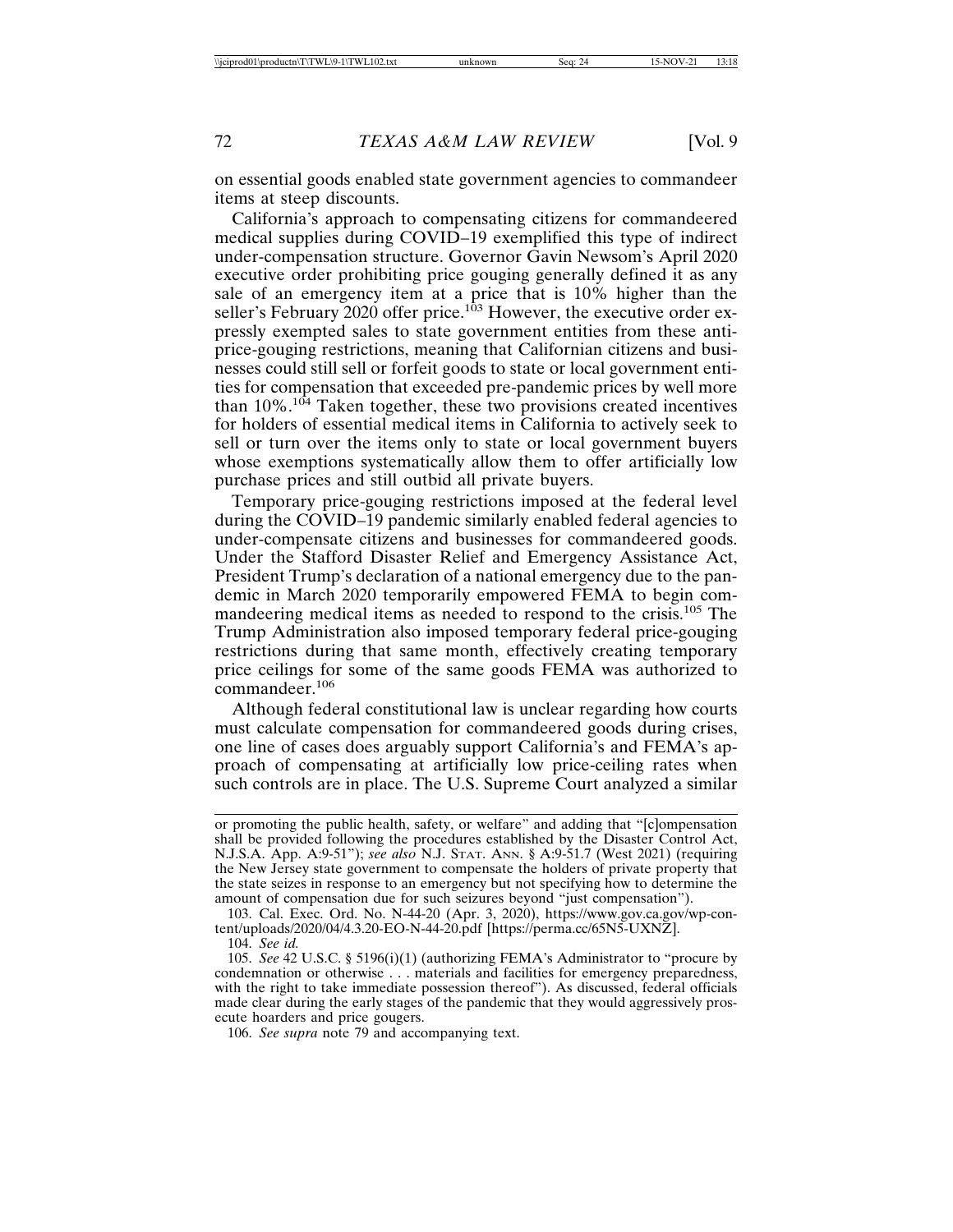on essential goods enabled state government agencies to commandeer items at steep discounts.

California's approach to compensating citizens for commandeered medical supplies during COVID–19 exemplified this type of indirect under-compensation structure. Governor Gavin Newsom's April 2020 executive order prohibiting price gouging generally defined it as any sale of an emergency item at a price that is 10% higher than the seller's February 2020 offer price.[103] However, the executive order expressly exempted sales to state government entities from these anti-price-gouging restrictions, meaning that Californian citizens and businesses could still sell or forfeit goods to state or local government entities for compensation that exceeded pre-pandemic prices by well more than 10%.[104] Taken together, these two provisions created incentives for holders of essential medical items in California to actively seek to sell or turn over the items only to state or local government buyers whose exemptions systematically allow them to offer artificially low purchase prices and still outbid all private buyers.

Temporary price-gouging restrictions imposed at the federal level during the COVID–19 pandemic similarly enabled federal agencies to under-compensate citizens and businesses for commandeered goods. Under the Stafford Disaster Relief and Emergency Assistance Act, President Trump's declaration of a national emergency due to the pandemic in March 2020 temporarily empowered FEMA to begin commandeering medical items as needed to respond to the crisis.[105] The Trump Administration also imposed temporary federal price-gouging restrictions during that same month, effectively creating temporary price ceilings for some of the same goods FEMA was authorized to commandeer.[106]

Although federal constitutional law is unclear regarding how courts must calculate compensation for commandeered goods during crises, one line of cases does arguably support California's and FEMA's approach of compensating at artificially low price-ceiling rates when such controls are in place. The U.S. Supreme Court analyzed a similar

---

or promoting the public health, safety, or welfare" and adding that "[c]ompensation shall be provided following the procedures established by the Disaster Control Act, N.J.S.A. App. A:9-51"); *see also* N.J. Stat. Ann. § A:9-51.7 (West 2021) (requiring the New Jersey state government to compensate the holders of private property that the state seizes in response to an emergency but not specifying how to determine the amount of compensation due for such seizures beyond "just compensation").

103. Cal. Exec. Ord. No. N-44-20 (Apr. 3, 2020), https://www.gov.ca.gov/wp-content/uploads/2020/04/4.3.20-EO-N-44-20.pdf [https://perma.cc/65N5-UXNZ].

104. *See id.*

105. *See* 42 U.S.C. § 5196(i)(1) (authorizing FEMA's Administrator to "procure by condemnation or otherwise . . . materials and facilities for emergency preparedness, with the right to take immediate possession thereof"). As discussed, federal officials made clear during the early stages of the pandemic that they would aggressively prosecute hoarders and price gougers.

106. *See supra* note 79 and accompanying text.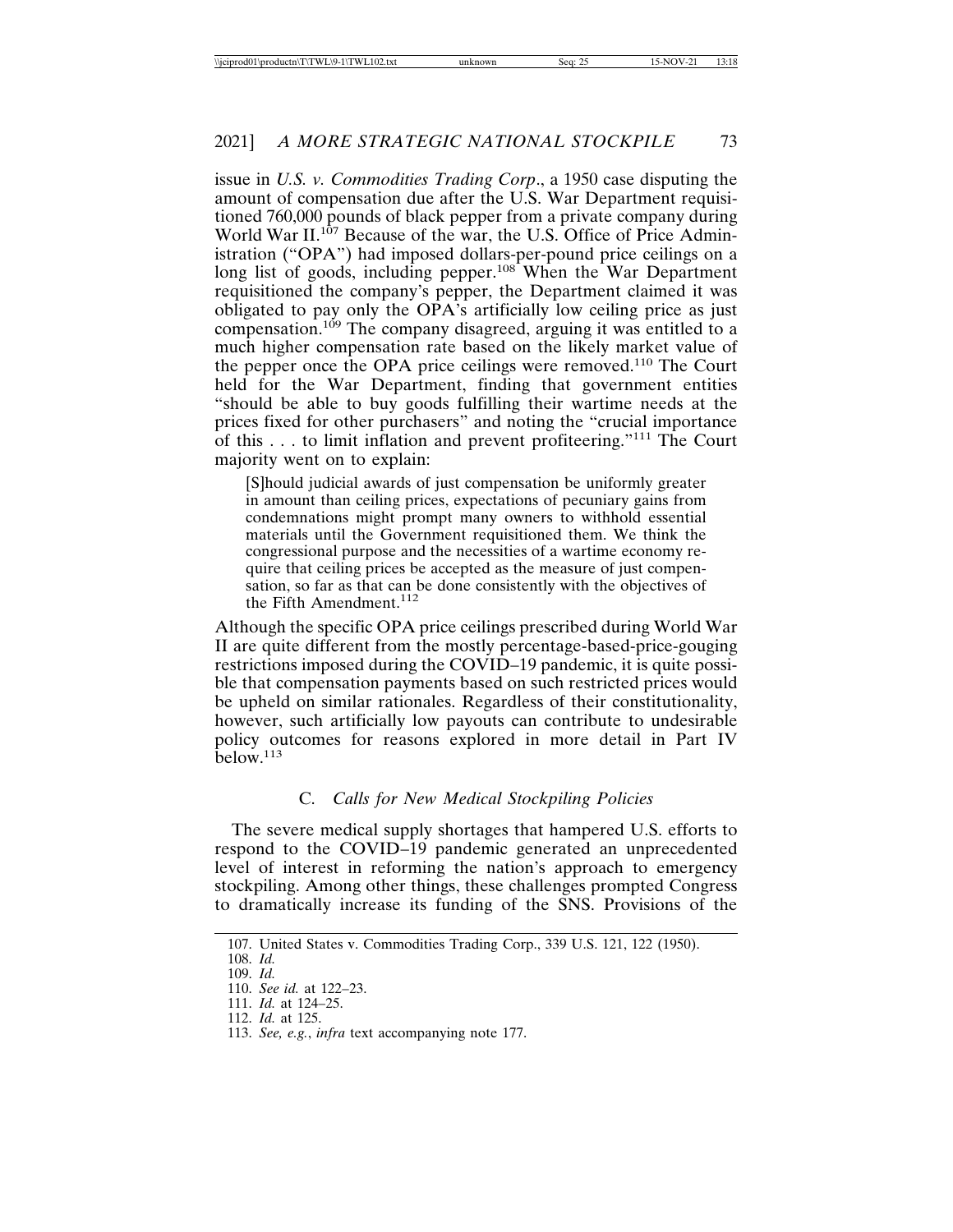issue in *U.S. v. Commodities Trading Corp*., a 1950 case disputing the amount of compensation due after the U.S. War Department requisitioned 760,000 pounds of black pepper from a private company during World War II.[107] Because of the war, the U.S. Office of Price Administration ("OPA") had imposed dollars-per-pound price ceilings on a long list of goods, including pepper.[108] When the War Department requisitioned the company's pepper, the Department claimed it was obligated to pay only the OPA's artificially low ceiling price as just compensation.[109] The company disagreed, arguing it was entitled to a much higher compensation rate based on the likely market value of the pepper once the OPA price ceilings were removed.[110] The Court held for the War Department, finding that government entities "should be able to buy goods fulfilling their wartime needs at the prices fixed for other purchasers" and noting the "crucial importance of this . . . to limit inflation and prevent profiteering."[111] The Court majority went on to explain:

> [S]hould judicial awards of just compensation be uniformly greater in amount than ceiling prices, expectations of pecuniary gains from condemnations might prompt many owners to withhold essential materials until the Government requisitioned them. We think the congressional purpose and the necessities of a wartime economy require that ceiling prices be accepted as the measure of just compensation, so far as that can be done consistently with the objectives of the Fifth Amendment.[112]

Although the specific OPA price ceilings prescribed during World War II are quite different from the mostly percentage-based-price-gouging restrictions imposed during the COVID–19 pandemic, it is quite possible that compensation payments based on such restricted prices would be upheld on similar rationales. Regardless of their constitutionality, however, such artificially low payouts can contribute to undesirable policy outcomes for reasons explored in more detail in Part IV below.[113]

### C. *Calls for New Medical Stockpiling Policies*

The severe medical supply shortages that hampered U.S. efforts to respond to the COVID–19 pandemic generated an unprecedented level of interest in reforming the nation's approach to emergency stockpiling. Among other things, these challenges prompted Congress to dramatically increase its funding of the SNS. Provisions of the

---

107. United States v. Commodities Trading Corp., 339 U.S. 121, 122 (1950).
108. *Id.*
109. *Id.*
110. *See id.* at 122–23.
111. *Id.* at 124–25.
112. *Id.* at 125.
113. *See, e.g.*, *infra* text accompanying note 177.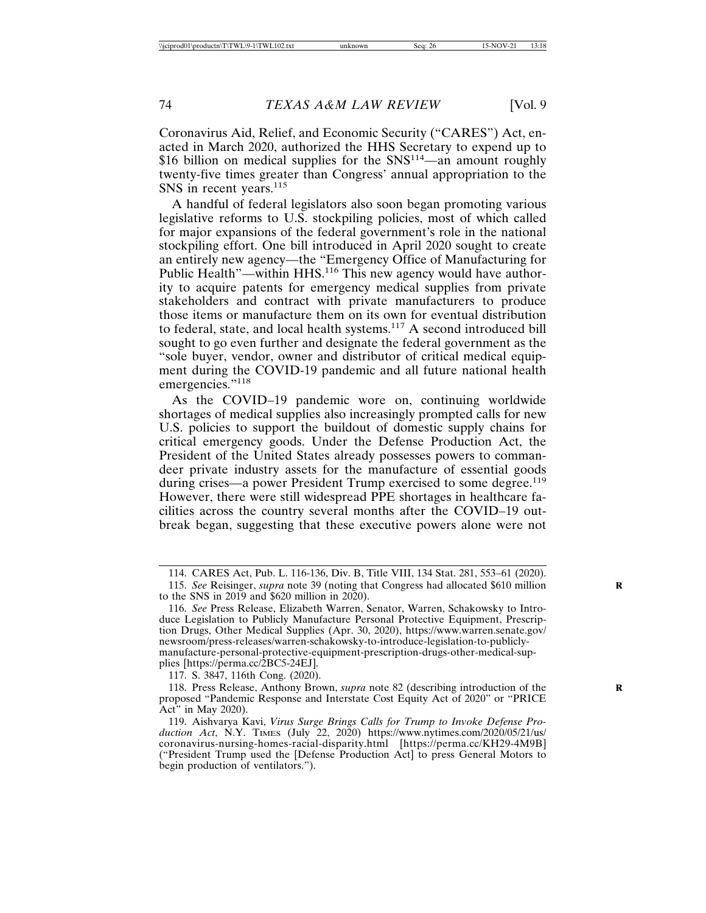Coronavirus Aid, Relief, and Economic Security ("CARES") Act, enacted in March 2020, authorized the HHS Secretary to expend up to $16 billion on medical supplies for the SNS[114]—an amount roughly twenty-five times greater than Congress' annual appropriation to the SNS in recent years.[115]

A handful of federal legislators also soon began promoting various legislative reforms to U.S. stockpiling policies, most of which called for major expansions of the federal government's role in the national stockpiling effort. One bill introduced in April 2020 sought to create an entirely new agency—the "Emergency Office of Manufacturing for Public Health"—within HHS.[116] This new agency would have authority to acquire patents for emergency medical supplies from private stakeholders and contract with private manufacturers to produce those items or manufacture them on its own for eventual distribution to federal, state, and local health systems.[117] A second introduced bill sought to go even further and designate the federal government as the "sole buyer, vendor, owner and distributor of critical medical equipment during the COVID-19 pandemic and all future national health emergencies."[118]

As the COVID–19 pandemic wore on, continuing worldwide shortages of medical supplies also increasingly prompted calls for new U.S. policies to support the buildout of domestic supply chains for critical emergency goods. Under the Defense Production Act, the President of the United States already possesses powers to commandeer private industry assets for the manufacture of essential goods during crises—a power President Trump exercised to some degree.[119] However, there were still widespread PPE shortages in healthcare facilities across the country several months after the COVID–19 outbreak began, suggesting that these executive powers alone were not

---

114. CARES Act, Pub. L. 116-136, Div. B, Title VIII, 134 Stat. 281, 553–61 (2020).

115. *See* Reisinger, *supra* note 39 (noting that Congress had allocated $610 million to the SNS in 2019 and $620 million in 2020).

116. *See* Press Release, Elizabeth Warren, Senator, Warren, Schakowsky to Introduce Legislation to Publicly Manufacture Personal Protective Equipment, Prescription Drugs, Other Medical Supplies (Apr. 30, 2020), https://www.warren.senate.gov/newsroom/press-releases/warren-schakowsky-to-introduce-legislation-to-publicly-manufacture-personal-protective-equipment-prescription-drugs-other-medical-supplies [https://perma.cc/2BC5-24EJ].

117. S. 3847, 116th Cong. (2020).

118. Press Release, Anthony Brown, *supra* note 82 (describing introduction of the proposed "Pandemic Response and Interstate Cost Equity Act of 2020" or "PRICE Act" in May 2020).

119. Aishvarya Kavi, *Virus Surge Brings Calls for Trump to Invoke Defense Production Act*, N.Y. TIMES (July 22, 2020) https://www.nytimes.com/2020/05/21/us/coronavirus-nursing-homes-racial-disparity.html [https://perma.cc/KH29-4M9B] ("President Trump used the [Defense Production Act] to press General Motors to begin production of ventilators.").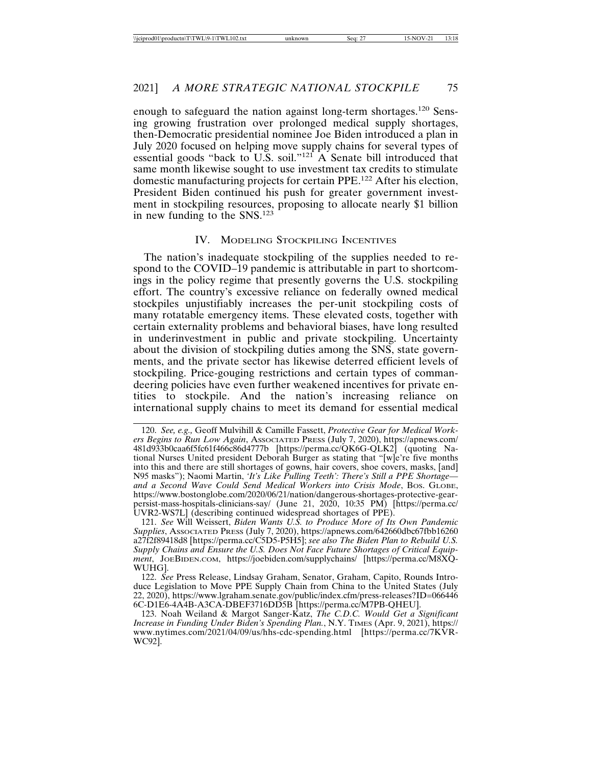enough to safeguard the nation against long-term shortages.[120] Sensing growing frustration over prolonged medical supply shortages, then-Democratic presidential nominee Joe Biden introduced a plan in July 2020 focused on helping move supply chains for several types of essential goods "back to U.S. soil."[121] A Senate bill introduced that same month likewise sought to use investment tax credits to stimulate domestic manufacturing projects for certain PPE.[122] After his election, President Biden continued his push for greater government investment in stockpiling resources, proposing to allocate nearly $1 billion in new funding to the SNS.[123]

## IV. Modeling Stockpiling Incentives

The nation's inadequate stockpiling of the supplies needed to respond to the COVID–19 pandemic is attributable in part to shortcomings in the policy regime that presently governs the U.S. stockpiling effort. The country's excessive reliance on federally owned medical stockpiles unjustifiably increases the per-unit stockpiling costs of many rotatable emergency items. These elevated costs, together with certain externality problems and behavioral biases, have long resulted in underinvestment in public and private stockpiling. Uncertainty about the division of stockpiling duties among the SNS, state governments, and the private sector has likewise deterred efficient levels of stockpiling. Price-gouging restrictions and certain types of commandeering policies have even further weakened incentives for private entities to stockpile. And the nation's increasing reliance on international supply chains to meet its demand for essential medical

---

120. *See, e.g.,* Geoff Mulvihill & Camille Fassett, *Protective Gear for Medical Workers Begins to Run Low Again*, Associated Press (July 7, 2020), https://apnews.com/481d933b0caa6f5fc61f466c86d4777b [https://perma.cc/QK6G-QLK2] (quoting National Nurses United president Deborah Burger as stating that "[w]e're five months into this and there are still shortages of gowns, hair covers, shoe covers, masks, [and] N95 masks"); Naomi Martin, *'It's Like Pulling Teeth': There's Still a PPE Shortage—and a Second Wave Could Send Medical Workers into Crisis Mode*, Bos. Globe, https://www.bostonglobe.com/2020/06/21/nation/dangerous-shortages-protective-gear-persist-mass-hospitals-clinicians-say/ (June 21, 2020, 10:35 PM) [https://perma.cc/UVR2-WS7L] (describing continued widespread shortages of PPE).

121. *See* Will Weissert, *Biden Wants U.S. to Produce More of Its Own Pandemic Supplies*, Associated Press (July 7, 2020), https://apnews.com/642660dbc67fbb16260a27f2f89418d8 [https://perma.cc/C5D5-P5H5]; *see also The Biden Plan to Rebuild U.S. Supply Chains and Ensure the U.S. Does Not Face Future Shortages of Critical Equipment*, JoeBiden.com, https://joebiden.com/supplychains/ [https://perma.cc/M8XQ-WUHG].

122. *See* Press Release, Lindsay Graham, Senator, Graham, Capito, Rounds Introduce Legislation to Move PPE Supply Chain from China to the United States (July 22, 2020), https://www.lgraham.senate.gov/public/index.cfm/press-releases?ID=0664466C-D1E6-4A4B-A3CA-DBEF3716DD5B [https://perma.cc/M7PB-QHEU].

123. Noah Weiland & Margot Sanger-Katz, *The C.D.C. Would Get a Significant Increase in Funding Under Biden's Spending Plan.*, N.Y. Times (Apr. 9, 2021), https://www.nytimes.com/2021/04/09/us/hhs-cdc-spending.html [https://perma.cc/7KVR-WC92].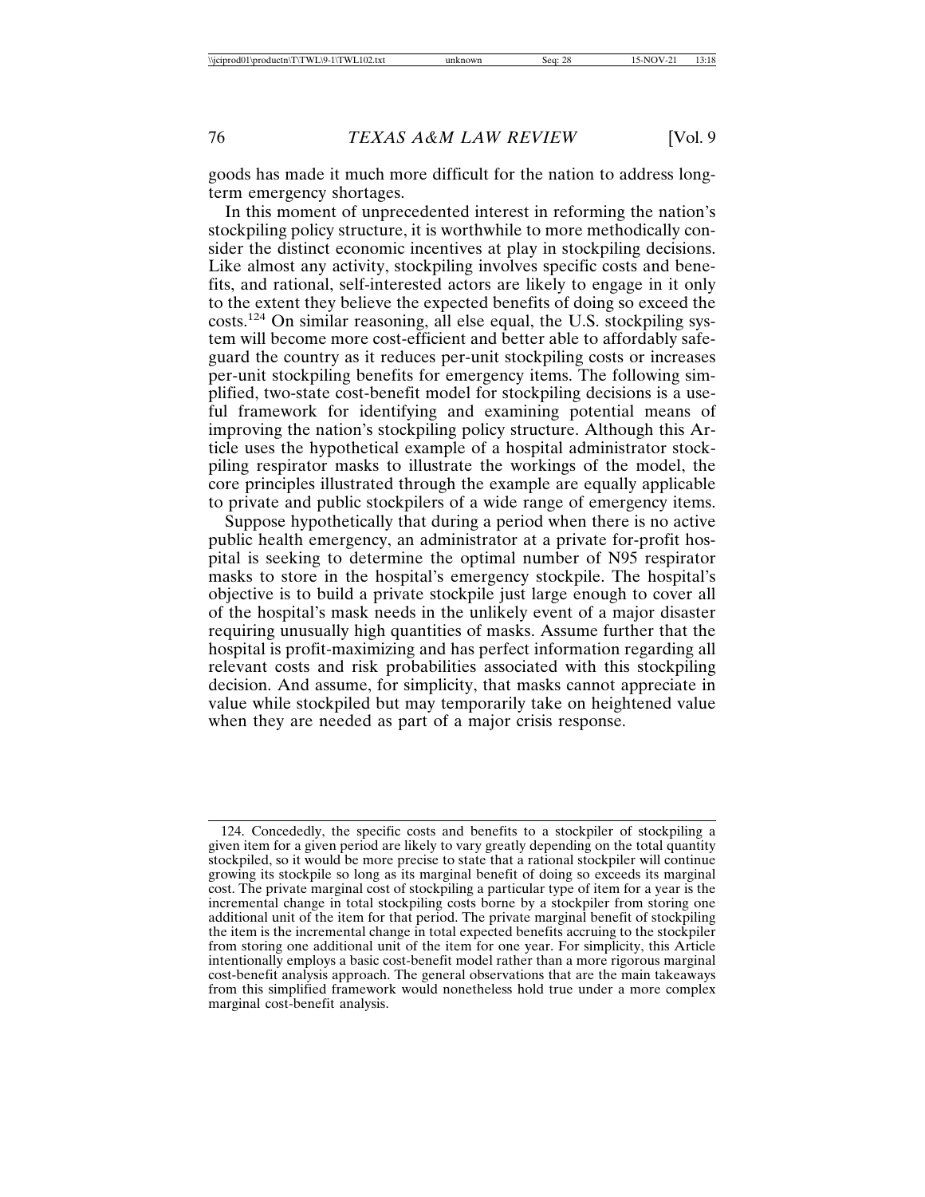goods has made it much more difficult for the nation to address long-term emergency shortages.

In this moment of unprecedented interest in reforming the nation's stockpiling policy structure, it is worthwhile to more methodically consider the distinct economic incentives at play in stockpiling decisions. Like almost any activity, stockpiling involves specific costs and benefits, and rational, self-interested actors are likely to engage in it only to the extent they believe the expected benefits of doing so exceed the costs.[124] On similar reasoning, all else equal, the U.S. stockpiling system will become more cost-efficient and better able to affordably safeguard the country as it reduces per-unit stockpiling costs or increases per-unit stockpiling benefits for emergency items. The following simplified, two-state cost-benefit model for stockpiling decisions is a useful framework for identifying and examining potential means of improving the nation's stockpiling policy structure. Although this Article uses the hypothetical example of a hospital administrator stockpiling respirator masks to illustrate the workings of the model, the core principles illustrated through the example are equally applicable to private and public stockpilers of a wide range of emergency items.

Suppose hypothetically that during a period when there is no active public health emergency, an administrator at a private for-profit hospital is seeking to determine the optimal number of N95 respirator masks to store in the hospital's emergency stockpile. The hospital's objective is to build a private stockpile just large enough to cover all of the hospital's mask needs in the unlikely event of a major disaster requiring unusually high quantities of masks. Assume further that the hospital is profit-maximizing and has perfect information regarding all relevant costs and risk probabilities associated with this stockpiling decision. And assume, for simplicity, that masks cannot appreciate in value while stockpiled but may temporarily take on heightened value when they are needed as part of a major crisis response.

---

124. Concededly, the specific costs and benefits to a stockpiler of stockpiling a given item for a given period are likely to vary greatly depending on the total quantity stockpiled, so it would be more precise to state that a rational stockpiler will continue growing its stockpile so long as its marginal benefit of doing so exceeds its marginal cost. The private marginal cost of stockpiling a particular type of item for a year is the incremental change in total stockpiling costs borne by a stockpiler from storing one additional unit of the item for that period. The private marginal benefit of stockpiling the item is the incremental change in total expected benefits accruing to the stockpiler from storing one additional unit of the item for one year. For simplicity, this Article intentionally employs a basic cost-benefit model rather than a more rigorous marginal cost-benefit analysis approach. The general observations that are the main takeaways from this simplified framework would nonetheless hold true under a more complex marginal cost-benefit analysis.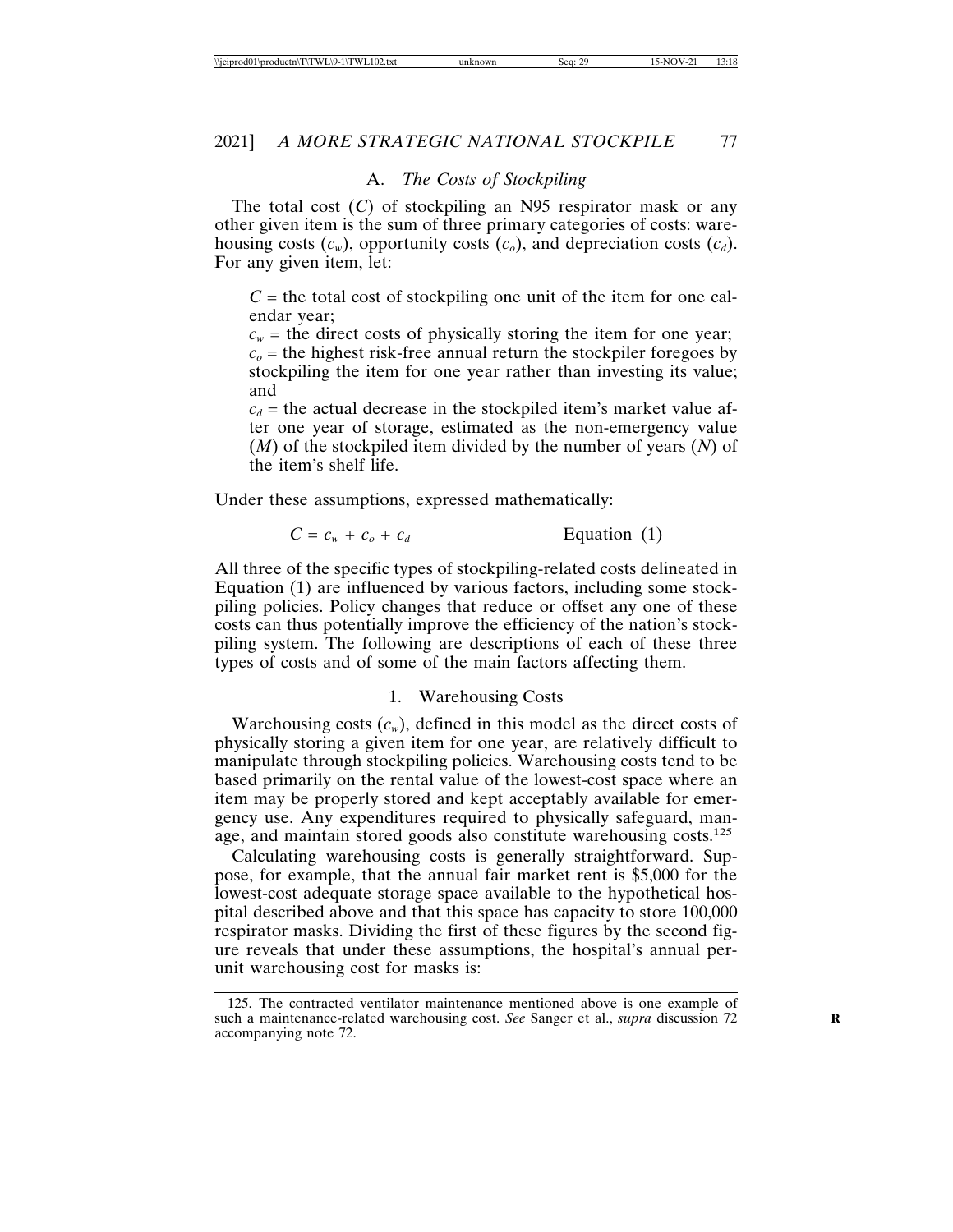### A. *The Costs of Stockpiling*

The total cost ($C$) of stockpiling an N95 respirator mask or any other given item is the sum of three primary categories of costs: warehousing costs ($c_w$), opportunity costs ($c_o$), and depreciation costs ($c_d$). For any given item, let:

> $C$ = the total cost of stockpiling one unit of the item for one calendar year;
>
> $c_w$ = the direct costs of physically storing the item for one year;
>
> $c_o$ = the highest risk-free annual return the stockpiler foregoes by stockpiling the item for one year rather than investing its value; and
>
> $c_d$ = the actual decrease in the stockpiled item's market value after one year of storage, estimated as the non-emergency value ($M$) of the stockpiled item divided by the number of years ($N$) of the item's shelf life.

Under these assumptions, expressed mathematically:

$$C = c_w + c_o + c_d \qquad \text{Equation (1)}$$

All three of the specific types of stockpiling-related costs delineated in Equation (1) are influenced by various factors, including some stockpiling policies. Policy changes that reduce or offset any one of these costs can thus potentially improve the efficiency of the nation's stockpiling system. The following are descriptions of each of these three types of costs and of some of the main factors affecting them.

#### 1. Warehousing Costs

Warehousing costs ($c_w$), defined in this model as the direct costs of physically storing a given item for one year, are relatively difficult to manipulate through stockpiling policies. Warehousing costs tend to be based primarily on the rental value of the lowest-cost space where an item may be properly stored and kept acceptably available for emergency use. Any expenditures required to physically safeguard, manage, and maintain stored goods also constitute warehousing costs.[125]

Calculating warehousing costs is generally straightforward. Suppose, for example, that the annual fair market rent is \$5,000 for the lowest-cost adequate storage space available to the hypothetical hospital described above and that this space has capacity to store 100,000 respirator masks. Dividing the first of these figures by the second figure reveals that under these assumptions, the hospital's annual per-unit warehousing cost for masks is:

---

125. The contracted ventilator maintenance mentioned above is one example of such a maintenance-related warehousing cost. *See* Sanger et al., *supra* discussion 72 accompanying note 72.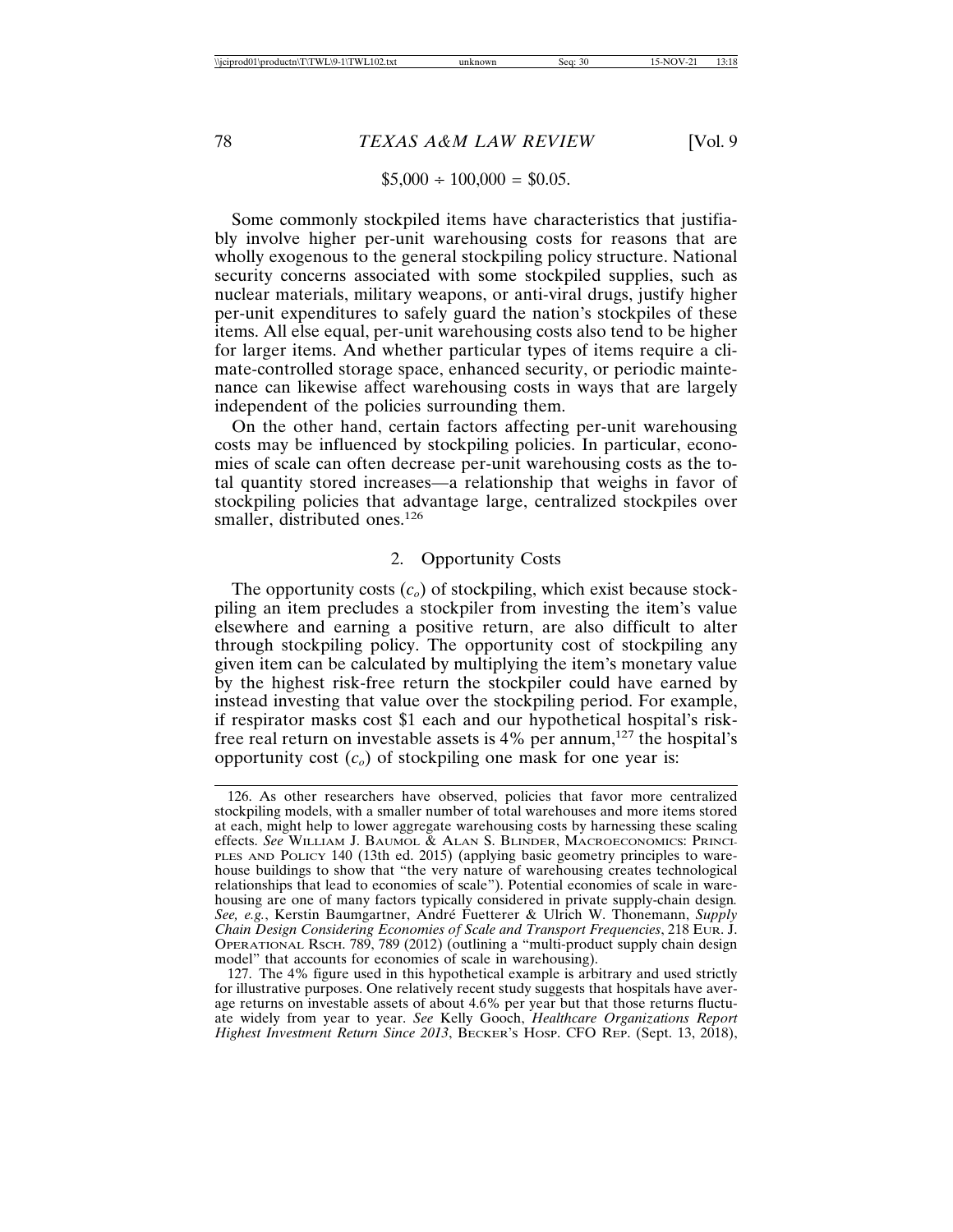$$\$5{,}000 \div 100{,}000 = \$0.05.$$

Some commonly stockpiled items have characteristics that justifiably involve higher per-unit warehousing costs for reasons that are wholly exogenous to the general stockpiling policy structure. National security concerns associated with some stockpiled supplies, such as nuclear materials, military weapons, or anti-viral drugs, justify higher per-unit expenditures to safely guard the nation's stockpiles of these items. All else equal, per-unit warehousing costs also tend to be higher for larger items. And whether particular types of items require a climate-controlled storage space, enhanced security, or periodic maintenance can likewise affect warehousing costs in ways that are largely independent of the policies surrounding them.

On the other hand, certain factors affecting per-unit warehousing costs may be influenced by stockpiling policies. In particular, economies of scale can often decrease per-unit warehousing costs as the total quantity stored increases—a relationship that weighs in favor of stockpiling policies that advantage large, centralized stockpiles over smaller, distributed ones.[126]

### 2. Opportunity Costs

The opportunity costs ($c_o$) of stockpiling, which exist because stockpiling an item precludes a stockpiler from investing the item's value elsewhere and earning a positive return, are also difficult to alter through stockpiling policy. The opportunity cost of stockpiling any given item can be calculated by multiplying the item's monetary value by the highest risk-free return the stockpiler could have earned by instead investing that value over the stockpiling period. For example, if respirator masks cost $1 each and our hypothetical hospital's risk-free real return on investable assets is 4% per annum,[127] the hospital's opportunity cost ($c_o$) of stockpiling one mask for one year is:

---

126. As other researchers have observed, policies that favor more centralized stockpiling models, with a smaller number of total warehouses and more items stored at each, might help to lower aggregate warehousing costs by harnessing these scaling effects. *See* William J. Baumol & Alan S. Blinder, Macroeconomics: Principles and Policy 140 (13th ed. 2015) (applying basic geometry principles to warehouse buildings to show that "the very nature of warehousing creates technological relationships that lead to economies of scale"). Potential economies of scale in warehousing are one of many factors typically considered in private supply-chain design. *See, e.g.*, Kerstin Baumgartner, André Fuetterer & Ulrich W. Thonemann, *Supply Chain Design Considering Economies of Scale and Transport Frequencies*, 218 Eur. J. Operational Rsch. 789, 789 (2012) (outlining a "multi-product supply chain design model" that accounts for economies of scale in warehousing).

127. The 4% figure used in this hypothetical example is arbitrary and used strictly for illustrative purposes. One relatively recent study suggests that hospitals have average returns on investable assets of about 4.6% per year but that those returns fluctuate widely from year to year. *See* Kelly Gooch, *Healthcare Organizations Report Highest Investment Return Since 2013*, Becker's Hosp. CFO Rep. (Sept. 13, 2018),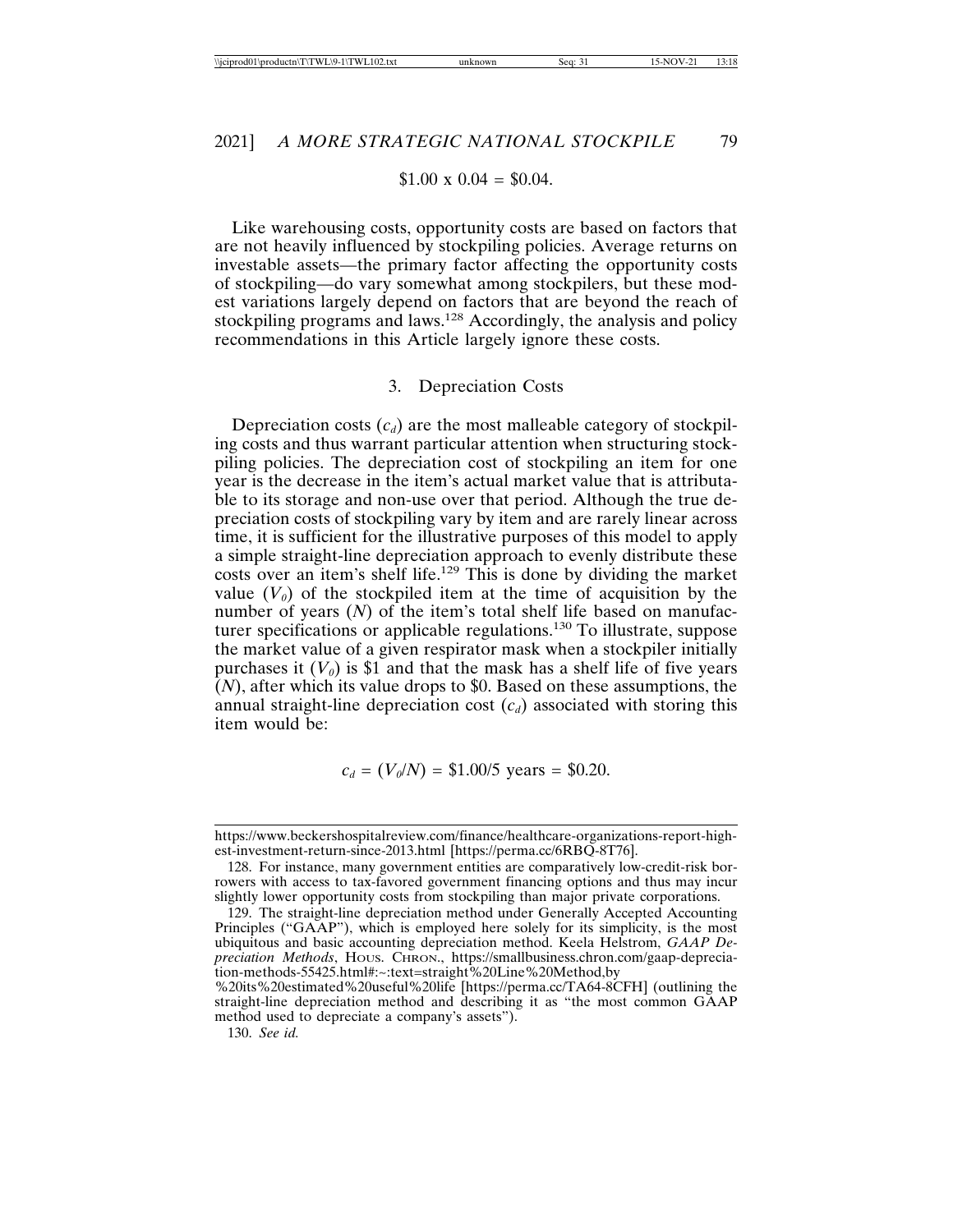$$\$1.00 \times 0.04 = \$0.04.$$

Like warehousing costs, opportunity costs are based on factors that are not heavily influenced by stockpiling policies. Average returns on investable assets—the primary factor affecting the opportunity costs of stockpiling—do vary somewhat among stockpilers, but these modest variations largely depend on factors that are beyond the reach of stockpiling programs and laws.[128] Accordingly, the analysis and policy recommendations in this Article largely ignore these costs.

### 3. Depreciation Costs

Depreciation costs ($c_d$) are the most malleable category of stockpiling costs and thus warrant particular attention when structuring stockpiling policies. The depreciation cost of stockpiling an item for one year is the decrease in the item's actual market value that is attributable to its storage and non-use over that period. Although the true depreciation costs of stockpiling vary by item and are rarely linear across time, it is sufficient for the illustrative purposes of this model to apply a simple straight-line depreciation approach to evenly distribute these costs over an item's shelf life.[129] This is done by dividing the market value ($V_0$) of the stockpiled item at the time of acquisition by the number of years ($N$) of the item's total shelf life based on manufacturer specifications or applicable regulations.[130] To illustrate, suppose the market value of a given respirator mask when a stockpiler initially purchases it ($V_0$) is \$1 and that the mask has a shelf life of five years ($N$), after which its value drops to \$0. Based on these assumptions, the annual straight-line depreciation cost ($c_d$) associated with storing this item would be:

$$c_d = (V_0/N) = \$1.00/5 \text{ years} = \$0.20.$$

---

https://www.beckershospitalreview.com/finance/healthcare-organizations-report-highest-investment-return-since-2013.html [https://perma.cc/6RBQ-8T76].

128. For instance, many government entities are comparatively low-credit-risk borrowers with access to tax-favored government financing options and thus may incur slightly lower opportunity costs from stockpiling than major private corporations.

129. The straight-line depreciation method under Generally Accepted Accounting Principles ("GAAP"), which is employed here solely for its simplicity, is the most ubiquitous and basic accounting depreciation method. Keela Helstrom, *GAAP Depreciation Methods*, HOUS. CHRON., https://smallbusiness.chron.com/gaap-depreciation-methods-55425.html#:~:text=straight%20Line%20Method,by%20its%20estimated%20useful%20life [https://perma.cc/TA64-8CFH] (outlining the straight-line depreciation method and describing it as "the most common GAAP method used to depreciate a company's assets").

130. *See id.*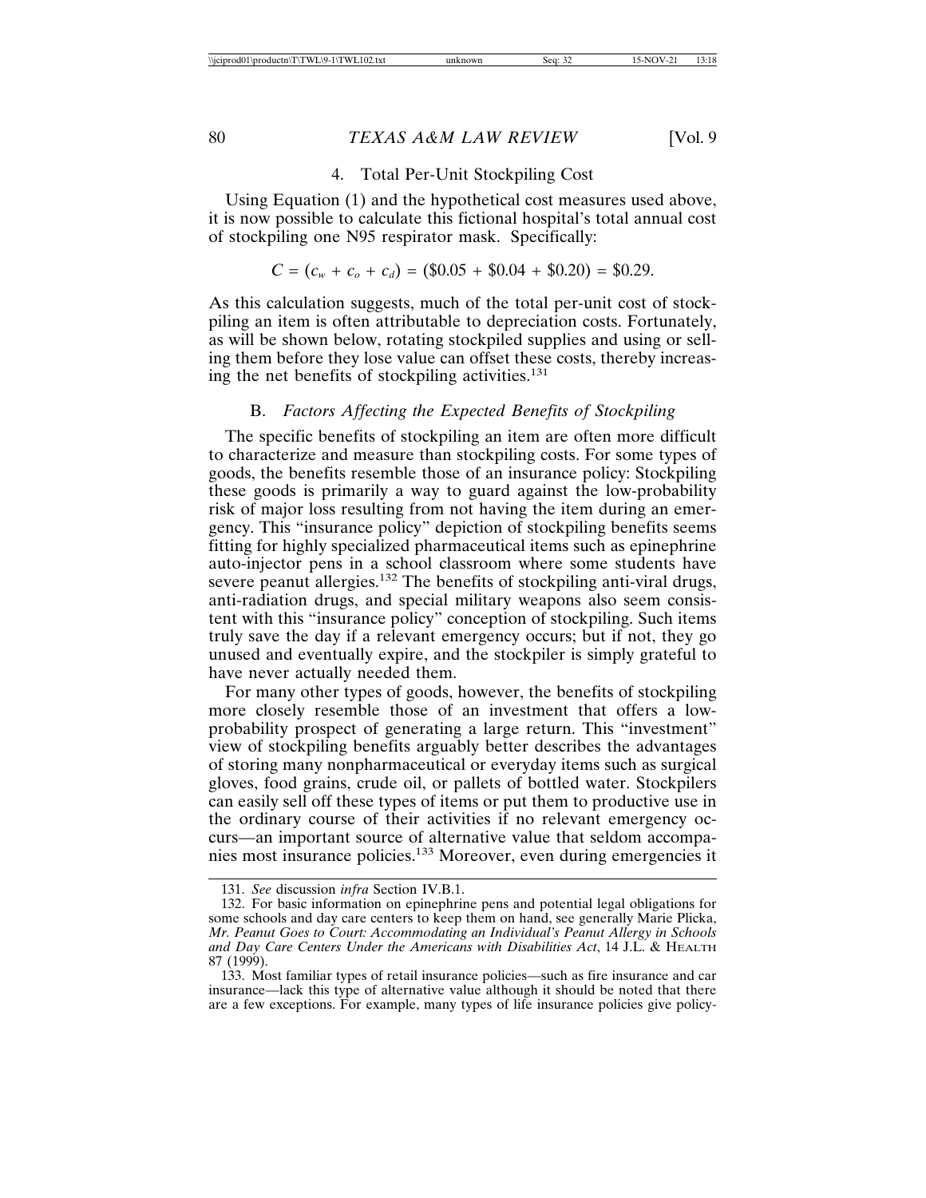#### 4. Total Per-Unit Stockpiling Cost

Using Equation (1) and the hypothetical cost measures used above, it is now possible to calculate this fictional hospital's total annual cost of stockpiling one N95 respirator mask. Specifically:

$$C = (c_w + c_o + c_d) = (\$0.05 + \$0.04 + \$0.20) = \$0.29.$$

As this calculation suggests, much of the total per-unit cost of stockpiling an item is often attributable to depreciation costs. Fortunately, as will be shown below, rotating stockpiled supplies and using or selling them before they lose value can offset these costs, thereby increasing the net benefits of stockpiling activities.[131]

### B. *Factors Affecting the Expected Benefits of Stockpiling*

The specific benefits of stockpiling an item are often more difficult to characterize and measure than stockpiling costs. For some types of goods, the benefits resemble those of an insurance policy: Stockpiling these goods is primarily a way to guard against the low-probability risk of major loss resulting from not having the item during an emergency. This "insurance policy" depiction of stockpiling benefits seems fitting for highly specialized pharmaceutical items such as epinephrine auto-injector pens in a school classroom where some students have severe peanut allergies.[132] The benefits of stockpiling anti-viral drugs, anti-radiation drugs, and special military weapons also seem consistent with this "insurance policy" conception of stockpiling. Such items truly save the day if a relevant emergency occurs; but if not, they go unused and eventually expire, and the stockpiler is simply grateful to have never actually needed them.

For many other types of goods, however, the benefits of stockpiling more closely resemble those of an investment that offers a low-probability prospect of generating a large return. This "investment" view of stockpiling benefits arguably better describes the advantages of storing many nonpharmaceutical or everyday items such as surgical gloves, food grains, crude oil, or pallets of bottled water. Stockpilers can easily sell off these types of items or put them to productive use in the ordinary course of their activities if no relevant emergency occurs—an important source of alternative value that seldom accompanies most insurance policies.[133] Moreover, even during emergencies it

---

131. *See* discussion *infra* Section IV.B.1.

132. For basic information on epinephrine pens and potential legal obligations for some schools and day care centers to keep them on hand, see generally Marie Plicka, *Mr. Peanut Goes to Court: Accommodating an Individual's Peanut Allergy in Schools and Day Care Centers Under the Americans with Disabilities Act*, 14 J.L. & HEALTH 87 (1999).

133. Most familiar types of retail insurance policies—such as fire insurance and car insurance—lack this type of alternative value although it should be noted that there are a few exceptions. For example, many types of life insurance policies give policy-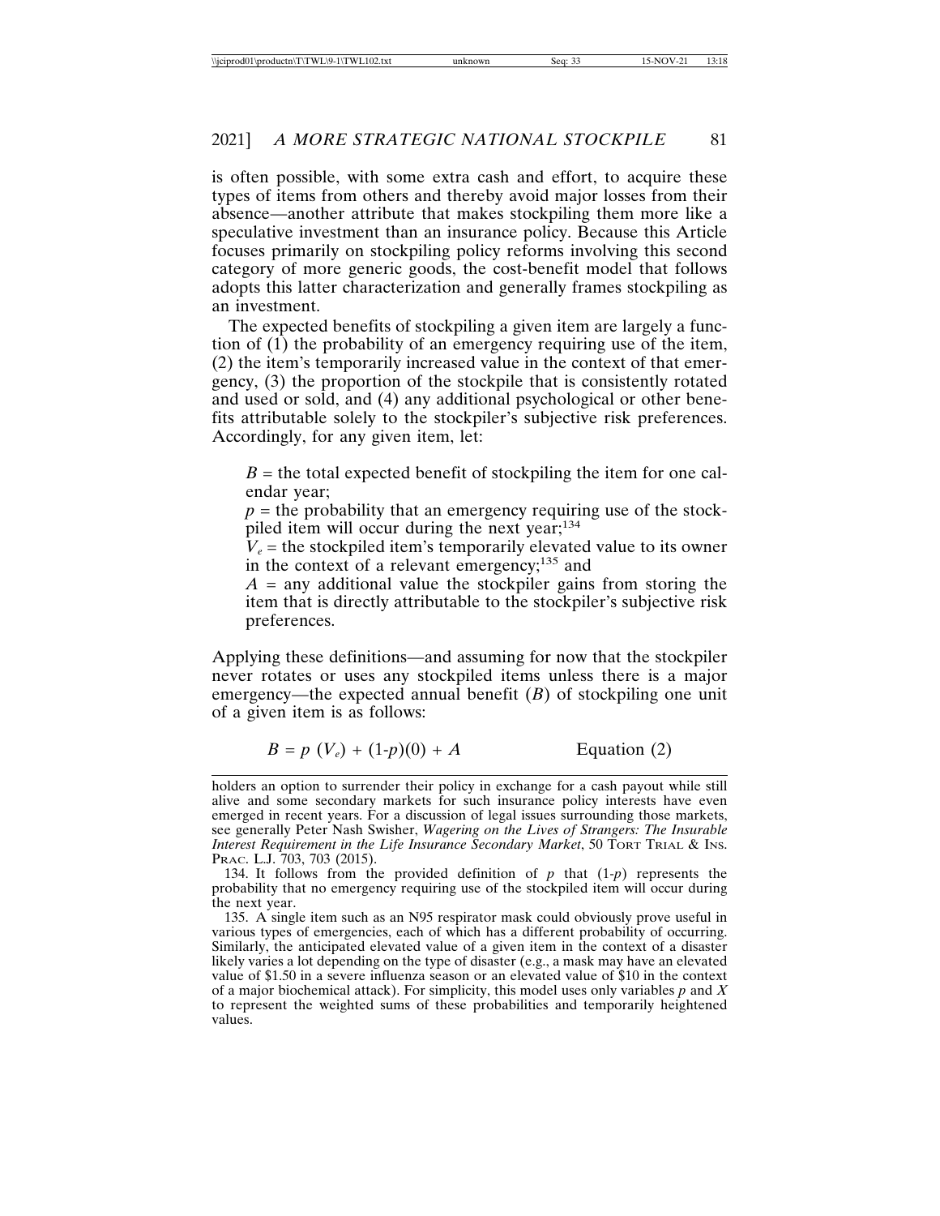is often possible, with some extra cash and effort, to acquire these types of items from others and thereby avoid major losses from their absence—another attribute that makes stockpiling them more like a speculative investment than an insurance policy. Because this Article focuses primarily on stockpiling policy reforms involving this second category of more generic goods, the cost-benefit model that follows adopts this latter characterization and generally frames stockpiling as an investment.

The expected benefits of stockpiling a given item are largely a function of (1) the probability of an emergency requiring use of the item, (2) the item's temporarily increased value in the context of that emergency, (3) the proportion of the stockpile that is consistently rotated and used or sold, and (4) any additional psychological or other benefits attributable solely to the stockpiler's subjective risk preferences. Accordingly, for any given item, let:

> $B$ = the total expected benefit of stockpiling the item for one calendar year;
>
> $p$ = the probability that an emergency requiring use of the stockpiled item will occur during the next year;[134]
>
> $V_e$ = the stockpiled item's temporarily elevated value to its owner in the context of a relevant emergency;[135] and
>
> $A$ = any additional value the stockpiler gains from storing the item that is directly attributable to the stockpiler's subjective risk preferences.

Applying these definitions—and assuming for now that the stockpiler never rotates or uses any stockpiled items unless there is a major emergency—the expected annual benefit ($B$) of stockpiling one unit of a given item is as follows:

$$B = p\ (V_e) + (1\text{-}p)(0) + A \qquad \text{Equation (2)}$$

---

holders an option to surrender their policy in exchange for a cash payout while still alive and some secondary markets for such insurance policy interests have even emerged in recent years. For a discussion of legal issues surrounding those markets, see generally Peter Nash Swisher, *Wagering on the Lives of Strangers: The Insurable Interest Requirement in the Life Insurance Secondary Market*, 50 Tort Trial & Ins. Prac. L.J. 703, 703 (2015).

134. It follows from the provided definition of $p$ that $(1\text{-}p)$ represents the probability that no emergency requiring use of the stockpiled item will occur during the next year.

135. A single item such as an N95 respirator mask could obviously prove useful in various types of emergencies, each of which has a different probability of occurring. Similarly, the anticipated elevated value of a given item in the context of a disaster likely varies a lot depending on the type of disaster (e.g., a mask may have an elevated value of $1.50 in a severe influenza season or an elevated value of $10 in the context of a major biochemical attack). For simplicity, this model uses only variables $p$ and $X$ to represent the weighted sums of these probabilities and temporarily heightened values.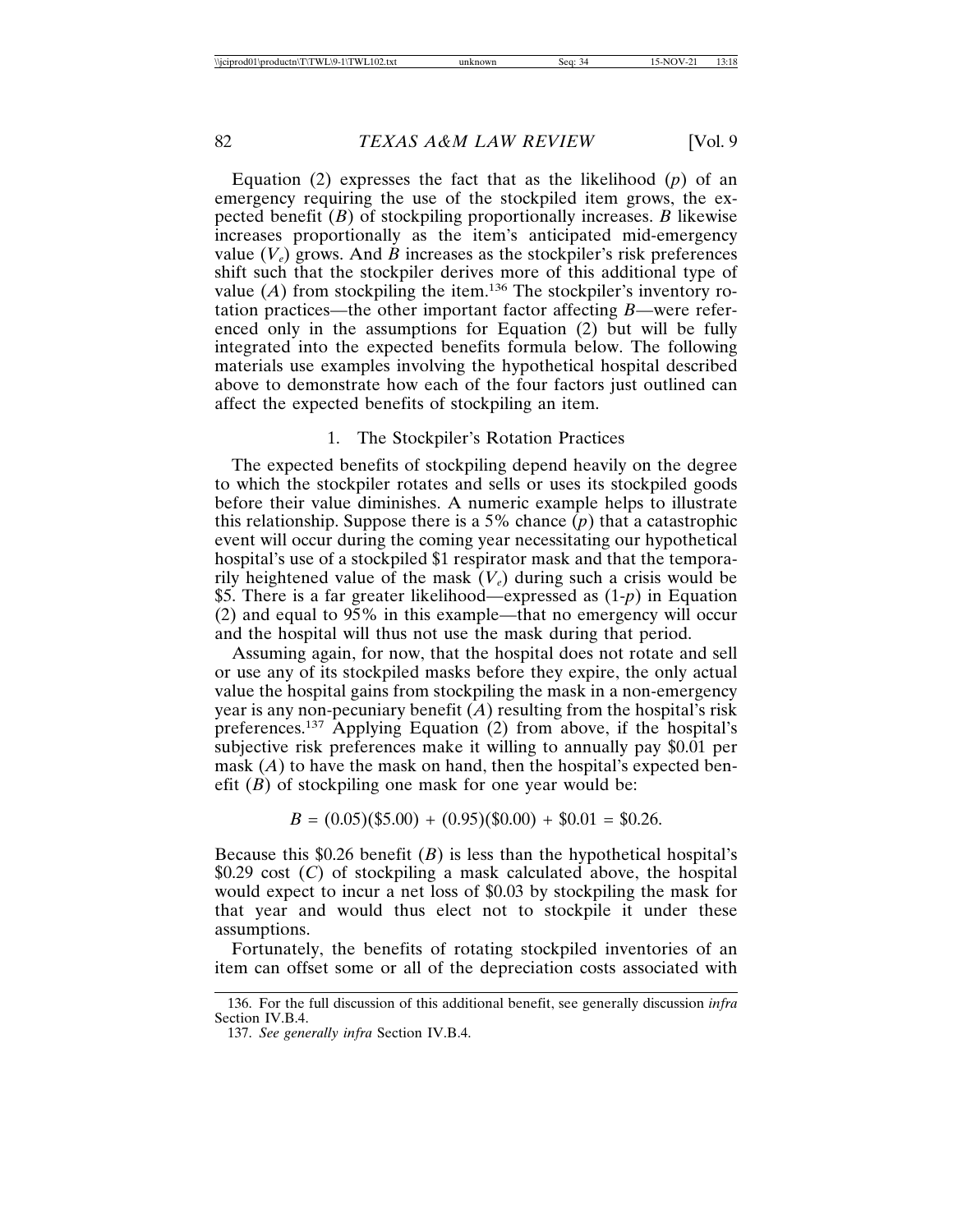Equation (2) expresses the fact that as the likelihood ($p$) of an emergency requiring the use of the stockpiled item grows, the expected benefit ($B$) of stockpiling proportionally increases. $B$ likewise increases proportionally as the item's anticipated mid-emergency value ($V_e$) grows. And $B$ increases as the stockpiler's risk preferences shift such that the stockpiler derives more of this additional type of value ($A$) from stockpiling the item.[136] The stockpiler's inventory rotation practices—the other important factor affecting $B$—were referenced only in the assumptions for Equation (2) but will be fully integrated into the expected benefits formula below. The following materials use examples involving the hypothetical hospital described above to demonstrate how each of the four factors just outlined can affect the expected benefits of stockpiling an item.

### 1. The Stockpiler's Rotation Practices

The expected benefits of stockpiling depend heavily on the degree to which the stockpiler rotates and sells or uses its stockpiled goods before their value diminishes. A numeric example helps to illustrate this relationship. Suppose there is a 5% chance ($p$) that a catastrophic event will occur during the coming year necessitating our hypothetical hospital's use of a stockpiled $1 respirator mask and that the temporarily heightened value of the mask ($V_e$) during such a crisis would be $5. There is a far greater likelihood—expressed as ($1-p$) in Equation (2) and equal to 95% in this example—that no emergency will occur and the hospital will thus not use the mask during that period.

Assuming again, for now, that the hospital does not rotate and sell or use any of its stockpiled masks before they expire, the only actual value the hospital gains from stockpiling the mask in a non-emergency year is any non-pecuniary benefit ($A$) resulting from the hospital's risk preferences.[137] Applying Equation (2) from above, if the hospital's subjective risk preferences make it willing to annually pay $0.01 per mask ($A$) to have the mask on hand, then the hospital's expected benefit ($B$) of stockpiling one mask for one year would be:

$$B = (0.05)(\$5.00) + (0.95)(\$0.00) + \$0.01 = \$0.26.$$

Because this $0.26 benefit ($B$) is less than the hypothetical hospital's $0.29 cost ($C$) of stockpiling a mask calculated above, the hospital would expect to incur a net loss of $0.03 by stockpiling the mask for that year and would thus elect not to stockpile it under these assumptions.

Fortunately, the benefits of rotating stockpiled inventories of an item can offset some or all of the depreciation costs associated with

136. For the full discussion of this additional benefit, see generally discussion *infra* Section IV.B.4.

137. *See generally infra* Section IV.B.4.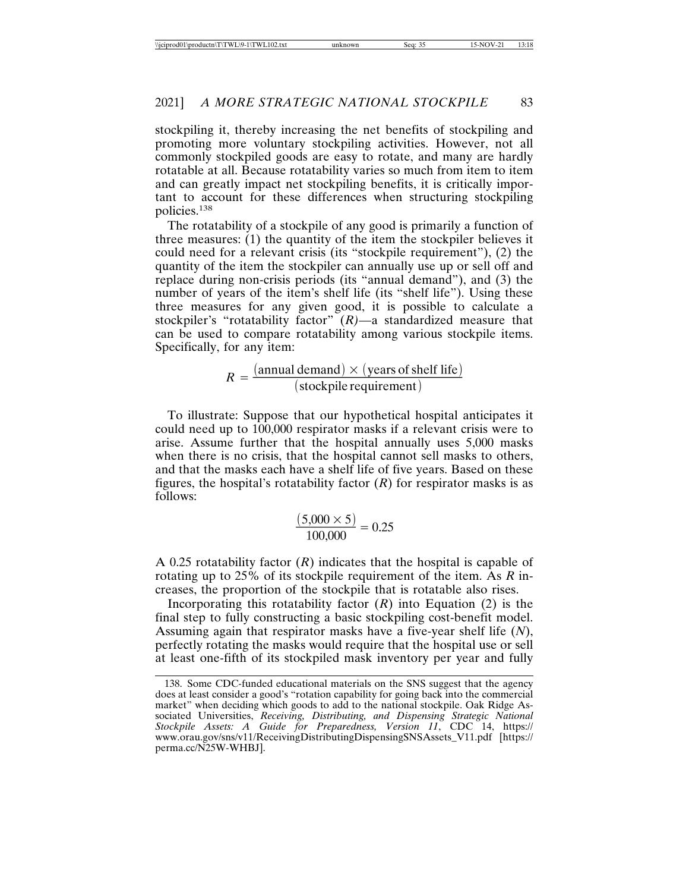stockpiling it, thereby increasing the net benefits of stockpiling and promoting more voluntary stockpiling activities. However, not all commonly stockpiled goods are easy to rotate, and many are hardly rotatable at all. Because rotatability varies so much from item to item and can greatly impact net stockpiling benefits, it is critically important to account for these differences when structuring stockpiling policies.[138]

The rotatability of a stockpile of any good is primarily a function of three measures: (1) the quantity of the item the stockpiler believes it could need for a relevant crisis (its "stockpile requirement"), (2) the quantity of the item the stockpiler can annually use up or sell off and replace during non-crisis periods (its "annual demand"), and (3) the number of years of the item's shelf life (its "shelf life"). Using these three measures for any given good, it is possible to calculate a stockpiler's "rotatability factor" (*R*)—a standardized measure that can be used to compare rotatability among various stockpile items. Specifically, for any item:

$$R = \frac{(\text{annual demand}) \times (\text{years of shelf life})}{(\text{stockpile requirement})}$$

To illustrate: Suppose that our hypothetical hospital anticipates it could need up to 100,000 respirator masks if a relevant crisis were to arise. Assume further that the hospital annually uses 5,000 masks when there is no crisis, that the hospital cannot sell masks to others, and that the masks each have a shelf life of five years. Based on these figures, the hospital's rotatability factor (*R*) for respirator masks is as follows:

$$\frac{(5{,}000 \times 5)}{100{,}000} = 0.25$$

A 0.25 rotatability factor (*R*) indicates that the hospital is capable of rotating up to 25% of its stockpile requirement of the item. As *R* increases, the proportion of the stockpile that is rotatable also rises.

Incorporating this rotatability factor (*R*) into Equation (2) is the final step to fully constructing a basic stockpiling cost-benefit model. Assuming again that respirator masks have a five-year shelf life (*N*), perfectly rotating the masks would require that the hospital use or sell at least one-fifth of its stockpiled mask inventory per year and fully

---

138. Some CDC-funded educational materials on the SNS suggest that the agency does at least consider a good's "rotation capability for going back into the commercial market" when deciding which goods to add to the national stockpile. Oak Ridge Associated Universities, *Receiving, Distributing, and Dispensing Strategic National Stockpile Assets: A Guide for Preparedness, Version 11*, CDC 14, https://www.orau.gov/sns/v11/ReceivingDistributingDispensingSNSAssets_V11.pdf [https://perma.cc/N25W-WHBJ].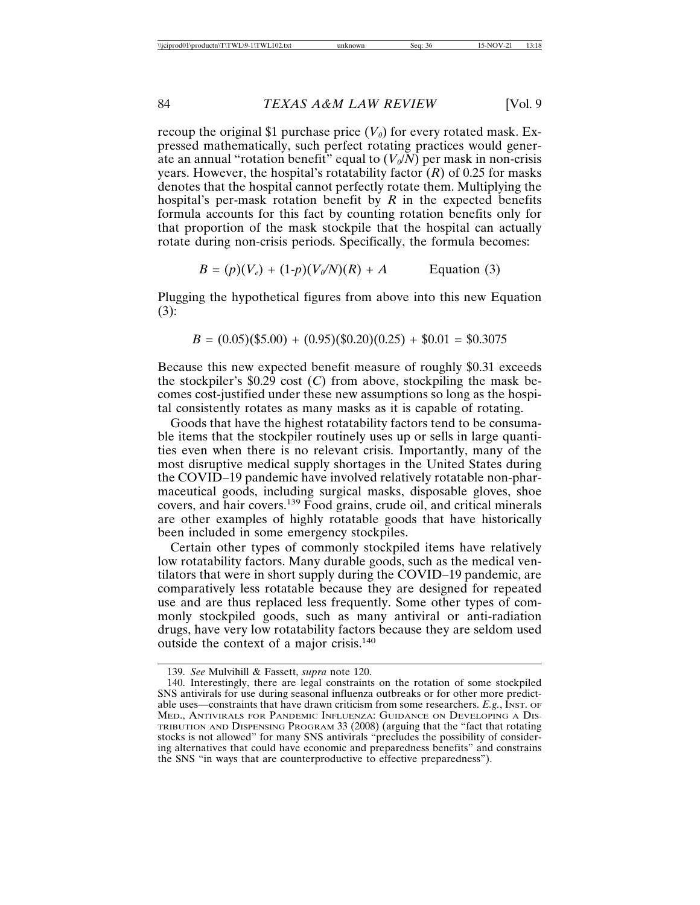recoup the original \$1 purchase price ($V_0$) for every rotated mask. Expressed mathematically, such perfect rotating practices would generate an annual "rotation benefit" equal to ($V_0/N$) per mask in non-crisis years. However, the hospital's rotatability factor ($R$) of 0.25 for masks denotes that the hospital cannot perfectly rotate them. Multiplying the hospital's per-mask rotation benefit by $R$ in the expected benefits formula accounts for this fact by counting rotation benefits only for that proportion of the mask stockpile that the hospital can actually rotate during non-crisis periods. Specifically, the formula becomes:

$$B = (p)(V_e) + (1\text{-}p)(V_0/N)(R) + A \qquad \text{Equation (3)}$$

Plugging the hypothetical figures from above into this new Equation (3):

$$B = (0.05)(\$5.00) + (0.95)(\$0.20)(0.25) + \$0.01 = \$0.3075$$

Because this new expected benefit measure of roughly \$0.31 exceeds the stockpiler's \$0.29 cost ($C$) from above, stockpiling the mask becomes cost-justified under these new assumptions so long as the hospital consistently rotates as many masks as it is capable of rotating.

Goods that have the highest rotatability factors tend to be consumable items that the stockpiler routinely uses up or sells in large quantities even when there is no relevant crisis. Importantly, many of the most disruptive medical supply shortages in the United States during the COVID–19 pandemic have involved relatively rotatable non-pharmaceutical goods, including surgical masks, disposable gloves, shoe covers, and hair covers.[139] Food grains, crude oil, and critical minerals are other examples of highly rotatable goods that have historically been included in some emergency stockpiles.

Certain other types of commonly stockpiled items have relatively low rotatability factors. Many durable goods, such as the medical ventilators that were in short supply during the COVID–19 pandemic, are comparatively less rotatable because they are designed for repeated use and are thus replaced less frequently. Some other types of commonly stockpiled goods, such as many antiviral or anti-radiation drugs, have very low rotatability factors because they are seldom used outside the context of a major crisis.[140]

139. *See* Mulvihill & Fassett, *supra* note 120.

140. Interestingly, there are legal constraints on the rotation of some stockpiled SNS antivirals for use during seasonal influenza outbreaks or for other more predictable uses—constraints that have drawn criticism from some researchers. *E.g.*, INST. OF MED., ANTIVIRALS FOR PANDEMIC INFLUENZA: GUIDANCE ON DEVELOPING A DISTRIBUTION AND DISPENSING PROGRAM 33 (2008) (arguing that the "fact that rotating stocks is not allowed" for many SNS antivirals "precludes the possibility of considering alternatives that could have economic and preparedness benefits" and constrains the SNS "in ways that are counterproductive to effective preparedness").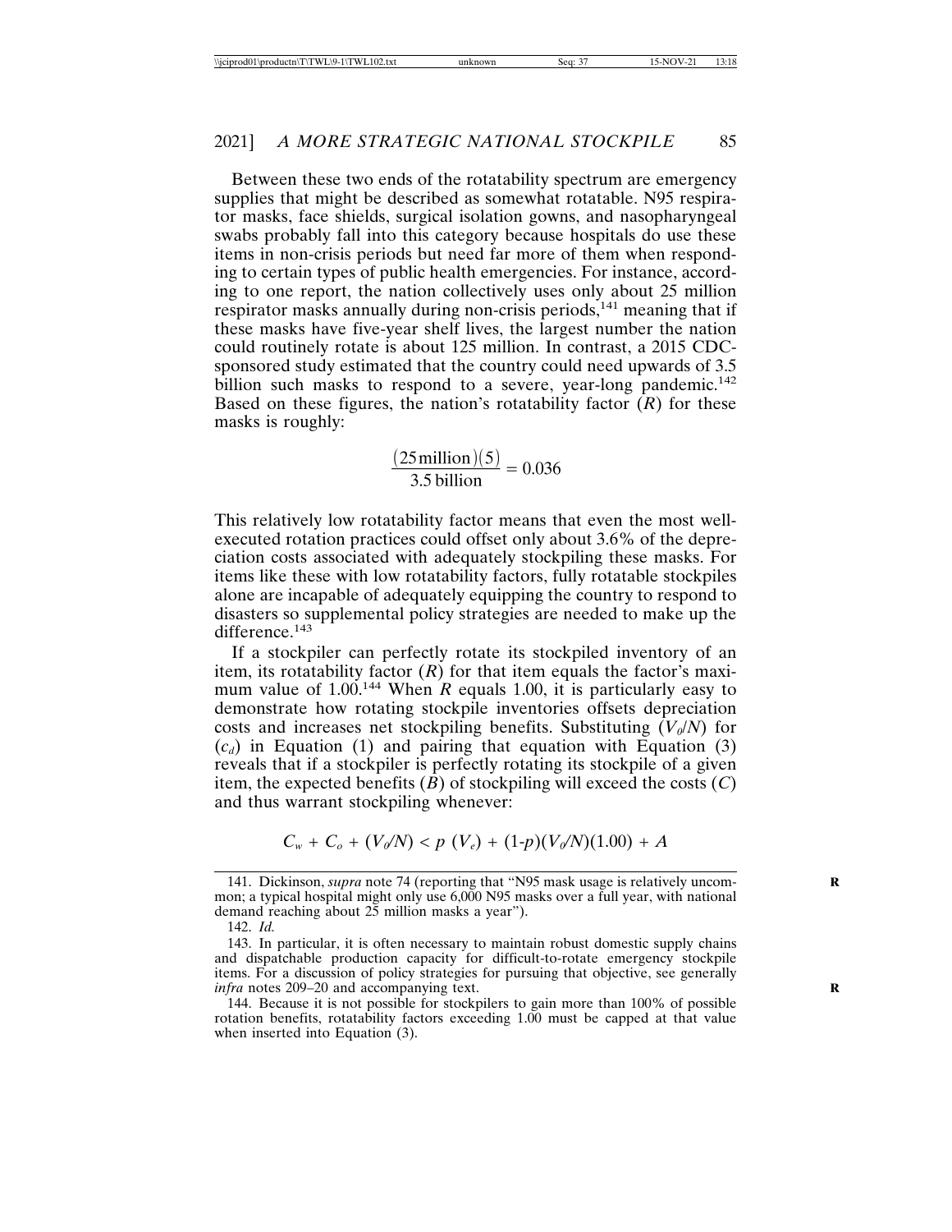Between these two ends of the rotatability spectrum are emergency supplies that might be described as somewhat rotatable. N95 respirator masks, face shields, surgical isolation gowns, and nasopharyngeal swabs probably fall into this category because hospitals do use these items in non-crisis periods but need far more of them when responding to certain types of public health emergencies. For instance, according to one report, the nation collectively uses only about 25 million respirator masks annually during non-crisis periods,[141] meaning that if these masks have five-year shelf lives, the largest number the nation could routinely rotate is about 125 million. In contrast, a 2015 CDC-sponsored study estimated that the country could need upwards of 3.5 billion such masks to respond to a severe, year-long pandemic.[142] Based on these figures, the nation's rotatability factor ($R$) for these masks is roughly:

$$\frac{(25\,\text{million})(5)}{3.5\,\text{billion}} = 0.036$$

This relatively low rotatability factor means that even the most well-executed rotation practices could offset only about 3.6% of the depreciation costs associated with adequately stockpiling these masks. For items like these with low rotatability factors, fully rotatable stockpiles alone are incapable of adequately equipping the country to respond to disasters so supplemental policy strategies are needed to make up the difference.[143]

If a stockpiler can perfectly rotate its stockpiled inventory of an item, its rotatability factor ($R$) for that item equals the factor's maximum value of 1.00.[144] When $R$ equals 1.00, it is particularly easy to demonstrate how rotating stockpile inventories offsets depreciation costs and increases net stockpiling benefits. Substituting ($V_0/N$) for ($c_d$) in Equation (1) and pairing that equation with Equation (3) reveals that if a stockpiler is perfectly rotating its stockpile of a given item, the expected benefits ($B$) of stockpiling will exceed the costs ($C$) and thus warrant stockpiling whenever:

$$C_w + C_o + (V_0/N) < p\ (V_e) + (1\text{-}p)(V_0/N)(1.00) + A$$

---

141. Dickinson, *supra* note 74 (reporting that "N95 mask usage is relatively uncommon; a typical hospital might only use 6,000 N95 masks over a full year, with national demand reaching about 25 million masks a year").

142. *Id.*

143. In particular, it is often necessary to maintain robust domestic supply chains and dispatchable production capacity for difficult-to-rotate emergency stockpile items. For a discussion of policy strategies for pursuing that objective, see generally *infra* notes 209–20 and accompanying text.

144. Because it is not possible for stockpilers to gain more than 100% of possible rotation benefits, rotatability factors exceeding 1.00 must be capped at that value when inserted into Equation (3).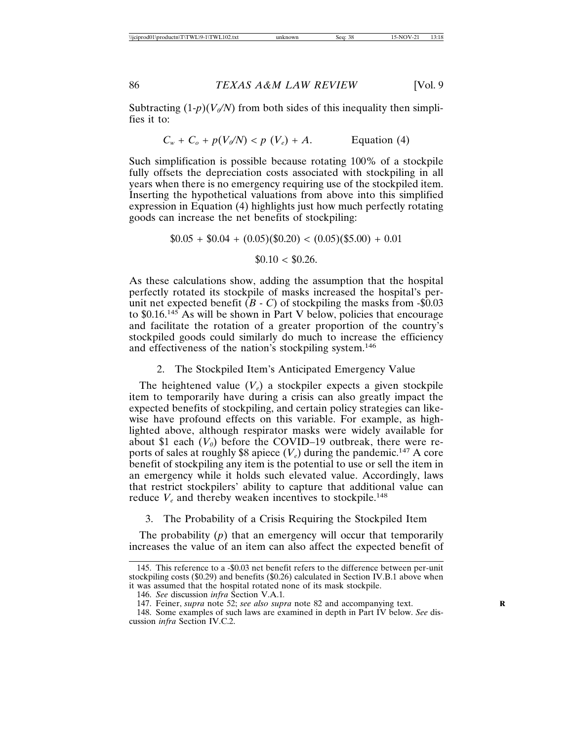Subtracting $(1\text{-}p)(V_0/N)$ from both sides of this inequality then simplifies it to:

$$C_w + C_o + p(V_0/N) < p\ (V_e) + A. \qquad \text{Equation (4)}$$

Such simplification is possible because rotating 100% of a stockpile fully offsets the depreciation costs associated with stockpiling in all years when there is no emergency requiring use of the stockpiled item. Inserting the hypothetical valuations from above into this simplified expression in Equation (4) highlights just how much perfectly rotating goods can increase the net benefits of stockpiling:

$$\$0.05 + \$0.04 + (0.05)(\$0.20) < (0.05)(\$5.00) + 0.01$$

$$\$0.10 < \$0.26.$$

As these calculations show, adding the assumption that the hospital perfectly rotated its stockpile of masks increased the hospital's per-unit net expected benefit ($B$ - $C$) of stockpiling the masks from -$0.03 to $0.16.[145] As will be shown in Part V below, policies that encourage and facilitate the rotation of a greater proportion of the country's stockpiled goods could similarly do much to increase the efficiency and effectiveness of the nation's stockpiling system.[146]

### 2. The Stockpiled Item's Anticipated Emergency Value

The heightened value ($V_e$) a stockpiler expects a given stockpile item to temporarily have during a crisis can also greatly impact the expected benefits of stockpiling, and certain policy strategies can likewise have profound effects on this variable. For example, as highlighted above, although respirator masks were widely available for about $1 each ($V_0$) before the COVID–19 outbreak, there were reports of sales at roughly $8 apiece ($V_e$) during the pandemic.[147] A core benefit of stockpiling any item is the potential to use or sell the item in an emergency while it holds such elevated value. Accordingly, laws that restrict stockpilers' ability to capture that additional value can reduce $V_e$ and thereby weaken incentives to stockpile.[148]

### 3. The Probability of a Crisis Requiring the Stockpiled Item

The probability ($p$) that an emergency will occur that temporarily increases the value of an item can also affect the expected benefit of

---

145. This reference to a -$0.03 net benefit refers to the difference between per-unit stockpiling costs ($0.29) and benefits ($0.26) calculated in Section IV.B.1 above when it was assumed that the hospital rotated none of its mask stockpile.

146. *See* discussion *infra* Section V.A.1.

147. Feiner, *supra* note 52; *see also supra* note 82 and accompanying text.

148. Some examples of such laws are examined in depth in Part IV below. *See* discussion *infra* Section IV.C.2.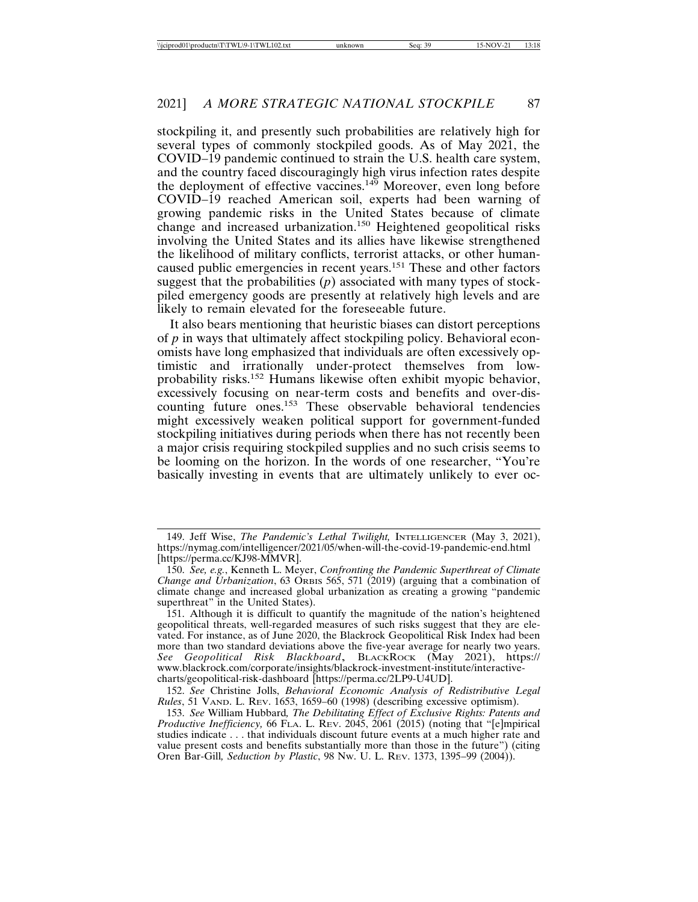stockpiling it, and presently such probabilities are relatively high for several types of commonly stockpiled goods. As of May 2021, the COVID–19 pandemic continued to strain the U.S. health care system, and the country faced discouragingly high virus infection rates despite the deployment of effective vaccines.[149] Moreover, even long before COVID–19 reached American soil, experts had been warning of growing pandemic risks in the United States because of climate change and increased urbanization.[150] Heightened geopolitical risks involving the United States and its allies have likewise strengthened the likelihood of military conflicts, terrorist attacks, or other human-caused public emergencies in recent years.[151] These and other factors suggest that the probabilities ($p$) associated with many types of stockpiled emergency goods are presently at relatively high levels and are likely to remain elevated for the foreseeable future.

It also bears mentioning that heuristic biases can distort perceptions of $p$ in ways that ultimately affect stockpiling policy. Behavioral economists have long emphasized that individuals are often excessively optimistic and irrationally under-protect themselves from low-probability risks.[152] Humans likewise often exhibit myopic behavior, excessively focusing on near-term costs and benefits and over-discounting future ones.[153] These observable behavioral tendencies might excessively weaken political support for government-funded stockpiling initiatives during periods when there has not recently been a major crisis requiring stockpiled supplies and no such crisis seems to be looming on the horizon. In the words of one researcher, "You're basically investing in events that are ultimately unlikely to ever oc-

149. Jeff Wise, *The Pandemic's Lethal Twilight,* INTELLIGENCER (May 3, 2021), https://nymag.com/intelligencer/2021/05/when-will-the-covid-19-pandemic-end.html [https://perma.cc/KJ98-MMVR].

150. *See, e.g.*, Kenneth L. Meyer, *Confronting the Pandemic Superthreat of Climate Change and Urbanization*, 63 ORBIS 565, 571 (2019) (arguing that a combination of climate change and increased global urbanization as creating a growing "pandemic superthreat" in the United States).

151. Although it is difficult to quantify the magnitude of the nation's heightened geopolitical threats, well-regarded measures of such risks suggest that they are elevated. For instance, as of June 2020, the Blackrock Geopolitical Risk Index had been more than two standard deviations above the five-year average for nearly two years. *See Geopolitical Risk Blackboard*, BLACKROCK (May 2021), https://www.blackrock.com/corporate/insights/blackrock-investment-institute/interactive-charts/geopolitical-risk-dashboard [https://perma.cc/2LP9-U4UD].

152. *See* Christine Jolls, *Behavioral Economic Analysis of Redistributive Legal Rules*, 51 VAND. L. REV. 1653, 1659–60 (1998) (describing excessive optimism).

153. *See* William Hubbard, *The Debilitating Effect of Exclusive Rights: Patents and Productive Inefficiency,* 66 FLA. L. REV. 2045, 2061 (2015) (noting that "[e]mpirical studies indicate . . . that individuals discount future events at a much higher rate and value present costs and benefits substantially more than those in the future") (citing Oren Bar-Gill*, Seduction by Plastic*, 98 NW. U. L. REV. 1373, 1395–99 (2004)).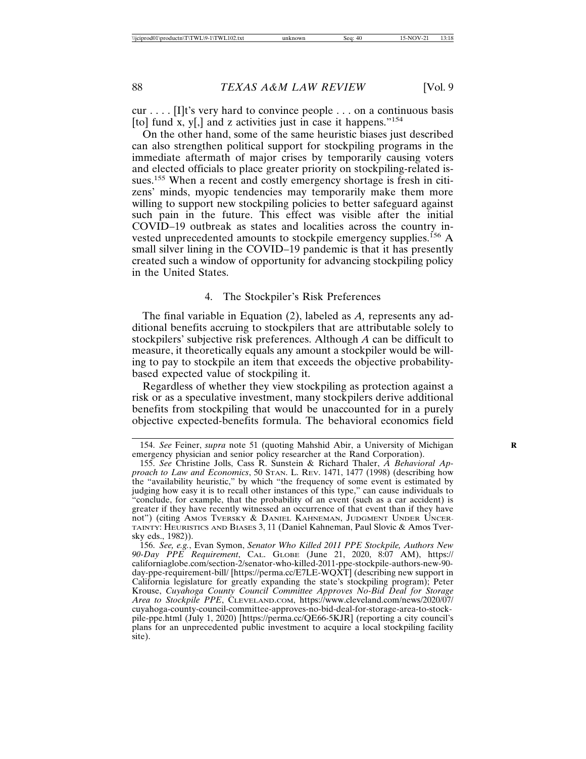cur . . . . [I]t's very hard to convince people . . . on a continuous basis [to] fund x, y[,] and z activities just in case it happens."[154]

On the other hand, some of the same heuristic biases just described can also strengthen political support for stockpiling programs in the immediate aftermath of major crises by temporarily causing voters and elected officials to place greater priority on stockpiling-related issues.[155] When a recent and costly emergency shortage is fresh in citizens' minds, myopic tendencies may temporarily make them more willing to support new stockpiling policies to better safeguard against such pain in the future. This effect was visible after the initial COVID–19 outbreak as states and localities across the country invested unprecedented amounts to stockpile emergency supplies.[156] A small silver lining in the COVID–19 pandemic is that it has presently created such a window of opportunity for advancing stockpiling policy in the United States.

#### 4. The Stockpiler's Risk Preferences

The final variable in Equation (2), labeled as *A*, represents any additional benefits accruing to stockpilers that are attributable solely to stockpilers' subjective risk preferences. Although *A* can be difficult to measure, it theoretically equals any amount a stockpiler would be willing to pay to stockpile an item that exceeds the objective probability-based expected value of stockpiling it.

Regardless of whether they view stockpiling as protection against a risk or as a speculative investment, many stockpilers derive additional benefits from stockpiling that would be unaccounted for in a purely objective expected-benefits formula. The behavioral economics field

---

154. *See* Feiner, *supra* note 51 (quoting Mahshid Abir, a University of Michigan emergency physician and senior policy researcher at the Rand Corporation).

155. *See* Christine Jolls, Cass R. Sunstein & Richard Thaler, *A Behavioral Approach to Law and Economics*, 50 STAN. L. REV. 1471, 1477 (1998) (describing how the "availability heuristic," by which "the frequency of some event is estimated by judging how easy it is to recall other instances of this type," can cause individuals to "conclude, for example, that the probability of an event (such as a car accident) is greater if they have recently witnessed an occurrence of that event than if they have not") (citing AMOS TVERSKY & DANIEL KAHNEMAN, JUDGMENT UNDER UNCERTAINTY: HEURISTICS AND BIASES 3, 11 (Daniel Kahneman, Paul Slovic & Amos Tversky eds., 1982)).

156. *See, e.g.*, Evan Symon, *Senator Who Killed 2011 PPE Stockpile, Authors New 90-Day PPE Requirement*, CAL. GLOBE (June 21, 2020, 8:07 AM), https://californiaglobe.com/section-2/senator-who-killed-2011-ppe-stockpile-authors-new-90-day-ppe-requirement-bill/ [https://perma.cc/E7LE-WQXT] (describing new support in California legislature for greatly expanding the state's stockpiling program); Peter Krouse, *Cuyahoga County Council Committee Approves No-Bid Deal for Storage Area to Stockpile PPE*, CLEVELAND.COM, https://www.cleveland.com/news/2020/07/cuyahoga-county-council-committee-approves-no-bid-deal-for-storage-area-to-stockpile-ppe.html (July 1, 2020) [https://perma.cc/QE66-5KJR] (reporting a city council's plans for an unprecedented public investment to acquire a local stockpiling facility site).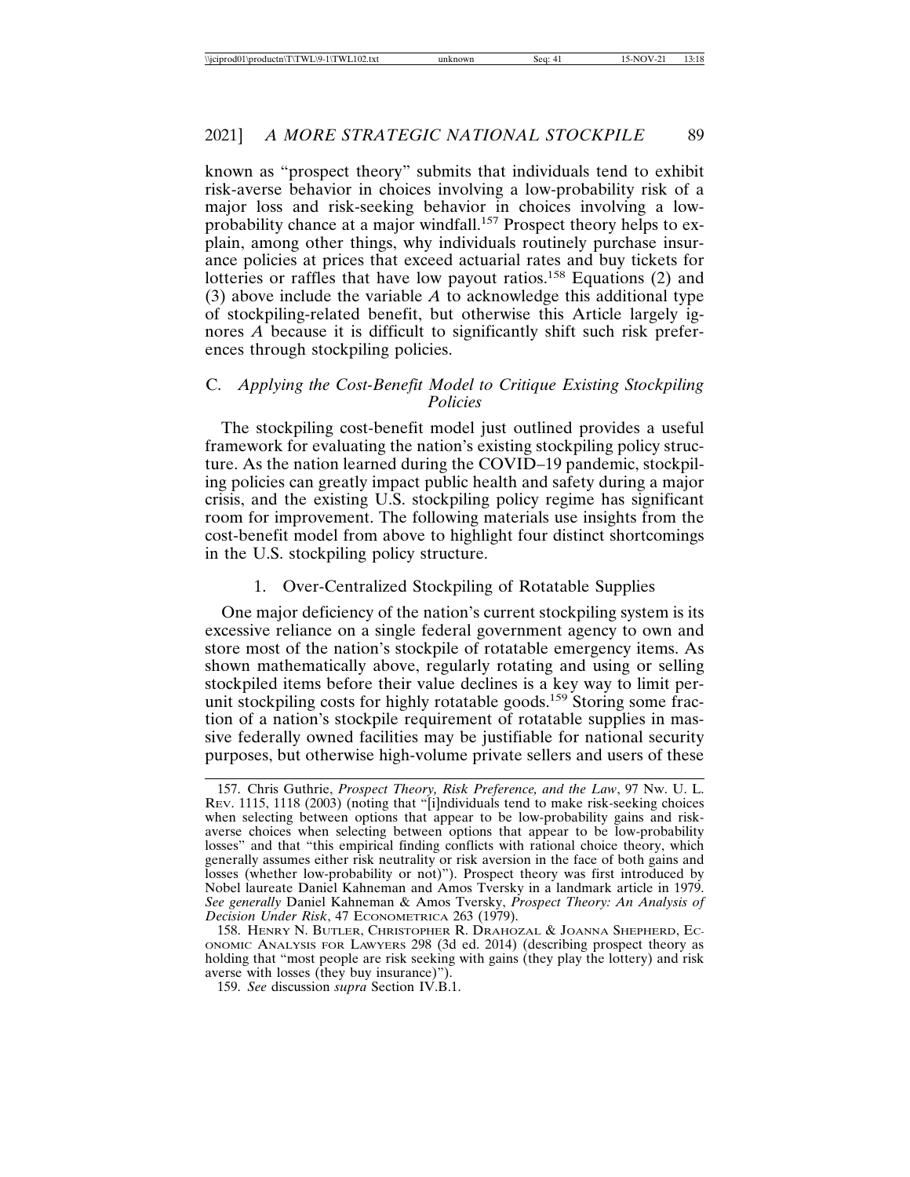known as "prospect theory" submits that individuals tend to exhibit risk-averse behavior in choices involving a low-probability risk of a major loss and risk-seeking behavior in choices involving a low-probability chance at a major windfall.[157] Prospect theory helps to explain, among other things, why individuals routinely purchase insurance policies at prices that exceed actuarial rates and buy tickets for lotteries or raffles that have low payout ratios.[158] Equations (2) and (3) above include the variable $A$ to acknowledge this additional type of stockpiling-related benefit, but otherwise this Article largely ignores $A$ because it is difficult to significantly shift such risk preferences through stockpiling policies.

### C. *Applying the Cost-Benefit Model to Critique Existing Stockpiling Policies*

The stockpiling cost-benefit model just outlined provides a useful framework for evaluating the nation's existing stockpiling policy structure. As the nation learned during the COVID–19 pandemic, stockpiling policies can greatly impact public health and safety during a major crisis, and the existing U.S. stockpiling policy regime has significant room for improvement. The following materials use insights from the cost-benefit model from above to highlight four distinct shortcomings in the U.S. stockpiling policy structure.

#### 1. Over-Centralized Stockpiling of Rotatable Supplies

One major deficiency of the nation's current stockpiling system is its excessive reliance on a single federal government agency to own and store most of the nation's stockpile of rotatable emergency items. As shown mathematically above, regularly rotating and using or selling stockpiled items before their value declines is a key way to limit per-unit stockpiling costs for highly rotatable goods.[159] Storing some fraction of a nation's stockpile requirement of rotatable supplies in massive federally owned facilities may be justifiable for national security purposes, but otherwise high-volume private sellers and users of these

---

157. Chris Guthrie, *Prospect Theory, Risk Preference, and the Law*, 97 Nw. U. L. Rev. 1115, 1118 (2003) (noting that "[i]ndividuals tend to make risk-seeking choices when selecting between options that appear to be low-probability gains and risk-averse choices when selecting between options that appear to be low-probability losses" and that "this empirical finding conflicts with rational choice theory, which generally assumes either risk neutrality or risk aversion in the face of both gains and losses (whether low-probability or not)"). Prospect theory was first introduced by Nobel laureate Daniel Kahneman and Amos Tversky in a landmark article in 1979. *See generally* Daniel Kahneman & Amos Tversky, *Prospect Theory: An Analysis of Decision Under Risk*, 47 Econometrica 263 (1979).

158. Henry N. Butler, Christopher R. Drahozal & Joanna Shepherd, Economic Analysis for Lawyers 298 (3d ed. 2014) (describing prospect theory as holding that "most people are risk seeking with gains (they play the lottery) and risk averse with losses (they buy insurance)").

159. *See* discussion *supra* Section IV.B.1.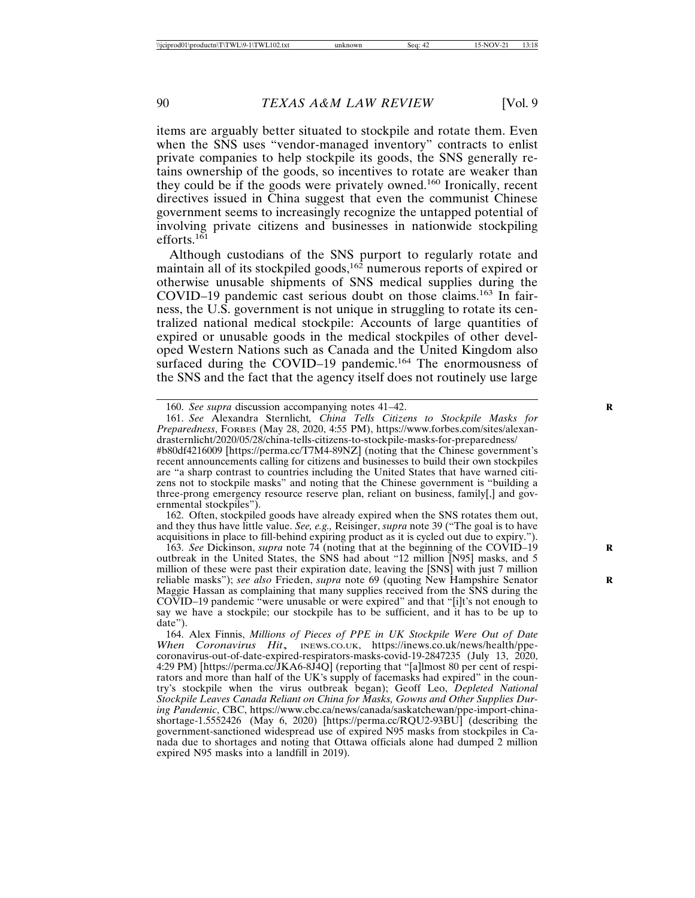items are arguably better situated to stockpile and rotate them. Even when the SNS uses "vendor-managed inventory" contracts to enlist private companies to help stockpile its goods, the SNS generally retains ownership of the goods, so incentives to rotate are weaker than they could be if the goods were privately owned.[160] Ironically, recent directives issued in China suggest that even the communist Chinese government seems to increasingly recognize the untapped potential of involving private citizens and businesses in nationwide stockpiling efforts.[161]

Although custodians of the SNS purport to regularly rotate and maintain all of its stockpiled goods,[162] numerous reports of expired or otherwise unusable shipments of SNS medical supplies during the COVID–19 pandemic cast serious doubt on those claims.[163] In fairness, the U.S. government is not unique in struggling to rotate its centralized national medical stockpile: Accounts of large quantities of expired or unusable goods in the medical stockpiles of other developed Western Nations such as Canada and the United Kingdom also surfaced during the COVID–19 pandemic.[164] The enormousness of the SNS and the fact that the agency itself does not routinely use large

---

160. *See supra* discussion accompanying notes 41–42.

161. *See* Alexandra Sternlicht, *China Tells Citizens to Stockpile Masks for Preparedness*, FORBES (May 28, 2020, 4:55 PM), https://www.forbes.com/sites/alexandrasternlicht/2020/05/28/china-tells-citizens-to-stockpile-masks-for-preparedness/#b80df4216009 [https://perma.cc/T7M4-89NZ] (noting that the Chinese government's recent announcements calling for citizens and businesses to build their own stockpiles are "a sharp contrast to countries including the United States that have warned citizens not to stockpile masks" and noting that the Chinese government is "building a three-prong emergency resource reserve plan, reliant on business, family[,] and governmental stockpiles").

162. Often, stockpiled goods have already expired when the SNS rotates them out, and they thus have little value. *See, e.g.*, Reisinger, *supra* note 39 ("The goal is to have acquisitions in place to fill-behind expiring product as it is cycled out due to expiry.").

163. *See* Dickinson, *supra* note 74 (noting that at the beginning of the COVID–19 outbreak in the United States, the SNS had about "12 million [N95] masks, and 5 million of these were past their expiration date, leaving the [SNS] with just 7 million reliable masks"); *see also* Frieden, *supra* note 69 (quoting New Hampshire Senator Maggie Hassan as complaining that many supplies received from the SNS during the COVID–19 pandemic "were unusable or were expired" and that "[i]t's not enough to say we have a stockpile; our stockpile has to be sufficient, and it has to be up to date").

164. Alex Finnis, *Millions of Pieces of PPE in UK Stockpile Were Out of Date When Coronavirus Hit*, INEWS.CO.UK, https://inews.co.uk/news/health/ppe-coronavirus-out-of-date-expired-respirators-masks-covid-19-2847235 (July 13, 2020, 4:29 PM) [https://perma.cc/JKA6-8J4Q] (reporting that "[a]lmost 80 per cent of respirators and more than half of the UK's supply of facemasks had expired" in the country's stockpile when the virus outbreak began); Geoff Leo, *Depleted National Stockpile Leaves Canada Reliant on China for Masks, Gowns and Other Supplies During Pandemic*, CBC, https://www.cbc.ca/news/canada/saskatchewan/ppe-import-china-shortage-1.5552426 (May 6, 2020) [https://perma.cc/RQU2-93BU] (describing the government-sanctioned widespread use of expired N95 masks from stockpiles in Canada due to shortages and noting that Ottawa officials alone had dumped 2 million expired N95 masks into a landfill in 2019).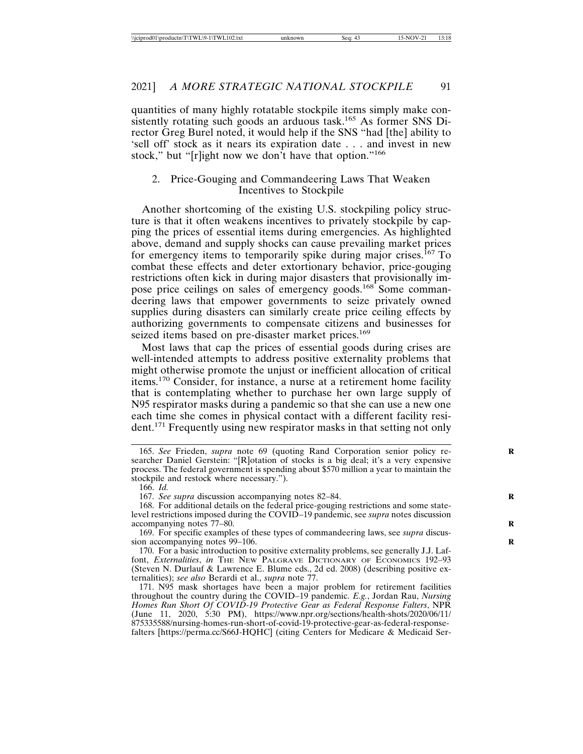quantities of many highly rotatable stockpile items simply make consistently rotating such goods an arduous task.[165] As former SNS Director Greg Burel noted, it would help if the SNS "had [the] ability to 'sell off' stock as it nears its expiration date . . . and invest in new stock," but "[r]ight now we don't have that option."[166]

### 2. Price-Gouging and Commandeering Laws That Weaken Incentives to Stockpile

Another shortcoming of the existing U.S. stockpiling policy structure is that it often weakens incentives to privately stockpile by capping the prices of essential items during emergencies. As highlighted above, demand and supply shocks can cause prevailing market prices for emergency items to temporarily spike during major crises.[167] To combat these effects and deter extortionary behavior, price-gouging restrictions often kick in during major disasters that provisionally impose price ceilings on sales of emergency goods.[168] Some commandeering laws that empower governments to seize privately owned supplies during disasters can similarly create price ceiling effects by authorizing governments to compensate citizens and businesses for seized items based on pre-disaster market prices.[169]

Most laws that cap the prices of essential goods during crises are well-intended attempts to address positive externality problems that might otherwise promote the unjust or inefficient allocation of critical items.[170] Consider, for instance, a nurse at a retirement home facility that is contemplating whether to purchase her own large supply of N95 respirator masks during a pandemic so that she can use a new one each time she comes in physical contact with a different facility resident.[171] Frequently using new respirator masks in that setting not only

---

165. *See* Frieden, *supra* note 69 (quoting Rand Corporation senior policy researcher Daniel Gerstein: "[R]otation of stocks is a big deal; it's a very expensive process. The federal government is spending about $570 million a year to maintain the stockpile and restock where necessary.").

166. *Id.*

167. *See supra* discussion accompanying notes 82–84.

168. For additional details on the federal price-gouging restrictions and some state-level restrictions imposed during the COVID–19 pandemic, see *supra* notes discussion accompanying notes 77–80.

169. For specific examples of these types of commandeering laws, see *supra* discussion accompanying notes 99–106.

170. For a basic introduction to positive externality problems, see generally J.J. Laffont, *Externalities*, *in* THE NEW PALGRAVE DICTIONARY OF ECONOMICS 192–93 (Steven N. Durlauf & Lawrence E. Blume eds., 2d ed. 2008) (describing positive externalities); *see also* Berardi et al., *supra* note 77.

171. N95 mask shortages have been a major problem for retirement facilities throughout the country during the COVID–19 pandemic. *E.g.*, Jordan Rau, *Nursing Homes Run Short Of COVID-19 Protective Gear as Federal Response Falters*, NPR (June 11, 2020, 5:30 PM), https://www.npr.org/sections/health-shots/2020/06/11/875335588/nursing-homes-run-short-of-covid-19-protective-gear-as-federal-response-falters [https://perma.cc/S66J-HQHC] (citing Centers for Medicare & Medicaid Ser-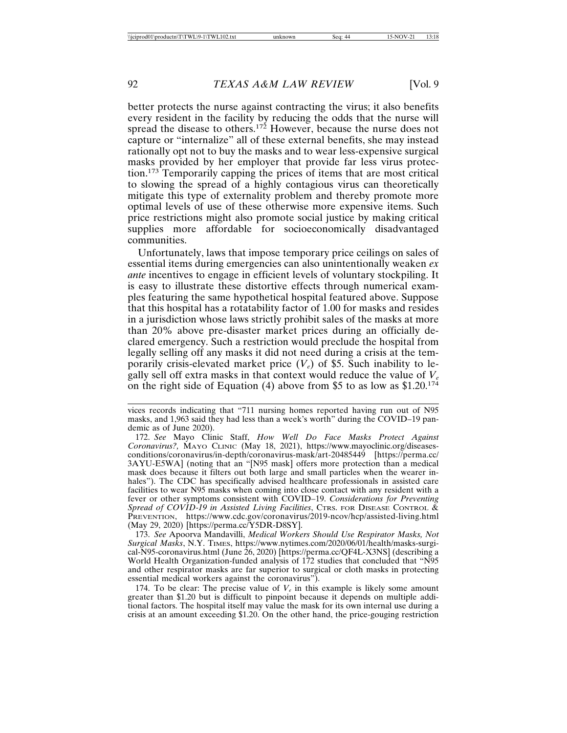better protects the nurse against contracting the virus; it also benefits every resident in the facility by reducing the odds that the nurse will spread the disease to others.[172] However, because the nurse does not capture or "internalize" all of these external benefits, she may instead rationally opt not to buy the masks and to wear less-expensive surgical masks provided by her employer that provide far less virus protection.[173] Temporarily capping the prices of items that are most critical to slowing the spread of a highly contagious virus can theoretically mitigate this type of externality problem and thereby promote more optimal levels of use of these otherwise more expensive items. Such price restrictions might also promote social justice by making critical supplies more affordable for socioeconomically disadvantaged communities.

Unfortunately, laws that impose temporary price ceilings on sales of essential items during emergencies can also unintentionally weaken *ex ante* incentives to engage in efficient levels of voluntary stockpiling. It is easy to illustrate these distortive effects through numerical examples featuring the same hypothetical hospital featured above. Suppose that this hospital has a rotatability factor of 1.00 for masks and resides in a jurisdiction whose laws strictly prohibit sales of the masks at more than 20% above pre-disaster market prices during an officially declared emergency. Such a restriction would preclude the hospital from legally selling off any masks it did not need during a crisis at the temporarily crisis-elevated market price ($V_e$) of $5. Such inability to legally sell off extra masks in that context would reduce the value of $V_e$ on the right side of Equation (4) above from $5 to as low as $1.20.[174]

---

vices records indicating that "711 nursing homes reported having run out of N95 masks, and 1,963 said they had less than a week's worth" during the COVID–19 pandemic as of June 2020).

172. *See* Mayo Clinic Staff, *How Well Do Face Masks Protect Against Coronavirus?*, MAYO CLINIC (May 18, 2021), https://www.mayoclinic.org/diseases-conditions/coronavirus/in-depth/coronavirus-mask/art-20485449 [https://perma.cc/3AYU-E5WA] (noting that an "[N95 mask] offers more protection than a medical mask does because it filters out both large and small particles when the wearer inhales"). The CDC has specifically advised healthcare professionals in assisted care facilities to wear N95 masks when coming into close contact with any resident with a fever or other symptoms consistent with COVID–19. *Considerations for Preventing Spread of COVID-19 in Assisted Living Facilities*, CTRS. FOR DISEASE CONTROL & PREVENTION, https://www.cdc.gov/coronavirus/2019-ncov/hcp/assisted-living.html (May 29, 2020) [https://perma.cc/Y5DR-D8SY].

173. *See* Apoorva Mandavilli, *Medical Workers Should Use Respirator Masks, Not Surgical Masks*, N.Y. TIMES, https://www.nytimes.com/2020/06/01/health/masks-surgical-N95-coronavirus.html (June 26, 2020) [https://perma.cc/QF4L-X3NS] (describing a World Health Organization-funded analysis of 172 studies that concluded that "N95 and other respirator masks are far superior to surgical or cloth masks in protecting essential medical workers against the coronavirus").

174. To be clear: The precise value of $V_e$ in this example is likely some amount greater than $1.20 but is difficult to pinpoint because it depends on multiple additional factors. The hospital itself may value the mask for its own internal use during a crisis at an amount exceeding $1.20. On the other hand, the price-gouging restriction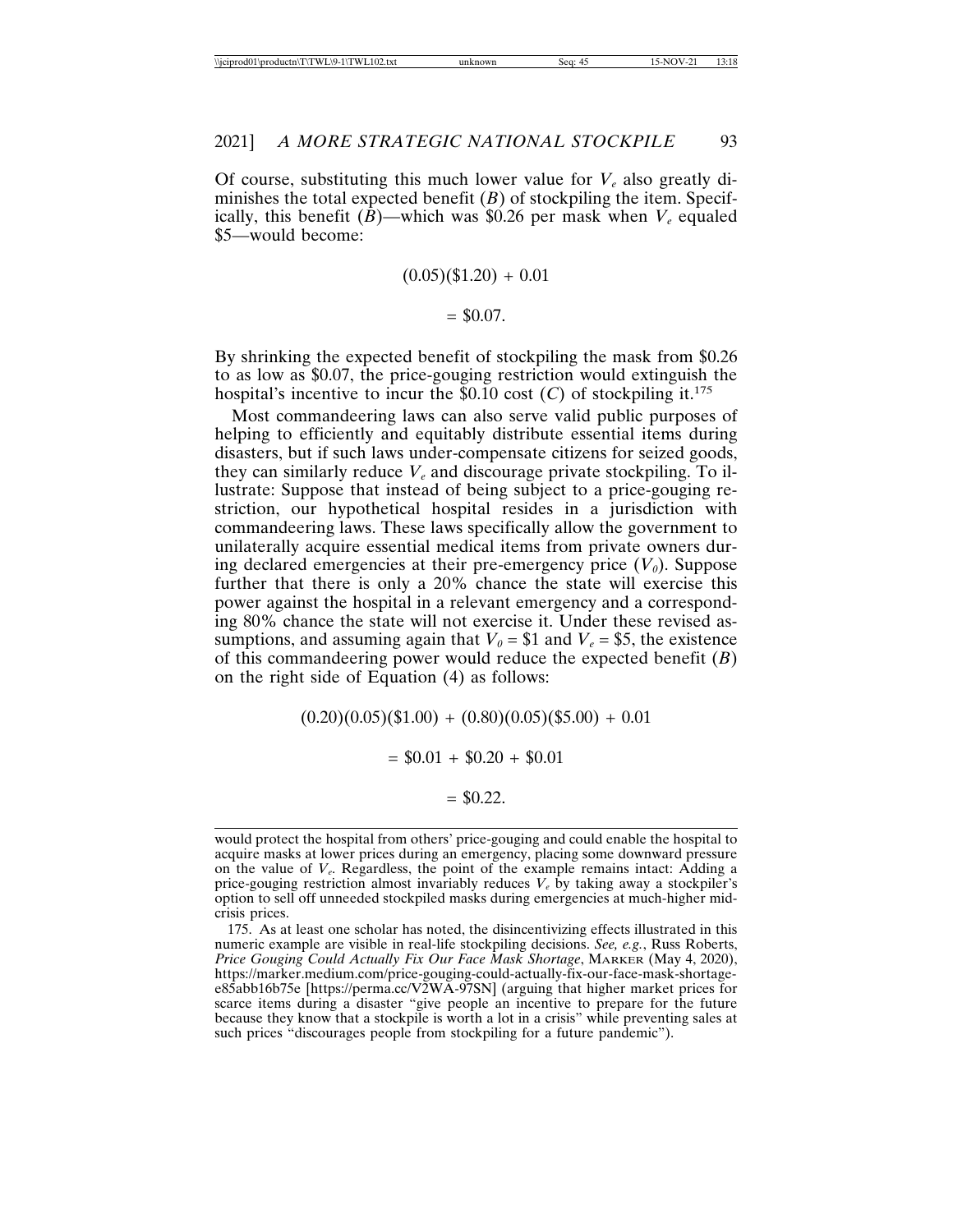Of course, substituting this much lower value for $V_e$ also greatly diminishes the total expected benefit ($B$) of stockpiling the item. Specifically, this benefit ($B$)—which was \$0.26 per mask when $V_e$ equaled \$5—would become:

$$(0.05)(\$1.20) + 0.01$$

$$= \$0.07.$$

By shrinking the expected benefit of stockpiling the mask from \$0.26 to as low as \$0.07, the price-gouging restriction would extinguish the hospital's incentive to incur the \$0.10 cost ($C$) of stockpiling it.[175]

Most commandeering laws can also serve valid public purposes of helping to efficiently and equitably distribute essential items during disasters, but if such laws under-compensate citizens for seized goods, they can similarly reduce $V_e$ and discourage private stockpiling. To illustrate: Suppose that instead of being subject to a price-gouging restriction, our hypothetical hospital resides in a jurisdiction with commandeering laws. These laws specifically allow the government to unilaterally acquire essential medical items from private owners during declared emergencies at their pre-emergency price ($V_0$). Suppose further that there is only a 20% chance the state will exercise this power against the hospital in a relevant emergency and a corresponding 80% chance the state will not exercise it. Under these revised assumptions, and assuming again that $V_0$ = \$1 and $V_e$ = \$5, the existence of this commandeering power would reduce the expected benefit ($B$) on the right side of Equation (4) as follows:

$$(0.20)(0.05)(\$1.00) + (0.80)(0.05)(\$5.00) + 0.01$$

$$= \$0.01 + \$0.20 + \$0.01$$

$$= \$0.22.$$

---

would protect the hospital from others' price-gouging and could enable the hospital to acquire masks at lower prices during an emergency, placing some downward pressure on the value of $V_e$. Regardless, the point of the example remains intact: Adding a price-gouging restriction almost invariably reduces $V_e$ by taking away a stockpiler's option to sell off unneeded stockpiled masks during emergencies at much-higher mid-crisis prices.

175. As at least one scholar has noted, the disincentivizing effects illustrated in this numeric example are visible in real-life stockpiling decisions. *See, e.g.*, Russ Roberts, *Price Gouging Could Actually Fix Our Face Mask Shortage*, MARKER (May 4, 2020), https://marker.medium.com/price-gouging-could-actually-fix-our-face-mask-shortage-e85abb16b75e [https://perma.cc/V2WA-97SN] (arguing that higher market prices for scarce items during a disaster "give people an incentive to prepare for the future because they know that a stockpile is worth a lot in a crisis" while preventing sales at such prices "discourages people from stockpiling for a future pandemic").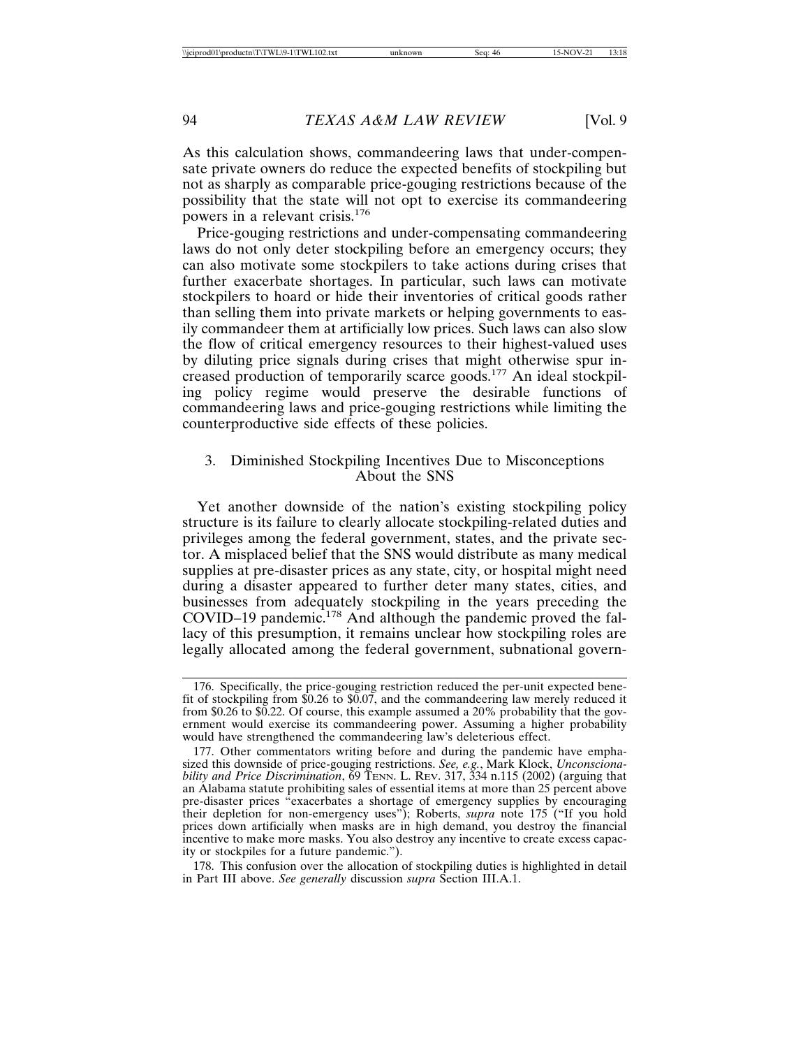As this calculation shows, commandeering laws that under-compensate private owners do reduce the expected benefits of stockpiling but not as sharply as comparable price-gouging restrictions because of the possibility that the state will not opt to exercise its commandeering powers in a relevant crisis.[176]

Price-gouging restrictions and under-compensating commandeering laws do not only deter stockpiling before an emergency occurs; they can also motivate some stockpilers to take actions during crises that further exacerbate shortages. In particular, such laws can motivate stockpilers to hoard or hide their inventories of critical goods rather than selling them into private markets or helping governments to easily commandeer them at artificially low prices. Such laws can also slow the flow of critical emergency resources to their highest-valued uses by diluting price signals during crises that might otherwise spur increased production of temporarily scarce goods.[177] An ideal stockpiling policy regime would preserve the desirable functions of commandeering laws and price-gouging restrictions while limiting the counterproductive side effects of these policies.

### 3. Diminished Stockpiling Incentives Due to Misconceptions About the SNS

Yet another downside of the nation's existing stockpiling policy structure is its failure to clearly allocate stockpiling-related duties and privileges among the federal government, states, and the private sector. A misplaced belief that the SNS would distribute as many medical supplies at pre-disaster prices as any state, city, or hospital might need during a disaster appeared to further deter many states, cities, and businesses from adequately stockpiling in the years preceding the COVID–19 pandemic.[178] And although the pandemic proved the fallacy of this presumption, it remains unclear how stockpiling roles are legally allocated among the federal government, subnational govern-

---

176. Specifically, the price-gouging restriction reduced the per-unit expected benefit of stockpiling from \$0.26 to \$0.07, and the commandeering law merely reduced it from \$0.26 to \$0.22. Of course, this example assumed a 20% probability that the government would exercise its commandeering power. Assuming a higher probability would have strengthened the commandeering law's deleterious effect.

177. Other commentators writing before and during the pandemic have emphasized this downside of price-gouging restrictions. *See, e.g.*, Mark Klock, *Unconscionability and Price Discrimination*, 69 TENN. L. REV. 317, 334 n.115 (2002) (arguing that an Alabama statute prohibiting sales of essential items at more than 25 percent above pre-disaster prices "exacerbates a shortage of emergency supplies by encouraging their depletion for non-emergency uses"); Roberts, *supra* note 175 ("If you hold prices down artificially when masks are in high demand, you destroy the financial incentive to make more masks. You also destroy any incentive to create excess capacity or stockpiles for a future pandemic.").

178. This confusion over the allocation of stockpiling duties is highlighted in detail in Part III above. *See generally* discussion *supra* Section III.A.1.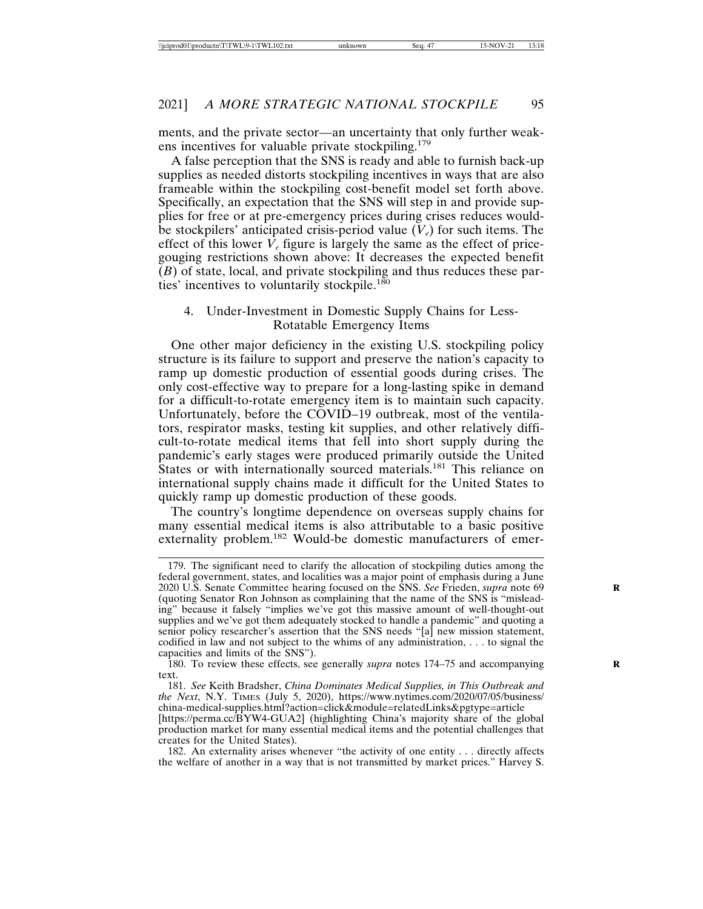ments, and the private sector—an uncertainty that only further weakens incentives for valuable private stockpiling.[179]

A false perception that the SNS is ready and able to furnish back-up supplies as needed distorts stockpiling incentives in ways that are also frameable within the stockpiling cost-benefit model set forth above. Specifically, an expectation that the SNS will step in and provide supplies for free or at pre-emergency prices during crises reduces would-be stockpilers' anticipated crisis-period value ($V_e$) for such items. The effect of this lower $V_e$ figure is largely the same as the effect of price-gouging restrictions shown above: It decreases the expected benefit ($B$) of state, local, and private stockpiling and thus reduces these parties' incentives to voluntarily stockpile.[180]

#### 4. Under-Investment in Domestic Supply Chains for Less-Rotatable Emergency Items

One other major deficiency in the existing U.S. stockpiling policy structure is its failure to support and preserve the nation's capacity to ramp up domestic production of essential goods during crises. The only cost-effective way to prepare for a long-lasting spike in demand for a difficult-to-rotate emergency item is to maintain such capacity. Unfortunately, before the COVID–19 outbreak, most of the ventilators, respirator masks, testing kit supplies, and other relatively difficult-to-rotate medical items that fell into short supply during the pandemic's early stages were produced primarily outside the United States or with internationally sourced materials.[181] This reliance on international supply chains made it difficult for the United States to quickly ramp up domestic production of these goods.

The country's longtime dependence on overseas supply chains for many essential medical items is also attributable to a basic positive externality problem.[182] Would-be domestic manufacturers of emer-

---

179. The significant need to clarify the allocation of stockpiling duties among the federal government, states, and localities was a major point of emphasis during a June 2020 U.S. Senate Committee hearing focused on the SNS. *See* Frieden, *supra* note 69 (quoting Senator Ron Johnson as complaining that the name of the SNS is "misleading" because it falsely "implies we've got this massive amount of well-thought-out supplies and we've got them adequately stocked to handle a pandemic" and quoting a senior policy researcher's assertion that the SNS needs "[a] new mission statement, codified in law and not subject to the whims of any administration, . . . to signal the capacities and limits of the SNS").

180. To review these effects, see generally *supra* notes 174–75 and accompanying text.

181. *See* Keith Bradsher, *China Dominates Medical Supplies, in This Outbreak and the Next*, N.Y. TIMES (July 5, 2020), https://www.nytimes.com/2020/07/05/business/china-medical-supplies.html?action=click&module=relatedLinks&pgtype=article [https://perma.cc/BYW4-GUA2] (highlighting China's majority share of the global production market for many essential medical items and the potential challenges that creates for the United States).

182. An externality arises whenever "the activity of one entity . . . directly affects the welfare of another in a way that is not transmitted by market prices." Harvey S.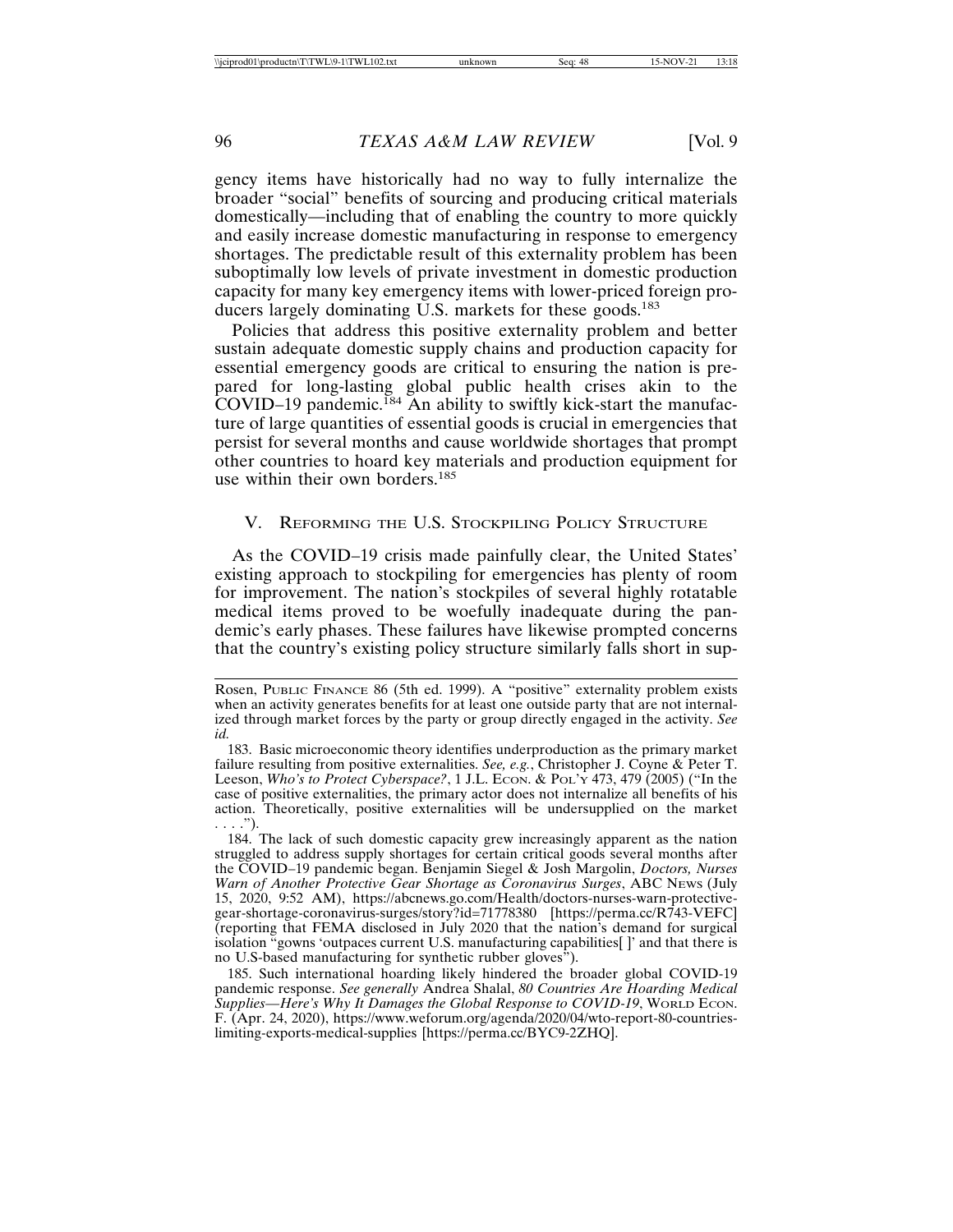gency items have historically had no way to fully internalize the broader "social" benefits of sourcing and producing critical materials domestically—including that of enabling the country to more quickly and easily increase domestic manufacturing in response to emergency shortages. The predictable result of this externality problem has been suboptimally low levels of private investment in domestic production capacity for many key emergency items with lower-priced foreign producers largely dominating U.S. markets for these goods.[183]

Policies that address this positive externality problem and better sustain adequate domestic supply chains and production capacity for essential emergency goods are critical to ensuring the nation is prepared for long-lasting global public health crises akin to the COVID–19 pandemic.[184] An ability to swiftly kick-start the manufacture of large quantities of essential goods is crucial in emergencies that persist for several months and cause worldwide shortages that prompt other countries to hoard key materials and production equipment for use within their own borders.[185]

## V. Reforming the U.S. Stockpiling Policy Structure

As the COVID–19 crisis made painfully clear, the United States' existing approach to stockpiling for emergencies has plenty of room for improvement. The nation's stockpiles of several highly rotatable medical items proved to be woefully inadequate during the pandemic's early phases. These failures have likewise prompted concerns that the country's existing policy structure similarly falls short in sup-

---

Rosen, Public Finance 86 (5th ed. 1999). A "positive" externality problem exists when an activity generates benefits for at least one outside party that are not internalized through market forces by the party or group directly engaged in the activity. *See id.*

183. Basic microeconomic theory identifies underproduction as the primary market failure resulting from positive externalities. *See, e.g.*, Christopher J. Coyne & Peter T. Leeson, *Who's to Protect Cyberspace?*, 1 J.L. Econ. & Pol'y 473, 479 (2005) ("In the case of positive externalities, the primary actor does not internalize all benefits of his action. Theoretically, positive externalities will be undersupplied on the market . . . .").

184. The lack of such domestic capacity grew increasingly apparent as the nation struggled to address supply shortages for certain critical goods several months after the COVID–19 pandemic began. Benjamin Siegel & Josh Margolin, *Doctors, Nurses Warn of Another Protective Gear Shortage as Coronavirus Surges*, ABC News (July 15, 2020, 9:52 AM), https://abcnews.go.com/Health/doctors-nurses-warn-protective-gear-shortage-coronavirus-surges/story?id=71778380 [https://perma.cc/R743-VEFC] (reporting that FEMA disclosed in July 2020 that the nation's demand for surgical isolation "gowns 'outpaces current U.S. manufacturing capabilities[ ]' and that there is no U.S-based manufacturing for synthetic rubber gloves").

185. Such international hoarding likely hindered the broader global COVID-19 pandemic response. *See generally* Andrea Shalal, *80 Countries Are Hoarding Medical Supplies—Here's Why It Damages the Global Response to COVID-19*, World Econ. F. (Apr. 24, 2020), https://www.weforum.org/agenda/2020/04/wto-report-80-countries-limiting-exports-medical-supplies [https://perma.cc/BYC9-2ZHQ].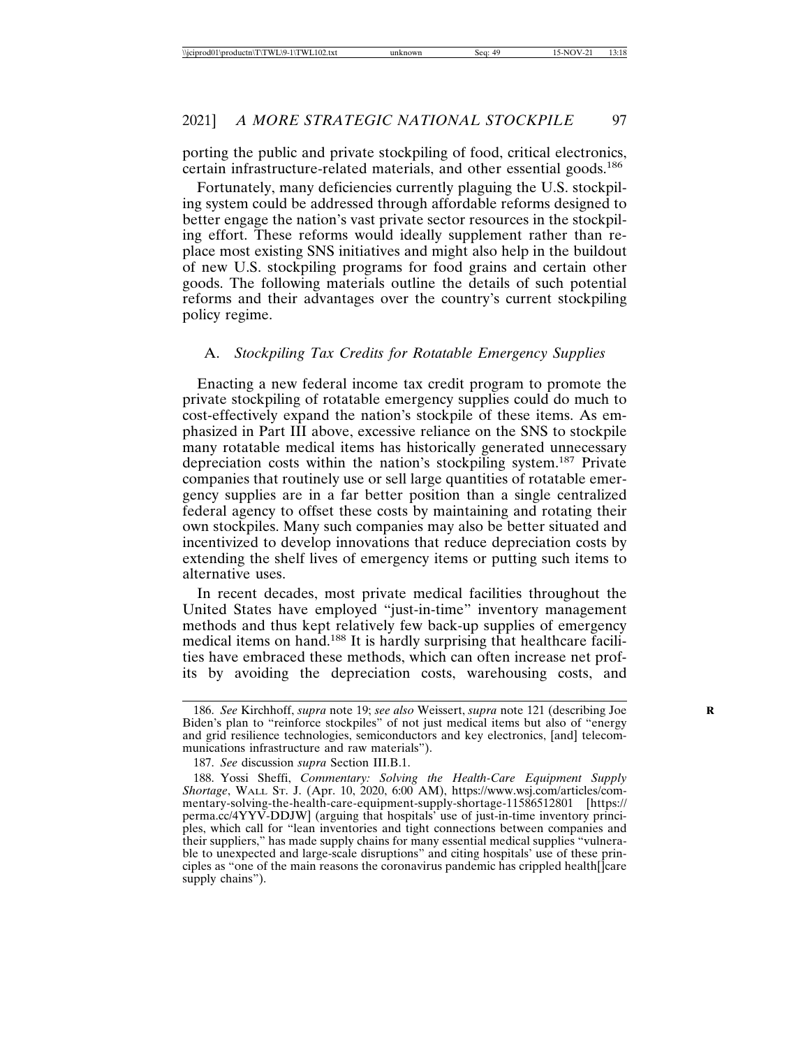porting the public and private stockpiling of food, critical electronics, certain infrastructure-related materials, and other essential goods.[186]

Fortunately, many deficiencies currently plaguing the U.S. stockpiling system could be addressed through affordable reforms designed to better engage the nation's vast private sector resources in the stockpiling effort. These reforms would ideally supplement rather than replace most existing SNS initiatives and might also help in the buildout of new U.S. stockpiling programs for food grains and certain other goods. The following materials outline the details of such potential reforms and their advantages over the country's current stockpiling policy regime.

## A. *Stockpiling Tax Credits for Rotatable Emergency Supplies*

Enacting a new federal income tax credit program to promote the private stockpiling of rotatable emergency supplies could do much to cost-effectively expand the nation's stockpile of these items. As emphasized in Part III above, excessive reliance on the SNS to stockpile many rotatable medical items has historically generated unnecessary depreciation costs within the nation's stockpiling system.[187] Private companies that routinely use or sell large quantities of rotatable emergency supplies are in a far better position than a single centralized federal agency to offset these costs by maintaining and rotating their own stockpiles. Many such companies may also be better situated and incentivized to develop innovations that reduce depreciation costs by extending the shelf lives of emergency items or putting such items to alternative uses.

In recent decades, most private medical facilities throughout the United States have employed "just-in-time" inventory management methods and thus kept relatively few back-up supplies of emergency medical items on hand.[188] It is hardly surprising that healthcare facilities have embraced these methods, which can often increase net profits by avoiding the depreciation costs, warehousing costs, and

---

186. *See* Kirchhoff, *supra* note 19; *see also* Weissert, *supra* note 121 (describing Joe Biden's plan to "reinforce stockpiles" of not just medical items but also of "energy and grid resilience technologies, semiconductors and key electronics, [and] telecommunications infrastructure and raw materials").

187. *See* discussion *supra* Section III.B.1.

188. Yossi Sheffi, *Commentary: Solving the Health-Care Equipment Supply Shortage*, WALL ST. J. (Apr. 10, 2020, 6:00 AM), https://www.wsj.com/articles/commentary-solving-the-health-care-equipment-supply-shortage-11586512801 [https://perma.cc/4YYV-DDJW] (arguing that hospitals' use of just-in-time inventory principles, which call for "lean inventories and tight connections between companies and their suppliers," has made supply chains for many essential medical supplies "vulnerable to unexpected and large-scale disruptions" and citing hospitals' use of these principles as "one of the main reasons the coronavirus pandemic has crippled health[]care supply chains").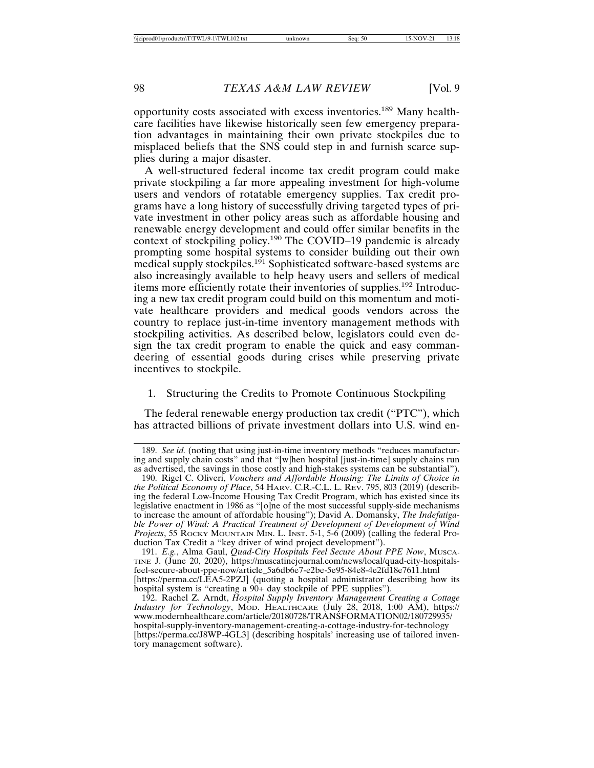opportunity costs associated with excess inventories.[189] Many healthcare facilities have likewise historically seen few emergency preparation advantages in maintaining their own private stockpiles due to misplaced beliefs that the SNS could step in and furnish scarce supplies during a major disaster.

A well-structured federal income tax credit program could make private stockpiling a far more appealing investment for high-volume users and vendors of rotatable emergency supplies. Tax credit programs have a long history of successfully driving targeted types of private investment in other policy areas such as affordable housing and renewable energy development and could offer similar benefits in the context of stockpiling policy.[190] The COVID–19 pandemic is already prompting some hospital systems to consider building out their own medical supply stockpiles.[191] Sophisticated software-based systems are also increasingly available to help heavy users and sellers of medical items more efficiently rotate their inventories of supplies.[192] Introducing a new tax credit program could build on this momentum and motivate healthcare providers and medical goods vendors across the country to replace just-in-time inventory management methods with stockpiling activities. As described below, legislators could even design the tax credit program to enable the quick and easy commandeering of essential goods during crises while preserving private incentives to stockpile.

### 1. Structuring the Credits to Promote Continuous Stockpiling

The federal renewable energy production tax credit ("PTC"), which has attracted billions of private investment dollars into U.S. wind en-

---

189. *See id.* (noting that using just-in-time inventory methods "reduces manufacturing and supply chain costs" and that "[w]hen hospital [just-in-time] supply chains run as advertised, the savings in those costly and high-stakes systems can be substantial").

190. Rigel C. Oliveri, *Vouchers and Affordable Housing: The Limits of Choice in the Political Economy of Place*, 54 HARV. C.R.-C.L. L. REV. 795, 803 (2019) (describing the federal Low-Income Housing Tax Credit Program, which has existed since its legislative enactment in 1986 as "[o]ne of the most successful supply-side mechanisms to increase the amount of affordable housing"); David A. Domansky, *The Indefatigable Power of Wind: A Practical Treatment of Development of Development of Wind Projects*, 55 ROCKY MOUNTAIN MIN. L. INST. 5-1, 5-6 (2009) (calling the federal Production Tax Credit a "key driver of wind project development").

191. *E.g.*, Alma Gaul, *Quad-City Hospitals Feel Secure About PPE Now*, MUSCATINE J. (June 20, 2020), https://muscatinejournal.com/news/local/quad-city-hospitals-feel-secure-about-ppe-now/article_5a6db6e7-e2be-5e95-84e8-4e2fd18e7611.html [https://perma.cc/LEA5-2PZJ] (quoting a hospital administrator describing how its hospital system is "creating a 90+ day stockpile of PPE supplies").

192. Rachel Z. Arndt, *Hospital Supply Inventory Management Creating a Cottage Industry for Technology*, MOD. HEALTHCARE (July 28, 2018, 1:00 AM), https://www.modernhealthcare.com/article/20180728/TRANSFORMATION02/180729935/hospital-supply-inventory-management-creating-a-cottage-industry-for-technology [https://perma.cc/J8WP-4GL3] (describing hospitals' increasing use of tailored inventory management software).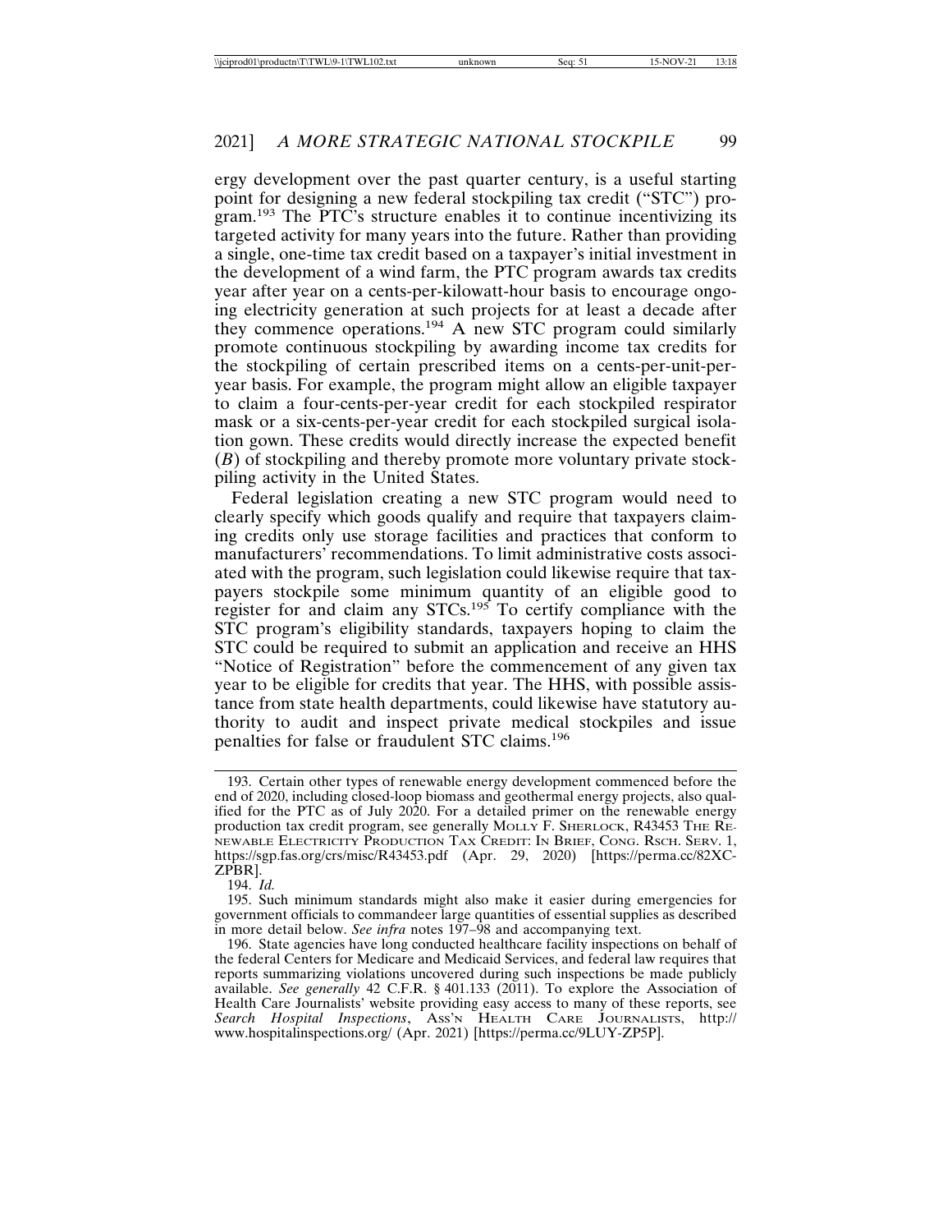ergy development over the past quarter century, is a useful starting point for designing a new federal stockpiling tax credit ("STC") program.[193] The PTC's structure enables it to continue incentivizing its targeted activity for many years into the future. Rather than providing a single, one-time tax credit based on a taxpayer's initial investment in the development of a wind farm, the PTC program awards tax credits year after year on a cents-per-kilowatt-hour basis to encourage ongoing electricity generation at such projects for at least a decade after they commence operations.[194] A new STC program could similarly promote continuous stockpiling by awarding income tax credits for the stockpiling of certain prescribed items on a cents-per-unit-per-year basis. For example, the program might allow an eligible taxpayer to claim a four-cents-per-year credit for each stockpiled respirator mask or a six-cents-per-year credit for each stockpiled surgical isolation gown. These credits would directly increase the expected benefit ($B$) of stockpiling and thereby promote more voluntary private stockpiling activity in the United States.

Federal legislation creating a new STC program would need to clearly specify which goods qualify and require that taxpayers claiming credits only use storage facilities and practices that conform to manufacturers' recommendations. To limit administrative costs associated with the program, such legislation could likewise require that taxpayers stockpile some minimum quantity of an eligible good to register for and claim any STCs.[195] To certify compliance with the STC program's eligibility standards, taxpayers hoping to claim the STC could be required to submit an application and receive an HHS "Notice of Registration" before the commencement of any given tax year to be eligible for credits that year. The HHS, with possible assistance from state health departments, could likewise have statutory authority to audit and inspect private medical stockpiles and issue penalties for false or fraudulent STC claims.[196]

---

193. Certain other types of renewable energy development commenced before the end of 2020, including closed-loop biomass and geothermal energy projects, also qualified for the PTC as of July 2020. For a detailed primer on the renewable energy production tax credit program, see generally MOLLY F. SHERLOCK, R43453 THE RENEWABLE ELECTRICITY PRODUCTION TAX CREDIT: IN BRIEF, CONG. RSCH. SERV. 1, https://sgp.fas.org/crs/misc/R43453.pdf (Apr. 29, 2020) [https://perma.cc/82XC-ZPBR].

194. *Id.*

195. Such minimum standards might also make it easier during emergencies for government officials to commandeer large quantities of essential supplies as described in more detail below. *See infra* notes 197–98 and accompanying text.

196. State agencies have long conducted healthcare facility inspections on behalf of the federal Centers for Medicare and Medicaid Services, and federal law requires that reports summarizing violations uncovered during such inspections be made publicly available. *See generally* 42 C.F.R. § 401.133 (2011). To explore the Association of Health Care Journalists' website providing easy access to many of these reports, see *Search Hospital Inspections*, ASS'N HEALTH CARE JOURNALISTS, http://www.hospitalinspections.org/ (Apr. 2021) [https://perma.cc/9LUY-ZP5P].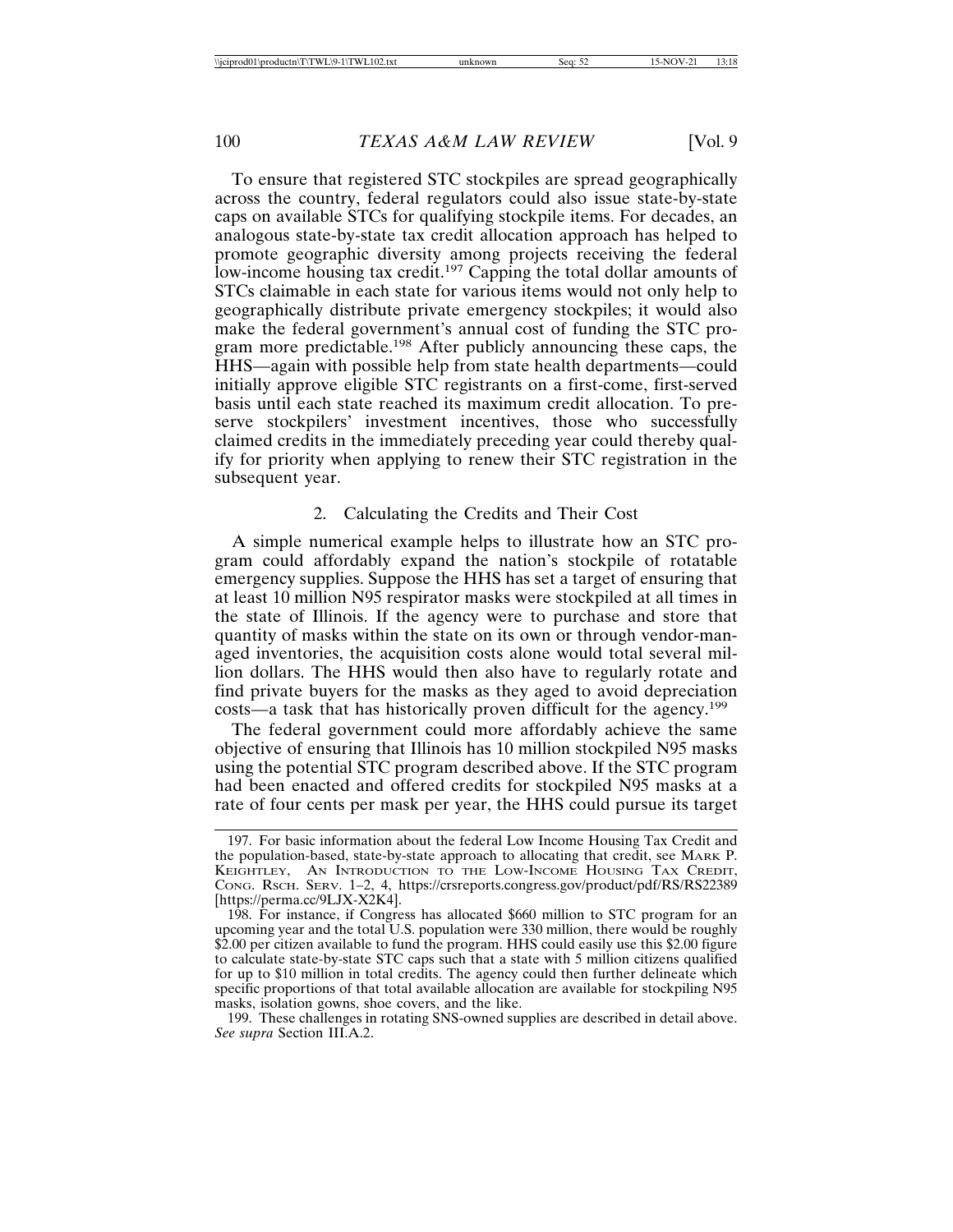To ensure that registered STC stockpiles are spread geographically across the country, federal regulators could also issue state-by-state caps on available STCs for qualifying stockpile items. For decades, an analogous state-by-state tax credit allocation approach has helped to promote geographic diversity among projects receiving the federal low-income housing tax credit.[197] Capping the total dollar amounts of STCs claimable in each state for various items would not only help to geographically distribute private emergency stockpiles; it would also make the federal government's annual cost of funding the STC program more predictable.[198] After publicly announcing these caps, the HHS—again with possible help from state health departments—could initially approve eligible STC registrants on a first-come, first-served basis until each state reached its maximum credit allocation. To preserve stockpilers' investment incentives, those who successfully claimed credits in the immediately preceding year could thereby qualify for priority when applying to renew their STC registration in the subsequent year.

### 2. Calculating the Credits and Their Cost

A simple numerical example helps to illustrate how an STC program could affordably expand the nation's stockpile of rotatable emergency supplies. Suppose the HHS has set a target of ensuring that at least 10 million N95 respirator masks were stockpiled at all times in the state of Illinois. If the agency were to purchase and store that quantity of masks within the state on its own or through vendor-managed inventories, the acquisition costs alone would total several million dollars. The HHS would then also have to regularly rotate and find private buyers for the masks as they aged to avoid depreciation costs—a task that has historically proven difficult for the agency.[199]

The federal government could more affordably achieve the same objective of ensuring that Illinois has 10 million stockpiled N95 masks using the potential STC program described above. If the STC program had been enacted and offered credits for stockpiled N95 masks at a rate of four cents per mask per year, the HHS could pursue its target

---

197. For basic information about the federal Low Income Housing Tax Credit and the population-based, state-by-state approach to allocating that credit, see Mark P. Keightley, An Introduction to the Low-Income Housing Tax Credit, Cong. Rsch. Serv. 1–2, 4, https://crsreports.congress.gov/product/pdf/RS/RS22389 [https://perma.cc/9LJX-X2K4].

198. For instance, if Congress has allocated $660 million to STC program for an upcoming year and the total U.S. population were 330 million, there would be roughly $2.00 per citizen available to fund the program. HHS could easily use this $2.00 figure to calculate state-by-state STC caps such that a state with 5 million citizens qualified for up to $10 million in total credits. The agency could then further delineate which specific proportions of that total available allocation are available for stockpiling N95 masks, isolation gowns, shoe covers, and the like.

199. These challenges in rotating SNS-owned supplies are described in detail above. *See supra* Section III.A.2.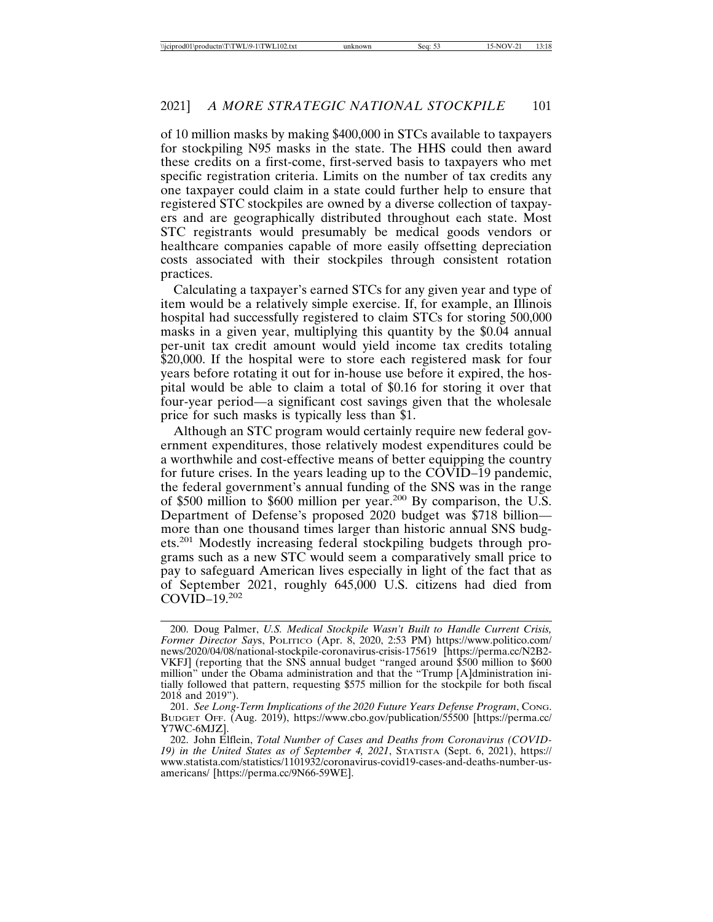of 10 million masks by making $400,000 in STCs available to taxpayers for stockpiling N95 masks in the state. The HHS could then award these credits on a first-come, first-served basis to taxpayers who met specific registration criteria. Limits on the number of tax credits any one taxpayer could claim in a state could further help to ensure that registered STC stockpiles are owned by a diverse collection of taxpayers and are geographically distributed throughout each state. Most STC registrants would presumably be medical goods vendors or healthcare companies capable of more easily offsetting depreciation costs associated with their stockpiles through consistent rotation practices.

Calculating a taxpayer's earned STCs for any given year and type of item would be a relatively simple exercise. If, for example, an Illinois hospital had successfully registered to claim STCs for storing 500,000 masks in a given year, multiplying this quantity by the $0.04 annual per-unit tax credit amount would yield income tax credits totaling $20,000. If the hospital were to store each registered mask for four years before rotating it out for in-house use before it expired, the hospital would be able to claim a total of $0.16 for storing it over that four-year period—a significant cost savings given that the wholesale price for such masks is typically less than $1.

Although an STC program would certainly require new federal government expenditures, those relatively modest expenditures could be a worthwhile and cost-effective means of better equipping the country for future crises. In the years leading up to the COVID–19 pandemic, the federal government's annual funding of the SNS was in the range of $500 million to $600 million per year.[200] By comparison, the U.S. Department of Defense's proposed 2020 budget was $718 billion—more than one thousand times larger than historic annual SNS budgets.[201] Modestly increasing federal stockpiling budgets through programs such as a new STC would seem a comparatively small price to pay to safeguard American lives especially in light of the fact that as of September 2021, roughly 645,000 U.S. citizens had died from COVID–19.[202]

---

200. Doug Palmer, *U.S. Medical Stockpile Wasn't Built to Handle Current Crisis, Former Director Says*, POLITICO (Apr. 8, 2020, 2:53 PM) https://www.politico.com/news/2020/04/08/national-stockpile-coronavirus-crisis-175619 [https://perma.cc/N2B2-VKFJ] (reporting that the SNS annual budget "ranged around $500 million to $600 million" under the Obama administration and that the "Trump [A]dministration initially followed that pattern, requesting $575 million for the stockpile for both fiscal 2018 and 2019").

201. *See Long-Term Implications of the 2020 Future Years Defense Program*, CONG. BUDGET OFF. (Aug. 2019), https://www.cbo.gov/publication/55500 [https://perma.cc/Y7WC-6MJZ].

202. John Elflein, *Total Number of Cases and Deaths from Coronavirus (COVID-19) in the United States as of September 4, 2021*, STATISTA (Sept. 6, 2021), https://www.statista.com/statistics/1101932/coronavirus-covid19-cases-and-deaths-number-us-americans/ [https://perma.cc/9N66-59WE].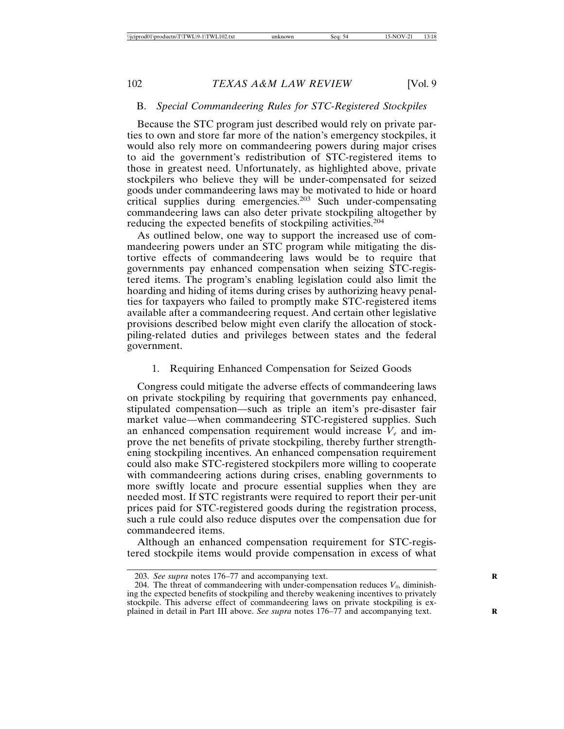## B. *Special Commandeering Rules for STC-Registered Stockpiles*

Because the STC program just described would rely on private parties to own and store far more of the nation's emergency stockpiles, it would also rely more on commandeering powers during major crises to aid the government's redistribution of STC-registered items to those in greatest need. Unfortunately, as highlighted above, private stockpilers who believe they will be under-compensated for seized goods under commandeering laws may be motivated to hide or hoard critical supplies during emergencies.[203] Such under-compensating commandeering laws can also deter private stockpiling altogether by reducing the expected benefits of stockpiling activities.[204]

As outlined below, one way to support the increased use of commandeering powers under an STC program while mitigating the distortive effects of commandeering laws would be to require that governments pay enhanced compensation when seizing STC-registered items. The program's enabling legislation could also limit the hoarding and hiding of items during crises by authorizing heavy penalties for taxpayers who failed to promptly make STC-registered items available after a commandeering request. And certain other legislative provisions described below might even clarify the allocation of stockpiling-related duties and privileges between states and the federal government.

### 1. Requiring Enhanced Compensation for Seized Goods

Congress could mitigate the adverse effects of commandeering laws on private stockpiling by requiring that governments pay enhanced, stipulated compensation—such as triple an item's pre-disaster fair market value—when commandeering STC-registered supplies. Such an enhanced compensation requirement would increase $V_e$ and improve the net benefits of private stockpiling, thereby further strengthening stockpiling incentives. An enhanced compensation requirement could also make STC-registered stockpilers more willing to cooperate with commandeering actions during crises, enabling governments to more swiftly locate and procure essential supplies when they are needed most. If STC registrants were required to report their per-unit prices paid for STC-registered goods during the registration process, such a rule could also reduce disputes over the compensation due for commandeered items.

Although an enhanced compensation requirement for STC-registered stockpile items would provide compensation in excess of what

---

203. *See supra* notes 176–77 and accompanying text.

204. The threat of commandeering with under-compensation reduces $V_0$, diminishing the expected benefits of stockpiling and thereby weakening incentives to privately stockpile. This adverse effect of commandeering laws on private stockpiling is explained in detail in Part III above. *See supra* notes 176–77 and accompanying text.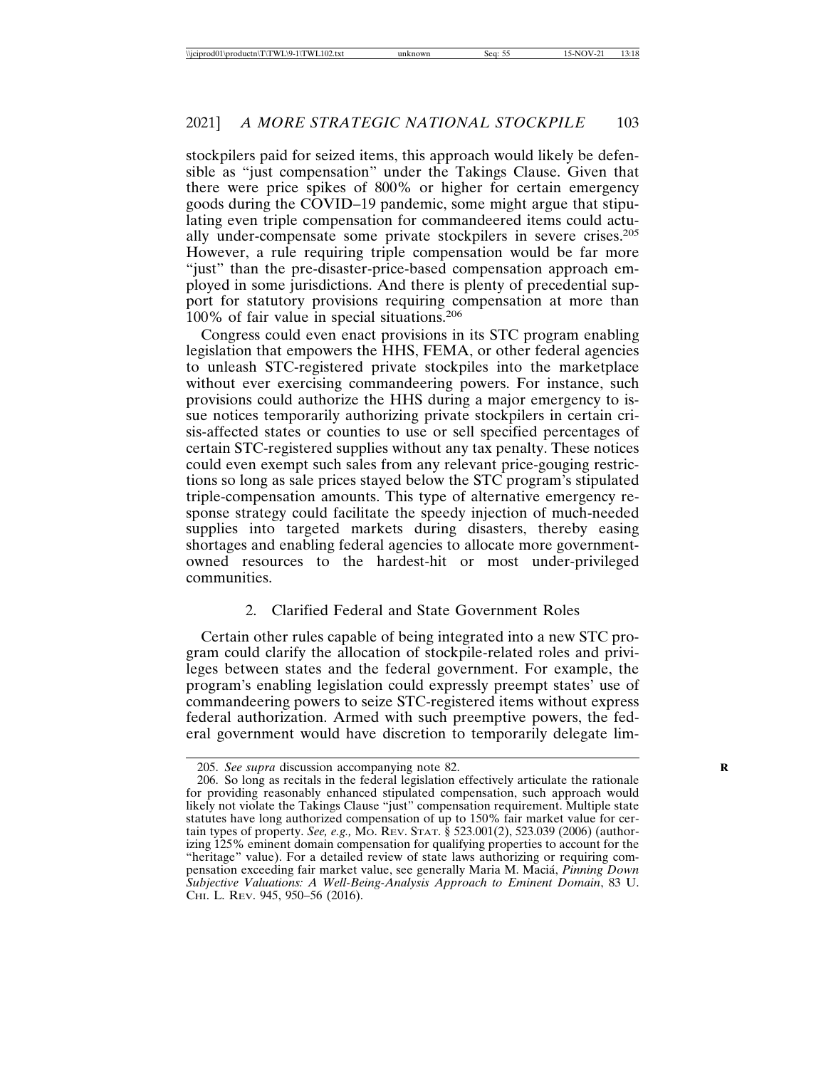stockpilers paid for seized items, this approach would likely be defensible as "just compensation" under the Takings Clause. Given that there were price spikes of 800% or higher for certain emergency goods during the COVID–19 pandemic, some might argue that stipulating even triple compensation for commandeered items could actually under-compensate some private stockpilers in severe crises.[205] However, a rule requiring triple compensation would be far more "just" than the pre-disaster-price-based compensation approach employed in some jurisdictions. And there is plenty of precedential support for statutory provisions requiring compensation at more than 100% of fair value in special situations.[206]

Congress could even enact provisions in its STC program enabling legislation that empowers the HHS, FEMA, or other federal agencies to unleash STC-registered private stockpiles into the marketplace without ever exercising commandeering powers. For instance, such provisions could authorize the HHS during a major emergency to issue notices temporarily authorizing private stockpilers in certain crisis-affected states or counties to use or sell specified percentages of certain STC-registered supplies without any tax penalty. These notices could even exempt such sales from any relevant price-gouging restrictions so long as sale prices stayed below the STC program's stipulated triple-compensation amounts. This type of alternative emergency response strategy could facilitate the speedy injection of much-needed supplies into targeted markets during disasters, thereby easing shortages and enabling federal agencies to allocate more government-owned resources to the hardest-hit or most under-privileged communities.

### 2. Clarified Federal and State Government Roles

Certain other rules capable of being integrated into a new STC program could clarify the allocation of stockpile-related roles and privileges between states and the federal government. For example, the program's enabling legislation could expressly preempt states' use of commandeering powers to seize STC-registered items without express federal authorization. Armed with such preemptive powers, the federal government would have discretion to temporarily delegate lim-

---

205. *See supra* discussion accompanying note 82.

206. So long as recitals in the federal legislation effectively articulate the rationale for providing reasonably enhanced stipulated compensation, such approach would likely not violate the Takings Clause "just" compensation requirement. Multiple state statutes have long authorized compensation of up to 150% fair market value for certain types of property. *See, e.g.,* MO. REV. STAT. § 523.001(2), 523.039 (2006) (authorizing 125% eminent domain compensation for qualifying properties to account for the "heritage" value). For a detailed review of state laws authorizing or requiring compensation exceeding fair market value, see generally Maria M. Maciá, *Pinning Down Subjective Valuations: A Well-Being-Analysis Approach to Eminent Domain*, 83 U. CHI. L. REV. 945, 950–56 (2016).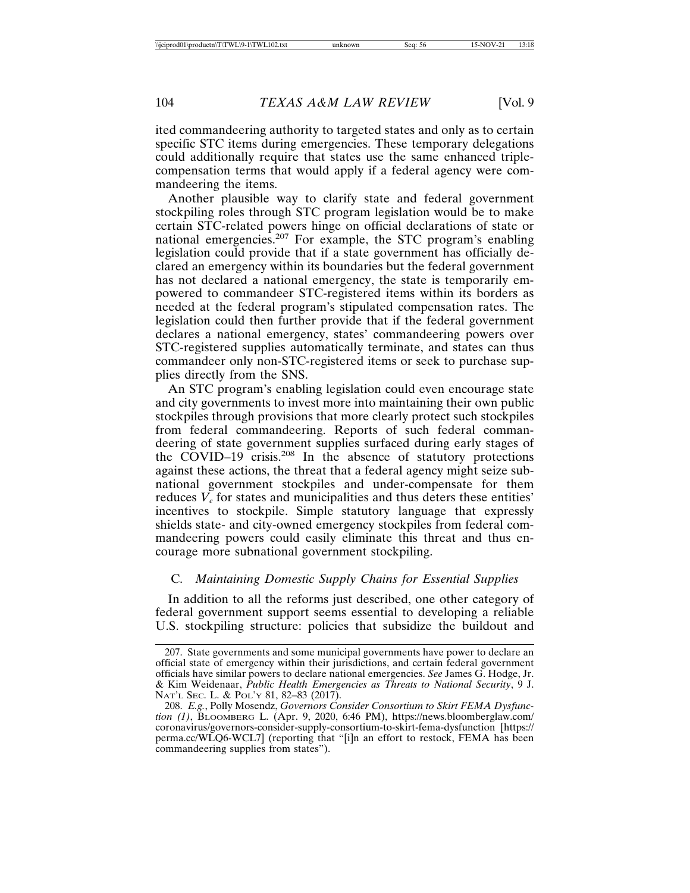ited commandeering authority to targeted states and only as to certain specific STC items during emergencies. These temporary delegations could additionally require that states use the same enhanced triple-compensation terms that would apply if a federal agency were commandeering the items.

Another plausible way to clarify state and federal government stockpiling roles through STC program legislation would be to make certain STC-related powers hinge on official declarations of state or national emergencies.[207] For example, the STC program's enabling legislation could provide that if a state government has officially declared an emergency within its boundaries but the federal government has not declared a national emergency, the state is temporarily empowered to commandeer STC-registered items within its borders as needed at the federal program's stipulated compensation rates. The legislation could then further provide that if the federal government declares a national emergency, states' commandeering powers over STC-registered supplies automatically terminate, and states can thus commandeer only non-STC-registered items or seek to purchase supplies directly from the SNS.

An STC program's enabling legislation could even encourage state and city governments to invest more into maintaining their own public stockpiles through provisions that more clearly protect such stockpiles from federal commandeering. Reports of such federal commandeering of state government supplies surfaced during early stages of the COVID–19 crisis.[208] In the absence of statutory protections against these actions, the threat that a federal agency might seize subnational government stockpiles and under-compensate for them reduces $V_e$ for states and municipalities and thus deters these entities' incentives to stockpile. Simple statutory language that expressly shields state- and city-owned emergency stockpiles from federal commandeering powers could easily eliminate this threat and thus encourage more subnational government stockpiling.

### C. *Maintaining Domestic Supply Chains for Essential Supplies*

In addition to all the reforms just described, one other category of federal government support seems essential to developing a reliable U.S. stockpiling structure: policies that subsidize the buildout and

---

207. State governments and some municipal governments have power to declare an official state of emergency within their jurisdictions, and certain federal government officials have similar powers to declare national emergencies. *See* James G. Hodge, Jr. & Kim Weidenaar, *Public Health Emergencies as Threats to National Security*, 9 J. NAT'L SEC. L. & POL'Y 81, 82–83 (2017).

208. *E.g.*, Polly Mosendz, *Governors Consider Consortium to Skirt FEMA Dysfunction (1)*, BLOOMBERG L. (Apr. 9, 2020, 6:46 PM), https://news.bloomberglaw.com/coronavirus/governors-consider-supply-consortium-to-skirt-fema-dysfunction [https://perma.cc/WLQ6-WCL7] (reporting that "[i]n an effort to restock, FEMA has been commandeering supplies from states").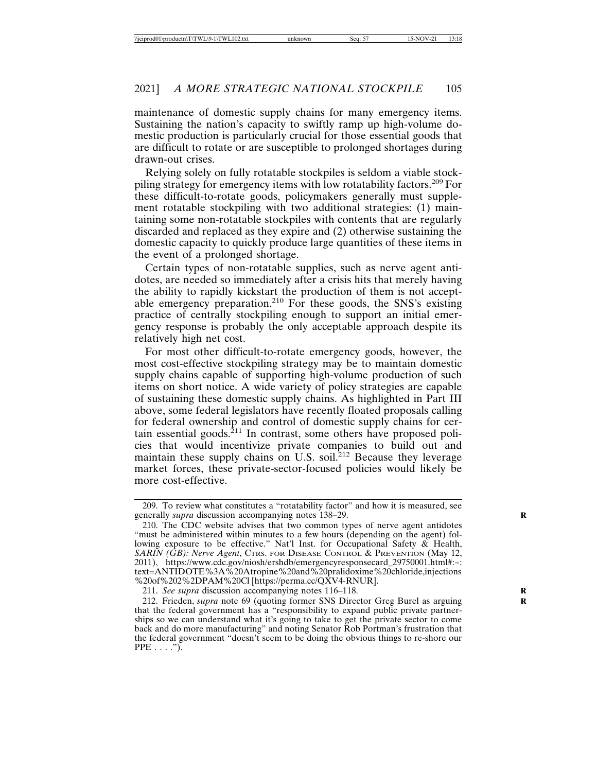maintenance of domestic supply chains for many emergency items. Sustaining the nation's capacity to swiftly ramp up high-volume domestic production is particularly crucial for those essential goods that are difficult to rotate or are susceptible to prolonged shortages during drawn-out crises.

Relying solely on fully rotatable stockpiles is seldom a viable stockpiling strategy for emergency items with low rotatability factors.[209] For these difficult-to-rotate goods, policymakers generally must supplement rotatable stockpiling with two additional strategies: (1) maintaining some non-rotatable stockpiles with contents that are regularly discarded and replaced as they expire and (2) otherwise sustaining the domestic capacity to quickly produce large quantities of these items in the event of a prolonged shortage.

Certain types of non-rotatable supplies, such as nerve agent antidotes, are needed so immediately after a crisis hits that merely having the ability to rapidly kickstart the production of them is not acceptable emergency preparation.[210] For these goods, the SNS's existing practice of centrally stockpiling enough to support an initial emergency response is probably the only acceptable approach despite its relatively high net cost.

For most other difficult-to-rotate emergency goods, however, the most cost-effective stockpiling strategy may be to maintain domestic supply chains capable of supporting high-volume production of such items on short notice. A wide variety of policy strategies are capable of sustaining these domestic supply chains. As highlighted in Part III above, some federal legislators have recently floated proposals calling for federal ownership and control of domestic supply chains for certain essential goods.[211] In contrast, some others have proposed policies that would incentivize private companies to build out and maintain these supply chains on U.S. soil.[212] Because they leverage market forces, these private-sector-focused policies would likely be more cost-effective.

---

209. To review what constitutes a "rotatability factor" and how it is measured, see generally *supra* discussion accompanying notes 138–29.

210. The CDC website advises that two common types of nerve agent antidotes "must be administered within minutes to a few hours (depending on the agent) following exposure to be effective." Nat'l Inst. for Occupational Safety & Health, *SARIN (GB): Nerve Agent*, Ctrs. for Disease Control & Prevention (May 12, 2011), https://www.cdc.gov/niosh/ershdb/emergencyresponsecard_29750001.html#:~:text=ANTIDOTE%3A%20Atropine%20and%20pralidoxime%20chloride,injections%20of%202%2DPAM%20Cl [https://perma.cc/QXV4-RNUR].

211. *See supra* discussion accompanying notes 116–118.

212. Frieden, *supra* note 69 (quoting former SNS Director Greg Burel as arguing that the federal government has a "responsibility to expand public private partnerships so we can understand what it's going to take to get the private sector to come back and do more manufacturing" and noting Senator Rob Portman's frustration that the federal government "doesn't seem to be doing the obvious things to re-shore our PPE . . . .").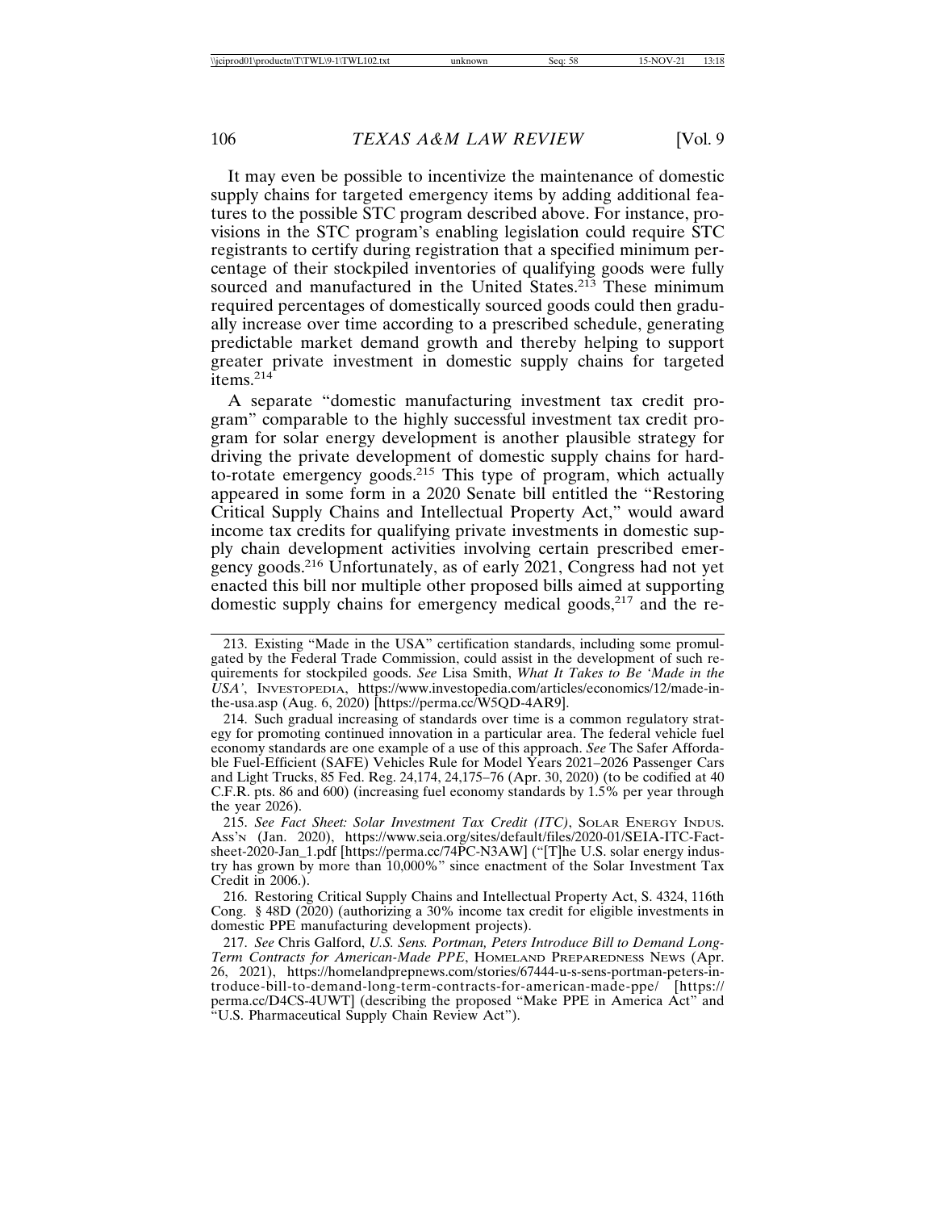It may even be possible to incentivize the maintenance of domestic supply chains for targeted emergency items by adding additional features to the possible STC program described above. For instance, provisions in the STC program's enabling legislation could require STC registrants to certify during registration that a specified minimum percentage of their stockpiled inventories of qualifying goods were fully sourced and manufactured in the United States.[213] These minimum required percentages of domestically sourced goods could then gradually increase over time according to a prescribed schedule, generating predictable market demand growth and thereby helping to support greater private investment in domestic supply chains for targeted items.[214]

A separate "domestic manufacturing investment tax credit program" comparable to the highly successful investment tax credit program for solar energy development is another plausible strategy for driving the private development of domestic supply chains for hard-to-rotate emergency goods.[215] This type of program, which actually appeared in some form in a 2020 Senate bill entitled the "Restoring Critical Supply Chains and Intellectual Property Act," would award income tax credits for qualifying private investments in domestic supply chain development activities involving certain prescribed emergency goods.[216] Unfortunately, as of early 2021, Congress had not yet enacted this bill nor multiple other proposed bills aimed at supporting domestic supply chains for emergency medical goods,[217] and the re-

---

213. Existing "Made in the USA" certification standards, including some promulgated by the Federal Trade Commission, could assist in the development of such requirements for stockpiled goods. *See* Lisa Smith, *What It Takes to Be 'Made in the USA'*, INVESTOPEDIA, https://www.investopedia.com/articles/economics/12/made-in-the-usa.asp (Aug. 6, 2020) [https://perma.cc/W5QD-4AR9].

214. Such gradual increasing of standards over time is a common regulatory strategy for promoting continued innovation in a particular area. The federal vehicle fuel economy standards are one example of a use of this approach. *See* The Safer Affordable Fuel-Efficient (SAFE) Vehicles Rule for Model Years 2021–2026 Passenger Cars and Light Trucks, 85 Fed. Reg. 24,174, 24,175–76 (Apr. 30, 2020) (to be codified at 40 C.F.R. pts. 86 and 600) (increasing fuel economy standards by 1.5% per year through the year 2026).

215. *See Fact Sheet: Solar Investment Tax Credit (ITC)*, SOLAR ENERGY INDUS. ASS'N (Jan. 2020), https://www.seia.org/sites/default/files/2020-01/SEIA-ITC-Factsheet-2020-Jan_1.pdf [https://perma.cc/74PC-N3AW] ("[T]he U.S. solar energy industry has grown by more than 10,000%" since enactment of the Solar Investment Tax Credit in 2006.).

216. Restoring Critical Supply Chains and Intellectual Property Act, S. 4324, 116th Cong. § 48D (2020) (authorizing a 30% income tax credit for eligible investments in domestic PPE manufacturing development projects).

217. *See* Chris Galford, *U.S. Sens. Portman, Peters Introduce Bill to Demand Long-Term Contracts for American-Made PPE*, HOMELAND PREPAREDNESS NEWS (Apr. 26, 2021), https://homelandprepnews.com/stories/67444-u-s-sens-portman-peters-introduce-bill-to-demand-long-term-contracts-for-american-made-ppe/ [https://perma.cc/D4CS-4UWT] (describing the proposed "Make PPE in America Act" and "U.S. Pharmaceutical Supply Chain Review Act").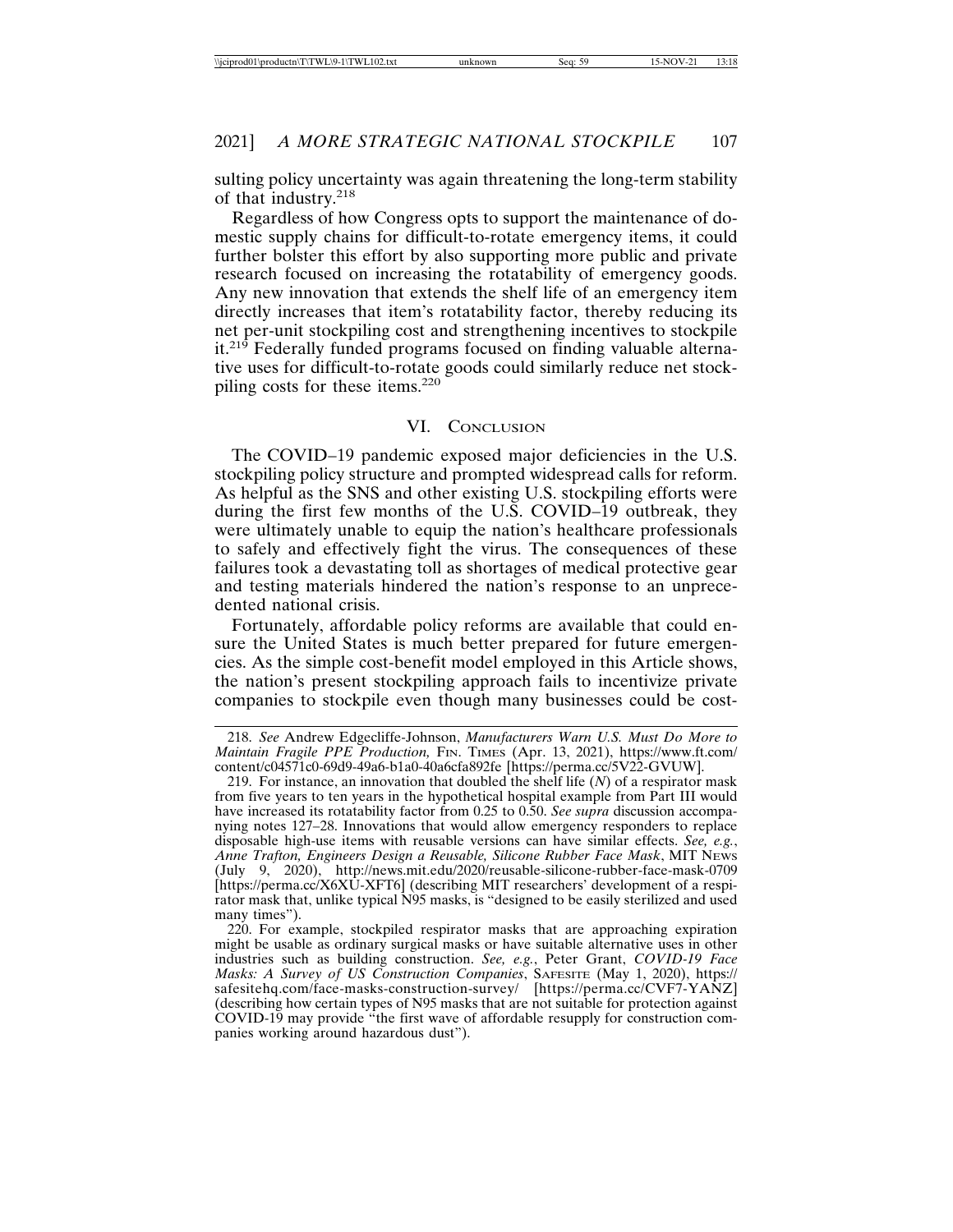sulting policy uncertainty was again threatening the long-term stability of that industry.[218]

Regardless of how Congress opts to support the maintenance of domestic supply chains for difficult-to-rotate emergency items, it could further bolster this effort by also supporting more public and private research focused on increasing the rotatability of emergency goods. Any new innovation that extends the shelf life of an emergency item directly increases that item's rotatability factor, thereby reducing its net per-unit stockpiling cost and strengthening incentives to stockpile it.[219] Federally funded programs focused on finding valuable alternative uses for difficult-to-rotate goods could similarly reduce net stockpiling costs for these items.[220]

## VI. Conclusion

The COVID–19 pandemic exposed major deficiencies in the U.S. stockpiling policy structure and prompted widespread calls for reform. As helpful as the SNS and other existing U.S. stockpiling efforts were during the first few months of the U.S. COVID–19 outbreak, they were ultimately unable to equip the nation's healthcare professionals to safely and effectively fight the virus. The consequences of these failures took a devastating toll as shortages of medical protective gear and testing materials hindered the nation's response to an unprecedented national crisis.

Fortunately, affordable policy reforms are available that could ensure the United States is much better prepared for future emergencies. As the simple cost-benefit model employed in this Article shows, the nation's present stockpiling approach fails to incentivize private companies to stockpile even though many businesses could be cost-

---

218. *See* Andrew Edgecliffe-Johnson, *Manufacturers Warn U.S. Must Do More to Maintain Fragile PPE Production,* Fin. Times (Apr. 13, 2021), https://www.ft.com/content/c04571c0-69d9-49a6-b1a0-40a6cfa892fe [https://perma.cc/5V22-GVUW].

219. For instance, an innovation that doubled the shelf life ($N$) of a respirator mask from five years to ten years in the hypothetical hospital example from Part III would have increased its rotatability factor from 0.25 to 0.50. *See supra* discussion accompanying notes 127–28. Innovations that would allow emergency responders to replace disposable high-use items with reusable versions can have similar effects. *See, e.g.*, *Anne Trafton, Engineers Design a Reusable, Silicone Rubber Face Mask*, MIT News (July 9, 2020), http://news.mit.edu/2020/reusable-silicone-rubber-face-mask-0709 [https://perma.cc/X6XU-XFT6] (describing MIT researchers' development of a respirator mask that, unlike typical N95 masks, is "designed to be easily sterilized and used many times").

220. For example, stockpiled respirator masks that are approaching expiration might be usable as ordinary surgical masks or have suitable alternative uses in other industries such as building construction. *See, e.g.*, Peter Grant, *COVID-19 Face Masks: A Survey of US Construction Companies*, Safesite (May 1, 2020), https://safesitehq.com/face-masks-construction-survey/ [https://perma.cc/CVF7-YANZ] (describing how certain types of N95 masks that are not suitable for protection against COVID-19 may provide "the first wave of affordable resupply for construction companies working around hazardous dust").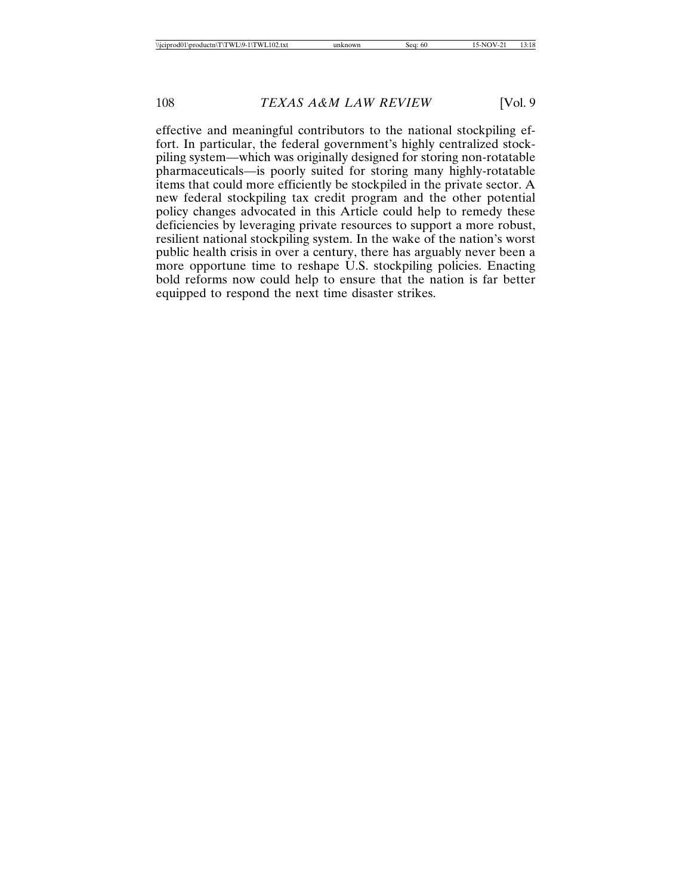effective and meaningful contributors to the national stockpiling effort. In particular, the federal government's highly centralized stockpiling system—which was originally designed for storing non-rotatable pharmaceuticals—is poorly suited for storing many highly-rotatable items that could more efficiently be stockpiled in the private sector. A new federal stockpiling tax credit program and the other potential policy changes advocated in this Article could help to remedy these deficiencies by leveraging private resources to support a more robust, resilient national stockpiling system. In the wake of the nation's worst public health crisis in over a century, there has arguably never been a more opportune time to reshape U.S. stockpiling policies. Enacting bold reforms now could help to ensure that the nation is far better equipped to respond the next time disaster strikes.